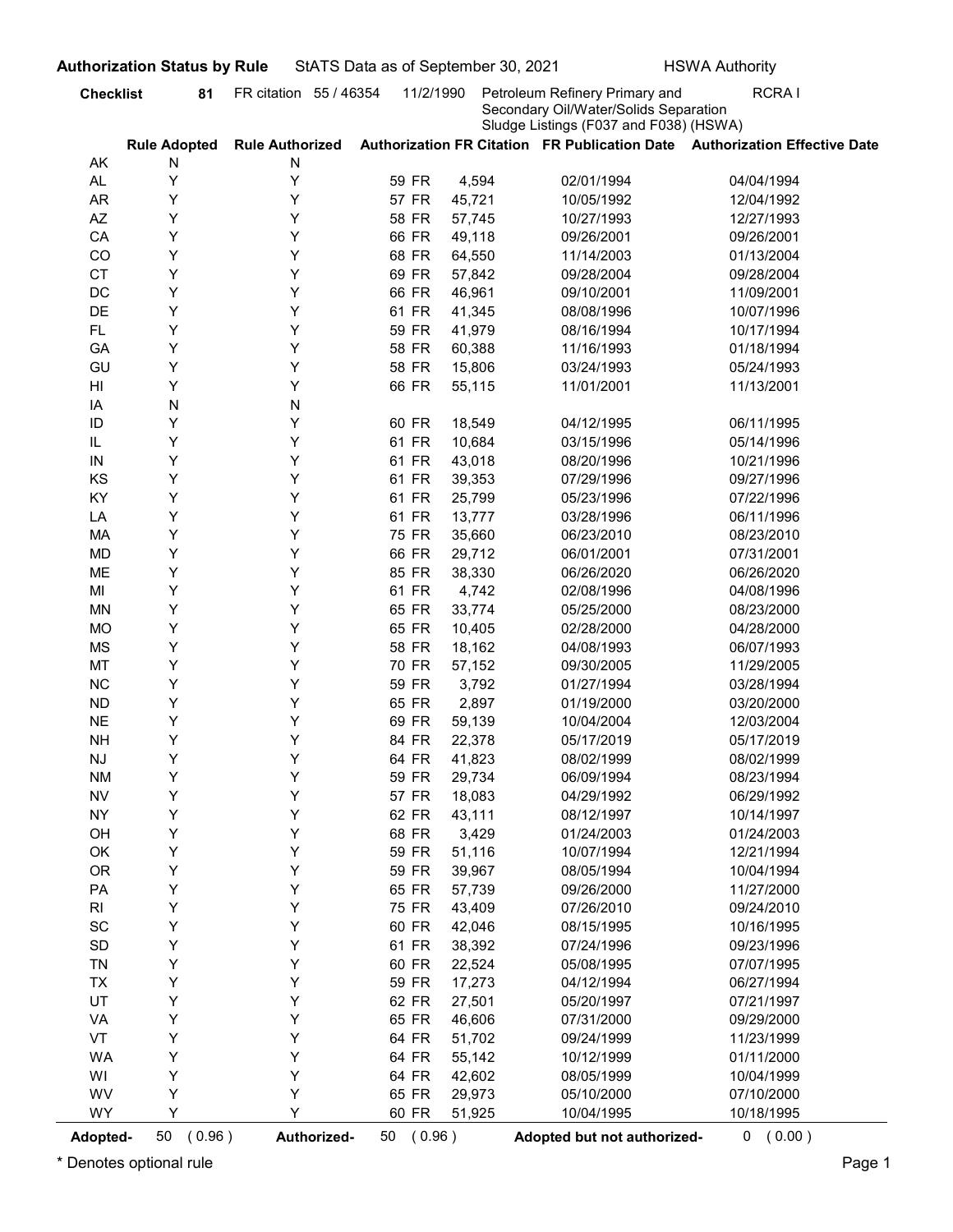**Authorization Status by Rule** StATS Data as of September 30, 2021 HSWA Authority

**Checklist** **81** FR citation 55 / 46354 11/2/1990 Petroleum Refinery Primary and Secondary Oil/Water/Solids Separation Sludge Listings (F037 and F038) (HSWA) RCRA I

| | Rule Adopted | Rule Authorized | Authorization FR Citation | FR Publication Date | Authorization Effective Date |
|---|---|---|---|---|---|
| AK | N | N | | | |
| AL | Y | Y | 59 FR 4,594 | 02/01/1994 | 04/04/1994 |
| AR | Y | Y | 57 FR 45,721 | 10/05/1992 | 12/04/1992 |
| AZ | Y | Y | 58 FR 57,745 | 10/27/1993 | 12/27/1993 |
| CA | Y | Y | 66 FR 49,118 | 09/26/2001 | 09/26/2001 |
| CO | Y | Y | 68 FR 64,550 | 11/14/2003 | 01/13/2004 |
| CT | Y | Y | 69 FR 57,842 | 09/28/2004 | 09/28/2004 |
| DC | Y | Y | 66 FR 46,961 | 09/10/2001 | 11/09/2001 |
| DE | Y | Y | 61 FR 41,345 | 08/08/1996 | 10/07/1996 |
| FL | Y | Y | 59 FR 41,979 | 08/16/1994 | 10/17/1994 |
| GA | Y | Y | 58 FR 60,388 | 11/16/1993 | 01/18/1994 |
| GU | Y | Y | 58 FR 15,806 | 03/24/1993 | 05/24/1993 |
| HI | Y | Y | 66 FR 55,115 | 11/01/2001 | 11/13/2001 |
| IA | N | N | | | |
| ID | Y | Y | 60 FR 18,549 | 04/12/1995 | 06/11/1995 |
| IL | Y | Y | 61 FR 10,684 | 03/15/1996 | 05/14/1996 |
| IN | Y | Y | 61 FR 43,018 | 08/20/1996 | 10/21/1996 |
| KS | Y | Y | 61 FR 39,353 | 07/29/1996 | 09/27/1996 |
| KY | Y | Y | 61 FR 25,799 | 05/23/1996 | 07/22/1996 |
| LA | Y | Y | 61 FR 13,777 | 03/28/1996 | 06/11/1996 |
| MA | Y | Y | 75 FR 35,660 | 06/23/2010 | 08/23/2010 |
| MD | Y | Y | 66 FR 29,712 | 06/01/2001 | 07/31/2001 |
| ME | Y | Y | 85 FR 38,330 | 06/26/2020 | 06/26/2020 |
| MI | Y | Y | 61 FR 4,742 | 02/08/1996 | 04/08/1996 |
| MN | Y | Y | 65 FR 33,774 | 05/25/2000 | 08/23/2000 |
| MO | Y | Y | 65 FR 10,405 | 02/28/2000 | 04/28/2000 |
| MS | Y | Y | 58 FR 18,162 | 04/08/1993 | 06/07/1993 |
| MT | Y | Y | 70 FR 57,152 | 09/30/2005 | 11/29/2005 |
| NC | Y | Y | 59 FR 3,792 | 01/27/1994 | 03/28/1994 |
| ND | Y | Y | 65 FR 2,897 | 01/19/2000 | 03/20/2000 |
| NE | Y | Y | 69 FR 59,139 | 10/04/2004 | 12/03/2004 |
| NH | Y | Y | 84 FR 22,378 | 05/17/2019 | 05/17/2019 |
| NJ | Y | Y | 64 FR 41,823 | 08/02/1999 | 08/02/1999 |
| NM | Y | Y | 59 FR 29,734 | 06/09/1994 | 08/23/1994 |
| NV | Y | Y | 57 FR 18,083 | 04/29/1992 | 06/29/1992 |
| NY | Y | Y | 62 FR 43,111 | 08/12/1997 | 10/14/1997 |
| OH | Y | Y | 68 FR 3,429 | 01/24/2003 | 01/24/2003 |
| OK | Y | Y | 59 FR 51,116 | 10/07/1994 | 12/21/1994 |
| OR | Y | Y | 59 FR 39,967 | 08/05/1994 | 10/04/1994 |
| PA | Y | Y | 65 FR 57,739 | 09/26/2000 | 11/27/2000 |
| RI | Y | Y | 75 FR 43,409 | 07/26/2010 | 09/24/2010 |
| SC | Y | Y | 60 FR 42,046 | 08/15/1995 | 10/16/1995 |
| SD | Y | Y | 61 FR 38,392 | 07/24/1996 | 09/23/1996 |
| TN | Y | Y | 60 FR 22,524 | 05/08/1995 | 07/07/1995 |
| TX | Y | Y | 59 FR 17,273 | 04/12/1994 | 06/27/1994 |
| UT | Y | Y | 62 FR 27,501 | 05/20/1997 | 07/21/1997 |
| VA | Y | Y | 65 FR 46,606 | 07/31/2000 | 09/29/2000 |
| VT | Y | Y | 64 FR 51,702 | 09/24/1999 | 11/23/1999 |
| WA | Y | Y | 64 FR 55,142 | 10/12/1999 | 01/11/2000 |
| WI | Y | Y | 64 FR 42,602 | 08/05/1999 | 10/04/1999 |
| WV | Y | Y | 65 FR 29,973 | 05/10/2000 | 07/10/2000 |
| WY | Y | Y | 60 FR 51,925 | 10/04/1995 | 10/18/1995 |

**Adopted-** 50 ( 0.96 ) **Authorized-** 50 ( 0.96 ) **Adopted but not authorized-** 0 ( 0.00 )

* Denotes optional rule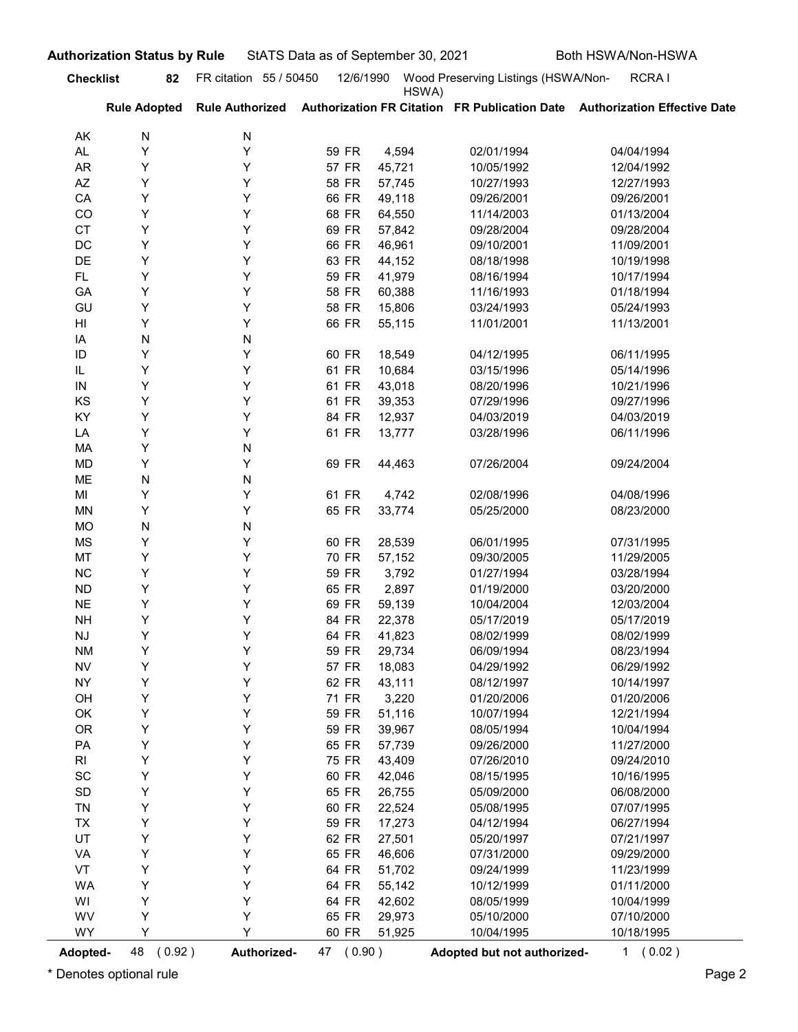**Authorization Status by Rule** StATS Data as of September 30, 2021 Both HSWA/Non-HSWA

**Checklist** 82 FR citation 55 / 50450 12/6/1990 Wood Preserving Listings (HSWA/Non-HSWA) RCRA I

| | Rule Adopted | Rule Authorized | Authorization FR Citation | | FR Publication Date | Authorization Effective Date |
|---|---|---|---|---|---|---|
| AK | N | N | | | | |
| AL | Y | Y | 59 FR | 4,594 | 02/01/1994 | 04/04/1994 |
| AR | Y | Y | 57 FR | 45,721 | 10/05/1992 | 12/04/1992 |
| AZ | Y | Y | 58 FR | 57,745 | 10/27/1993 | 12/27/1993 |
| CA | Y | Y | 66 FR | 49,118 | 09/26/2001 | 09/26/2001 |
| CO | Y | Y | 68 FR | 64,550 | 11/14/2003 | 01/13/2004 |
| CT | Y | Y | 69 FR | 57,842 | 09/28/2004 | 09/28/2004 |
| DC | Y | Y | 66 FR | 46,961 | 09/10/2001 | 11/09/2001 |
| DE | Y | Y | 63 FR | 44,152 | 08/18/1998 | 10/19/1998 |
| FL | Y | Y | 59 FR | 41,979 | 08/16/1994 | 10/17/1994 |
| GA | Y | Y | 58 FR | 60,388 | 11/16/1993 | 01/18/1994 |
| GU | Y | Y | 58 FR | 15,806 | 03/24/1993 | 05/24/1993 |
| HI | Y | Y | 66 FR | 55,115 | 11/01/2001 | 11/13/2001 |
| IA | N | N | | | | |
| ID | Y | Y | 60 FR | 18,549 | 04/12/1995 | 06/11/1995 |
| IL | Y | Y | 61 FR | 10,684 | 03/15/1996 | 05/14/1996 |
| IN | Y | Y | 61 FR | 43,018 | 08/20/1996 | 10/21/1996 |
| KS | Y | Y | 61 FR | 39,353 | 07/29/1996 | 09/27/1996 |
| KY | Y | Y | 84 FR | 12,937 | 04/03/2019 | 04/03/2019 |
| LA | Y | Y | 61 FR | 13,777 | 03/28/1996 | 06/11/1996 |
| MA | Y | N | | | | |
| MD | Y | Y | 69 FR | 44,463 | 07/26/2004 | 09/24/2004 |
| ME | N | N | | | | |
| MI | Y | Y | 61 FR | 4,742 | 02/08/1996 | 04/08/1996 |
| MN | Y | Y | 65 FR | 33,774 | 05/25/2000 | 08/23/2000 |
| MO | N | N | | | | |
| MS | Y | Y | 60 FR | 28,539 | 06/01/1995 | 07/31/1995 |
| MT | Y | Y | 70 FR | 57,152 | 09/30/2005 | 11/29/2005 |
| NC | Y | Y | 59 FR | 3,792 | 01/27/1994 | 03/28/1994 |
| ND | Y | Y | 65 FR | 2,897 | 01/19/2000 | 03/20/2000 |
| NE | Y | Y | 69 FR | 59,139 | 10/04/2004 | 12/03/2004 |
| NH | Y | Y | 84 FR | 22,378 | 05/17/2019 | 05/17/2019 |
| NJ | Y | Y | 64 FR | 41,823 | 08/02/1999 | 08/02/1999 |
| NM | Y | Y | 59 FR | 29,734 | 06/09/1994 | 08/23/1994 |
| NV | Y | Y | 57 FR | 18,083 | 04/29/1992 | 06/29/1992 |
| NY | Y | Y | 62 FR | 43,111 | 08/12/1997 | 10/14/1997 |
| OH | Y | Y | 71 FR | 3,220 | 01/20/2006 | 01/20/2006 |
| OK | Y | Y | 59 FR | 51,116 | 10/07/1994 | 12/21/1994 |
| OR | Y | Y | 59 FR | 39,967 | 08/05/1994 | 10/04/1994 |
| PA | Y | Y | 65 FR | 57,739 | 09/26/2000 | 11/27/2000 |
| RI | Y | Y | 75 FR | 43,409 | 07/26/2010 | 09/24/2010 |
| SC | Y | Y | 60 FR | 42,046 | 08/15/1995 | 10/16/1995 |
| SD | Y | Y | 65 FR | 26,755 | 05/09/2000 | 06/08/2000 |
| TN | Y | Y | 60 FR | 22,524 | 05/08/1995 | 07/07/1995 |
| TX | Y | Y | 59 FR | 17,273 | 04/12/1994 | 06/27/1994 |
| UT | Y | Y | 62 FR | 27,501 | 05/20/1997 | 07/21/1997 |
| VA | Y | Y | 65 FR | 46,606 | 07/31/2000 | 09/29/2000 |
| VT | Y | Y | 64 FR | 51,702 | 09/24/1999 | 11/23/1999 |
| WA | Y | Y | 64 FR | 55,142 | 10/12/1999 | 01/11/2000 |
| WI | Y | Y | 64 FR | 42,602 | 08/05/1999 | 10/04/1999 |
| WV | Y | Y | 65 FR | 29,973 | 05/10/2000 | 07/10/2000 |
| WY | Y | Y | 60 FR | 51,925 | 10/04/1995 | 10/18/1995 |

**Adopted-** 48 ( 0.92 ) **Authorized-** 47 ( 0.90 ) **Adopted but not authorized-** 1 ( 0.02 )

* Denotes optional rule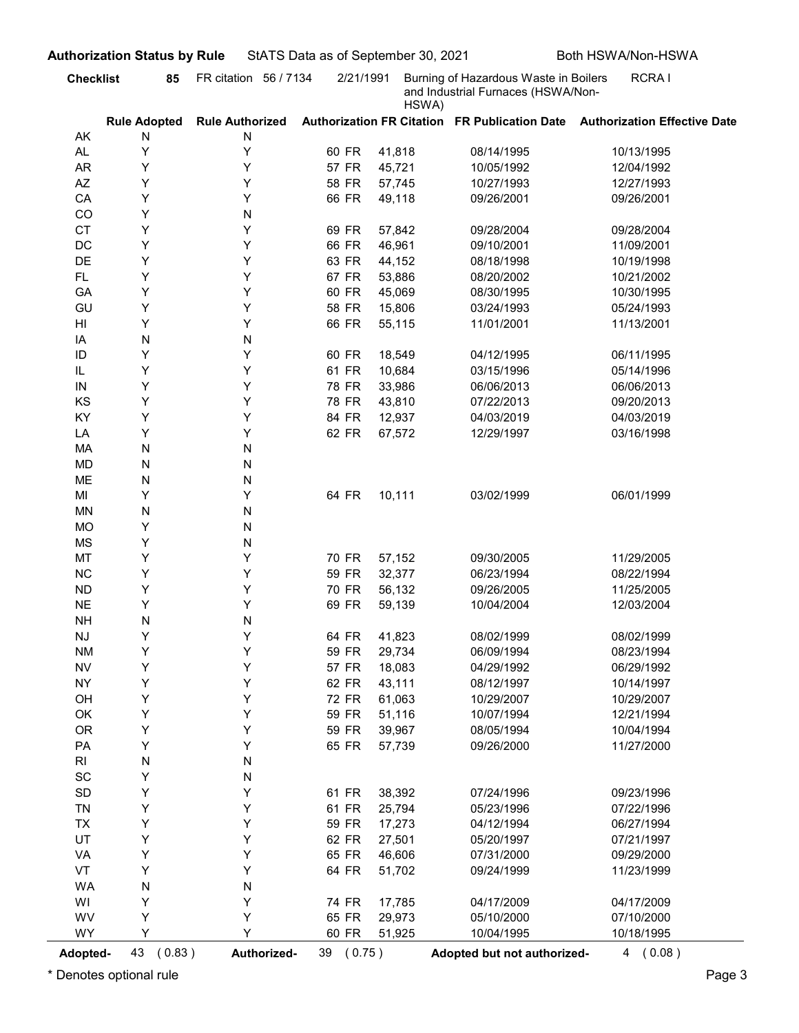**Authorization Status by Rule** StATS Data as of September 30, 2021 Both HSWA/Non-HSWA

**Checklist** **85** FR citation 56 / 7134 2/21/1991 Burning of Hazardous Waste in Boilers and Industrial Furnaces (HSWA/Non-HSWA) RCRA I

| | Rule Adopted | Rule Authorized | Authorization FR Citation | | FR Publication Date | Authorization Effective Date |
|---|---|---|---|---|---|---|
| AK | N | N | | | | |
| AL | Y | Y | 60 FR | 41,818 | 08/14/1995 | 10/13/1995 |
| AR | Y | Y | 57 FR | 45,721 | 10/05/1992 | 12/04/1992 |
| AZ | Y | Y | 58 FR | 57,745 | 10/27/1993 | 12/27/1993 |
| CA | Y | Y | 66 FR | 49,118 | 09/26/2001 | 09/26/2001 |
| CO | Y | N | | | | |
| CT | Y | Y | 69 FR | 57,842 | 09/28/2004 | 09/28/2004 |
| DC | Y | Y | 66 FR | 46,961 | 09/10/2001 | 11/09/2001 |
| DE | Y | Y | 63 FR | 44,152 | 08/18/1998 | 10/19/1998 |
| FL | Y | Y | 67 FR | 53,886 | 08/20/2002 | 10/21/2002 |
| GA | Y | Y | 60 FR | 45,069 | 08/30/1995 | 10/30/1995 |
| GU | Y | Y | 58 FR | 15,806 | 03/24/1993 | 05/24/1993 |
| HI | Y | Y | 66 FR | 55,115 | 11/01/2001 | 11/13/2001 |
| IA | N | N | | | | |
| ID | Y | Y | 60 FR | 18,549 | 04/12/1995 | 06/11/1995 |
| IL | Y | Y | 61 FR | 10,684 | 03/15/1996 | 05/14/1996 |
| IN | Y | Y | 78 FR | 33,986 | 06/06/2013 | 06/06/2013 |
| KS | Y | Y | 78 FR | 43,810 | 07/22/2013 | 09/20/2013 |
| KY | Y | Y | 84 FR | 12,937 | 04/03/2019 | 04/03/2019 |
| LA | Y | Y | 62 FR | 67,572 | 12/29/1997 | 03/16/1998 |
| MA | N | N | | | | |
| MD | N | N | | | | |
| ME | N | N | | | | |
| MI | Y | Y | 64 FR | 10,111 | 03/02/1999 | 06/01/1999 |
| MN | N | N | | | | |
| MO | Y | N | | | | |
| MS | Y | N | | | | |
| MT | Y | Y | 70 FR | 57,152 | 09/30/2005 | 11/29/2005 |
| NC | Y | Y | 59 FR | 32,377 | 06/23/1994 | 08/22/1994 |
| ND | Y | Y | 70 FR | 56,132 | 09/26/2005 | 11/25/2005 |
| NE | Y | Y | 69 FR | 59,139 | 10/04/2004 | 12/03/2004 |
| NH | N | N | | | | |
| NJ | Y | Y | 64 FR | 41,823 | 08/02/1999 | 08/02/1999 |
| NM | Y | Y | 59 FR | 29,734 | 06/09/1994 | 08/23/1994 |
| NV | Y | Y | 57 FR | 18,083 | 04/29/1992 | 06/29/1992 |
| NY | Y | Y | 62 FR | 43,111 | 08/12/1997 | 10/14/1997 |
| OH | Y | Y | 72 FR | 61,063 | 10/29/2007 | 10/29/2007 |
| OK | Y | Y | 59 FR | 51,116 | 10/07/1994 | 12/21/1994 |
| OR | Y | Y | 59 FR | 39,967 | 08/05/1994 | 10/04/1994 |
| PA | Y | Y | 65 FR | 57,739 | 09/26/2000 | 11/27/2000 |
| RI | N | N | | | | |
| SC | Y | N | | | | |
| SD | Y | Y | 61 FR | 38,392 | 07/24/1996 | 09/23/1996 |
| TN | Y | Y | 61 FR | 25,794 | 05/23/1996 | 07/22/1996 |
| TX | Y | Y | 59 FR | 17,273 | 04/12/1994 | 06/27/1994 |
| UT | Y | Y | 62 FR | 27,501 | 05/20/1997 | 07/21/1997 |
| VA | Y | Y | 65 FR | 46,606 | 07/31/2000 | 09/29/2000 |
| VT | Y | Y | 64 FR | 51,702 | 09/24/1999 | 11/23/1999 |
| WA | N | N | | | | |
| WI | Y | Y | 74 FR | 17,785 | 04/17/2009 | 04/17/2009 |
| WV | Y | Y | 65 FR | 29,973 | 05/10/2000 | 07/10/2000 |
| WY | Y | Y | 60 FR | 51,925 | 10/04/1995 | 10/18/1995 |

**Adopted-** 43 ( 0.83 ) **Authorized-** 39 ( 0.75 ) **Adopted but not authorized-** 4 ( 0.08 )

\* Denotes optional rule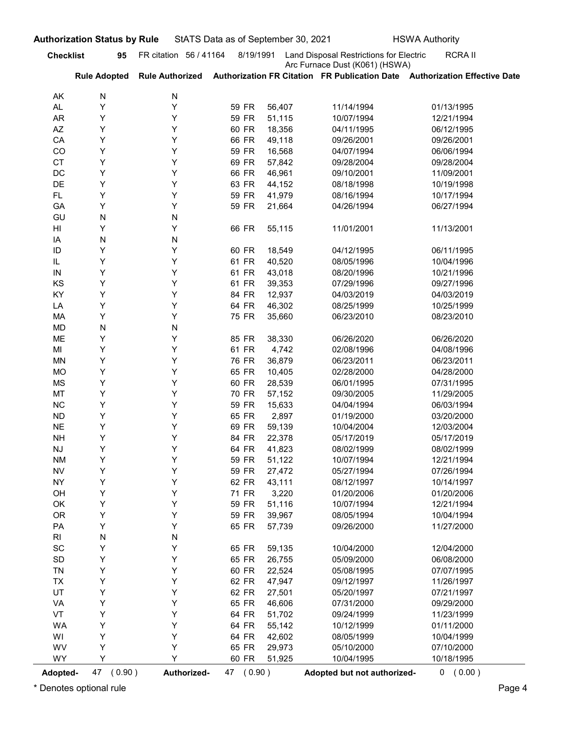**Authorization Status by Rule** StATS Data as of September 30, 2021 HSWA Authority

**Checklist** 95 FR citation 56 / 41164 8/19/1991 Land Disposal Restrictions for Electric Arc Furnace Dust (K061) (HSWA) RCRA II

| | Rule Adopted | Rule Authorized | Authorization FR Citation | FR Publication Date | Authorization Effective Date |
|---|---|---|---|---|---|
| AK | N | N | | | |
| AL | Y | Y | 59 FR 56,407 | 11/14/1994 | 01/13/1995 |
| AR | Y | Y | 59 FR 51,115 | 10/07/1994 | 12/21/1994 |
| AZ | Y | Y | 60 FR 18,356 | 04/11/1995 | 06/12/1995 |
| CA | Y | Y | 66 FR 49,118 | 09/26/2001 | 09/26/2001 |
| CO | Y | Y | 59 FR 16,568 | 04/07/1994 | 06/06/1994 |
| CT | Y | Y | 69 FR 57,842 | 09/28/2004 | 09/28/2004 |
| DC | Y | Y | 66 FR 46,961 | 09/10/2001 | 11/09/2001 |
| DE | Y | Y | 63 FR 44,152 | 08/18/1998 | 10/19/1998 |
| FL | Y | Y | 59 FR 41,979 | 08/16/1994 | 10/17/1994 |
| GA | Y | Y | 59 FR 21,664 | 04/26/1994 | 06/27/1994 |
| GU | N | N | | | |
| HI | Y | Y | 66 FR 55,115 | 11/01/2001 | 11/13/2001 |
| IA | N | N | | | |
| ID | Y | Y | 60 FR 18,549 | 04/12/1995 | 06/11/1995 |
| IL | Y | Y | 61 FR 40,520 | 08/05/1996 | 10/04/1996 |
| IN | Y | Y | 61 FR 43,018 | 08/20/1996 | 10/21/1996 |
| KS | Y | Y | 61 FR 39,353 | 07/29/1996 | 09/27/1996 |
| KY | Y | Y | 84 FR 12,937 | 04/03/2019 | 04/03/2019 |
| LA | Y | Y | 64 FR 46,302 | 08/25/1999 | 10/25/1999 |
| MA | Y | Y | 75 FR 35,660 | 06/23/2010 | 08/23/2010 |
| MD | N | N | | | |
| ME | Y | Y | 85 FR 38,330 | 06/26/2020 | 06/26/2020 |
| MI | Y | Y | 61 FR 4,742 | 02/08/1996 | 04/08/1996 |
| MN | Y | Y | 76 FR 36,879 | 06/23/2011 | 06/23/2011 |
| MO | Y | Y | 65 FR 10,405 | 02/28/2000 | 04/28/2000 |
| MS | Y | Y | 60 FR 28,539 | 06/01/1995 | 07/31/1995 |
| MT | Y | Y | 70 FR 57,152 | 09/30/2005 | 11/29/2005 |
| NC | Y | Y | 59 FR 15,633 | 04/04/1994 | 06/03/1994 |
| ND | Y | Y | 65 FR 2,897 | 01/19/2000 | 03/20/2000 |
| NE | Y | Y | 69 FR 59,139 | 10/04/2004 | 12/03/2004 |
| NH | Y | Y | 84 FR 22,378 | 05/17/2019 | 05/17/2019 |
| NJ | Y | Y | 64 FR 41,823 | 08/02/1999 | 08/02/1999 |
| NM | Y | Y | 59 FR 51,122 | 10/07/1994 | 12/21/1994 |
| NV | Y | Y | 59 FR 27,472 | 05/27/1994 | 07/26/1994 |
| NY | Y | Y | 62 FR 43,111 | 08/12/1997 | 10/14/1997 |
| OH | Y | Y | 71 FR 3,220 | 01/20/2006 | 01/20/2006 |
| OK | Y | Y | 59 FR 51,116 | 10/07/1994 | 12/21/1994 |
| OR | Y | Y | 59 FR 39,967 | 08/05/1994 | 10/04/1994 |
| PA | Y | Y | 65 FR 57,739 | 09/26/2000 | 11/27/2000 |
| RI | N | N | | | |
| SC | Y | Y | 65 FR 59,135 | 10/04/2000 | 12/04/2000 |
| SD | Y | Y | 65 FR 26,755 | 05/09/2000 | 06/08/2000 |
| TN | Y | Y | 60 FR 22,524 | 05/08/1995 | 07/07/1995 |
| TX | Y | Y | 62 FR 47,947 | 09/12/1997 | 11/26/1997 |
| UT | Y | Y | 62 FR 27,501 | 05/20/1997 | 07/21/1997 |
| VA | Y | Y | 65 FR 46,606 | 07/31/2000 | 09/29/2000 |
| VT | Y | Y | 64 FR 51,702 | 09/24/1999 | 11/23/1999 |
| WA | Y | Y | 64 FR 55,142 | 10/12/1999 | 01/11/2000 |
| WI | Y | Y | 64 FR 42,602 | 08/05/1999 | 10/04/1999 |
| WV | Y | Y | 65 FR 29,973 | 05/10/2000 | 07/10/2000 |
| WY | Y | Y | 60 FR 51,925 | 10/04/1995 | 10/18/1995 |

**Adopted-** 47 ( 0.90 ) **Authorized-** 47 ( 0.90 ) **Adopted but not authorized-** 0 ( 0.00 )

\* Denotes optional rule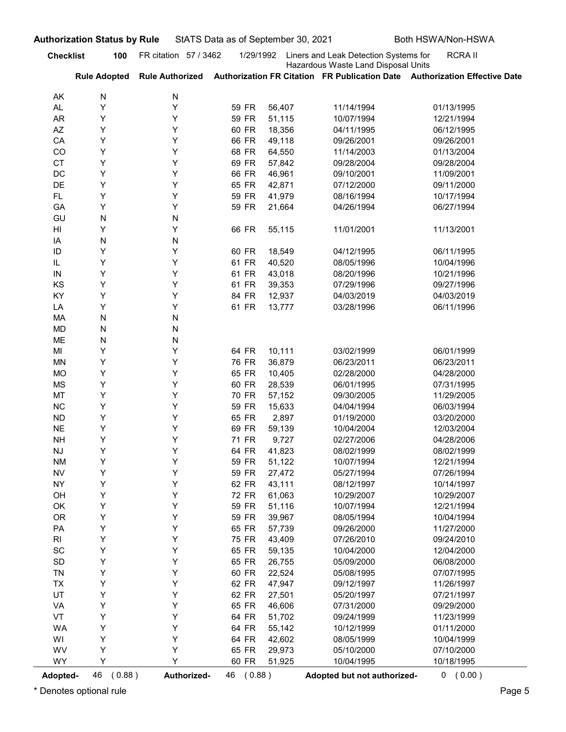**Authorization Status by Rule** StATS Data as of September 30, 2021 Both HSWA/Non-HSWA

**Checklist 100** FR citation 57 / 3462 1/29/1992 Liners and Leak Detection Systems for Hazardous Waste Land Disposal Units RCRA II

| | Rule Adopted | Rule Authorized | Authorization FR Citation | FR Publication Date | Authorization Effective Date |
|---|---|---|---|---|---|
| AK | N | N | | | |
| AL | Y | Y | 59 FR 56,407 | 11/14/1994 | 01/13/1995 |
| AR | Y | Y | 59 FR 51,115 | 10/07/1994 | 12/21/1994 |
| AZ | Y | Y | 60 FR 18,356 | 04/11/1995 | 06/12/1995 |
| CA | Y | Y | 66 FR 49,118 | 09/26/2001 | 09/26/2001 |
| CO | Y | Y | 68 FR 64,550 | 11/14/2003 | 01/13/2004 |
| CT | Y | Y | 69 FR 57,842 | 09/28/2004 | 09/28/2004 |
| DC | Y | Y | 66 FR 46,961 | 09/10/2001 | 11/09/2001 |
| DE | Y | Y | 65 FR 42,871 | 07/12/2000 | 09/11/2000 |
| FL | Y | Y | 59 FR 41,979 | 08/16/1994 | 10/17/1994 |
| GA | Y | Y | 59 FR 21,664 | 04/26/1994 | 06/27/1994 |
| GU | N | N | | | |
| HI | Y | Y | 66 FR 55,115 | 11/01/2001 | 11/13/2001 |
| IA | N | N | | | |
| ID | Y | Y | 60 FR 18,549 | 04/12/1995 | 06/11/1995 |
| IL | Y | Y | 61 FR 40,520 | 08/05/1996 | 10/04/1996 |
| IN | Y | Y | 61 FR 43,018 | 08/20/1996 | 10/21/1996 |
| KS | Y | Y | 61 FR 39,353 | 07/29/1996 | 09/27/1996 |
| KY | Y | Y | 84 FR 12,937 | 04/03/2019 | 04/03/2019 |
| LA | Y | Y | 61 FR 13,777 | 03/28/1996 | 06/11/1996 |
| MA | N | N | | | |
| MD | N | N | | | |
| ME | N | N | | | |
| MI | Y | Y | 64 FR 10,111 | 03/02/1999 | 06/01/1999 |
| MN | Y | Y | 76 FR 36,879 | 06/23/2011 | 06/23/2011 |
| MO | Y | Y | 65 FR 10,405 | 02/28/2000 | 04/28/2000 |
| MS | Y | Y | 60 FR 28,539 | 06/01/1995 | 07/31/1995 |
| MT | Y | Y | 70 FR 57,152 | 09/30/2005 | 11/29/2005 |
| NC | Y | Y | 59 FR 15,633 | 04/04/1994 | 06/03/1994 |
| ND | Y | Y | 65 FR 2,897 | 01/19/2000 | 03/20/2000 |
| NE | Y | Y | 69 FR 59,139 | 10/04/2004 | 12/03/2004 |
| NH | Y | Y | 71 FR 9,727 | 02/27/2006 | 04/28/2006 |
| NJ | Y | Y | 64 FR 41,823 | 08/02/1999 | 08/02/1999 |
| NM | Y | Y | 59 FR 51,122 | 10/07/1994 | 12/21/1994 |
| NV | Y | Y | 59 FR 27,472 | 05/27/1994 | 07/26/1994 |
| NY | Y | Y | 62 FR 43,111 | 08/12/1997 | 10/14/1997 |
| OH | Y | Y | 72 FR 61,063 | 10/29/2007 | 10/29/2007 |
| OK | Y | Y | 59 FR 51,116 | 10/07/1994 | 12/21/1994 |
| OR | Y | Y | 59 FR 39,967 | 08/05/1994 | 10/04/1994 |
| PA | Y | Y | 65 FR 57,739 | 09/26/2000 | 11/27/2000 |
| RI | Y | Y | 75 FR 43,409 | 07/26/2010 | 09/24/2010 |
| SC | Y | Y | 65 FR 59,135 | 10/04/2000 | 12/04/2000 |
| SD | Y | Y | 65 FR 26,755 | 05/09/2000 | 06/08/2000 |
| TN | Y | Y | 60 FR 22,524 | 05/08/1995 | 07/07/1995 |
| TX | Y | Y | 62 FR 47,947 | 09/12/1997 | 11/26/1997 |
| UT | Y | Y | 62 FR 27,501 | 05/20/1997 | 07/21/1997 |
| VA | Y | Y | 65 FR 46,606 | 07/31/2000 | 09/29/2000 |
| VT | Y | Y | 64 FR 51,702 | 09/24/1999 | 11/23/1999 |
| WA | Y | Y | 64 FR 55,142 | 10/12/1999 | 01/11/2000 |
| WI | Y | Y | 64 FR 42,602 | 08/05/1999 | 10/04/1999 |
| WV | Y | Y | 65 FR 29,973 | 05/10/2000 | 07/10/2000 |
| WY | Y | Y | 60 FR 51,925 | 10/04/1995 | 10/18/1995 |

**Adopted-** 46 ( 0.88 ) **Authorized-** 46 ( 0.88 ) **Adopted but not authorized-** 0 ( 0.00 )

\* Denotes optional rule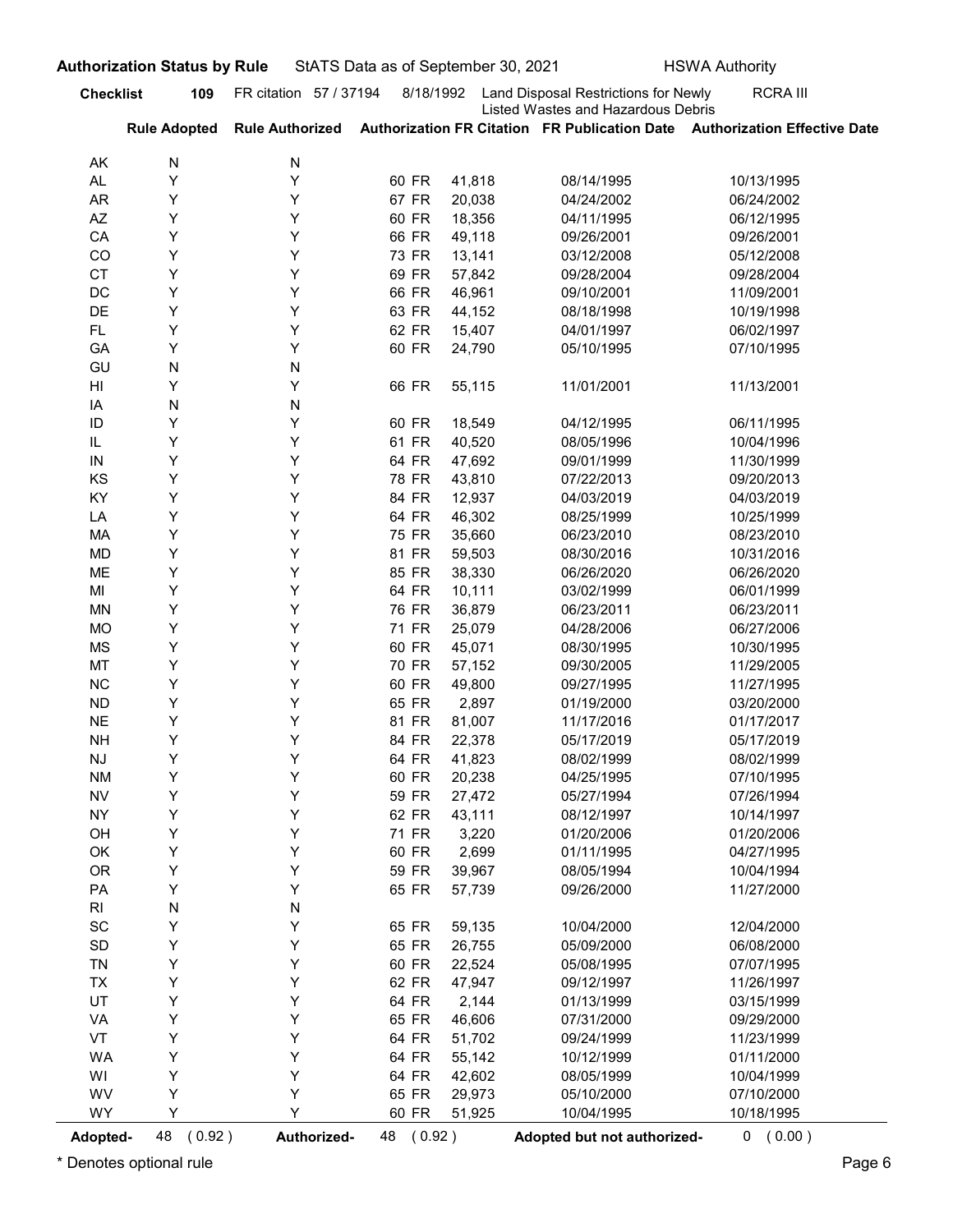**Authorization Status by Rule** StATS Data as of September 30, 2021 HSWA Authority

**Checklist** **109** FR citation 57 / 37194 8/18/1992 Land Disposal Restrictions for Newly Listed Wastes and Hazardous Debris RCRA III

| | Rule Adopted | Rule Authorized | Authorization FR Citation | FR Publication Date | Authorization Effective Date |
|---|---|---|---|---|---|
| AK | N | N | | | |
| AL | Y | Y | 60 FR 41,818 | 08/14/1995 | 10/13/1995 |
| AR | Y | Y | 67 FR 20,038 | 04/24/2002 | 06/24/2002 |
| AZ | Y | Y | 60 FR 18,356 | 04/11/1995 | 06/12/1995 |
| CA | Y | Y | 66 FR 49,118 | 09/26/2001 | 09/26/2001 |
| CO | Y | Y | 73 FR 13,141 | 03/12/2008 | 05/12/2008 |
| CT | Y | Y | 69 FR 57,842 | 09/28/2004 | 09/28/2004 |
| DC | Y | Y | 66 FR 46,961 | 09/10/2001 | 11/09/2001 |
| DE | Y | Y | 63 FR 44,152 | 08/18/1998 | 10/19/1998 |
| FL | Y | Y | 62 FR 15,407 | 04/01/1997 | 06/02/1997 |
| GA | Y | Y | 60 FR 24,790 | 05/10/1995 | 07/10/1995 |
| GU | N | N | | | |
| HI | Y | Y | 66 FR 55,115 | 11/01/2001 | 11/13/2001 |
| IA | N | N | | | |
| ID | Y | Y | 60 FR 18,549 | 04/12/1995 | 06/11/1995 |
| IL | Y | Y | 61 FR 40,520 | 08/05/1996 | 10/04/1996 |
| IN | Y | Y | 64 FR 47,692 | 09/01/1999 | 11/30/1999 |
| KS | Y | Y | 78 FR 43,810 | 07/22/2013 | 09/20/2013 |
| KY | Y | Y | 84 FR 12,937 | 04/03/2019 | 04/03/2019 |
| LA | Y | Y | 64 FR 46,302 | 08/25/1999 | 10/25/1999 |
| MA | Y | Y | 75 FR 35,660 | 06/23/2010 | 08/23/2010 |
| MD | Y | Y | 81 FR 59,503 | 08/30/2016 | 10/31/2016 |
| ME | Y | Y | 85 FR 38,330 | 06/26/2020 | 06/26/2020 |
| MI | Y | Y | 64 FR 10,111 | 03/02/1999 | 06/01/1999 |
| MN | Y | Y | 76 FR 36,879 | 06/23/2011 | 06/23/2011 |
| MO | Y | Y | 71 FR 25,079 | 04/28/2006 | 06/27/2006 |
| MS | Y | Y | 60 FR 45,071 | 08/30/1995 | 10/30/1995 |
| MT | Y | Y | 70 FR 57,152 | 09/30/2005 | 11/29/2005 |
| NC | Y | Y | 60 FR 49,800 | 09/27/1995 | 11/27/1995 |
| ND | Y | Y | 65 FR 2,897 | 01/19/2000 | 03/20/2000 |
| NE | Y | Y | 81 FR 81,007 | 11/17/2016 | 01/17/2017 |
| NH | Y | Y | 84 FR 22,378 | 05/17/2019 | 05/17/2019 |
| NJ | Y | Y | 64 FR 41,823 | 08/02/1999 | 08/02/1999 |
| NM | Y | Y | 60 FR 20,238 | 04/25/1995 | 07/10/1995 |
| NV | Y | Y | 59 FR 27,472 | 05/27/1994 | 07/26/1994 |
| NY | Y | Y | 62 FR 43,111 | 08/12/1997 | 10/14/1997 |
| OH | Y | Y | 71 FR 3,220 | 01/20/2006 | 01/20/2006 |
| OK | Y | Y | 60 FR 2,699 | 01/11/1995 | 04/27/1995 |
| OR | Y | Y | 59 FR 39,967 | 08/05/1994 | 10/04/1994 |
| PA | Y | Y | 65 FR 57,739 | 09/26/2000 | 11/27/2000 |
| RI | N | N | | | |
| SC | Y | Y | 65 FR 59,135 | 10/04/2000 | 12/04/2000 |
| SD | Y | Y | 65 FR 26,755 | 05/09/2000 | 06/08/2000 |
| TN | Y | Y | 60 FR 22,524 | 05/08/1995 | 07/07/1995 |
| TX | Y | Y | 62 FR 47,947 | 09/12/1997 | 11/26/1997 |
| UT | Y | Y | 64 FR 2,144 | 01/13/1999 | 03/15/1999 |
| VA | Y | Y | 65 FR 46,606 | 07/31/2000 | 09/29/2000 |
| VT | Y | Y | 64 FR 51,702 | 09/24/1999 | 11/23/1999 |
| WA | Y | Y | 64 FR 55,142 | 10/12/1999 | 01/11/2000 |
| WI | Y | Y | 64 FR 42,602 | 08/05/1999 | 10/04/1999 |
| WV | Y | Y | 65 FR 29,973 | 05/10/2000 | 07/10/2000 |
| WY | Y | Y | 60 FR 51,925 | 10/04/1995 | 10/18/1995 |

**Adopted-** 48 ( 0.92 ) **Authorized-** 48 ( 0.92 ) **Adopted but not authorized-** 0 ( 0.00 )

\* Denotes optional rule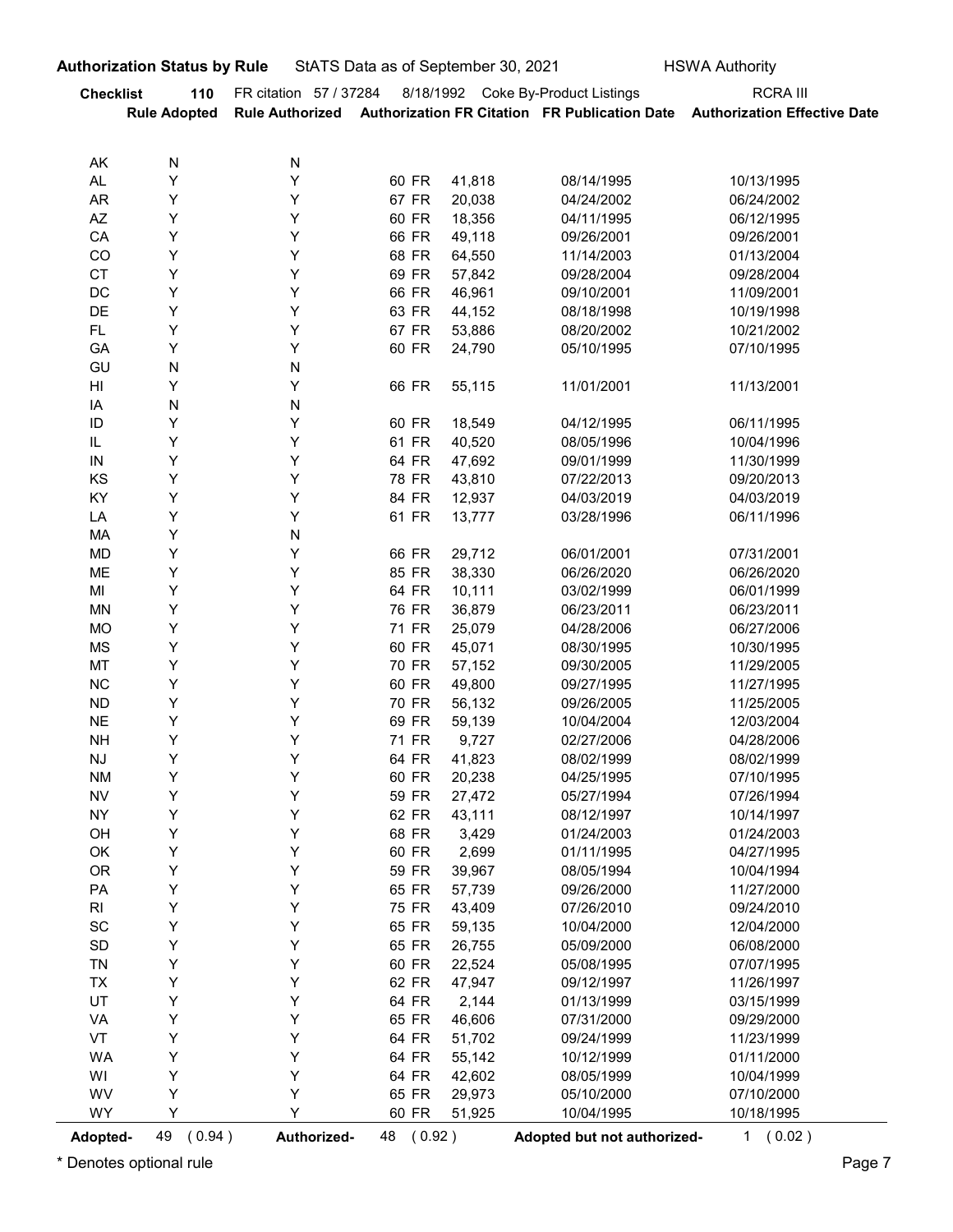**Authorization Status by Rule** StATS Data as of September 30, 2021 HSWA Authority

**Checklist 110** FR citation 57 / 37284 8/18/1992 Coke By-Product Listings RCRA III

| | Rule Adopted | Rule Authorized | Authorization FR Citation | | FR Publication Date | Authorization Effective Date |
|---|---|---|---|---|---|---|
| AK | N | N | | | | |
| AL | Y | Y | 60 FR | 41,818 | 08/14/1995 | 10/13/1995 |
| AR | Y | Y | 67 FR | 20,038 | 04/24/2002 | 06/24/2002 |
| AZ | Y | Y | 60 FR | 18,356 | 04/11/1995 | 06/12/1995 |
| CA | Y | Y | 66 FR | 49,118 | 09/26/2001 | 09/26/2001 |
| CO | Y | Y | 68 FR | 64,550 | 11/14/2003 | 01/13/2004 |
| CT | Y | Y | 69 FR | 57,842 | 09/28/2004 | 09/28/2004 |
| DC | Y | Y | 66 FR | 46,961 | 09/10/2001 | 11/09/2001 |
| DE | Y | Y | 63 FR | 44,152 | 08/18/1998 | 10/19/1998 |
| FL | Y | Y | 67 FR | 53,886 | 08/20/2002 | 10/21/2002 |
| GA | Y | Y | 60 FR | 24,790 | 05/10/1995 | 07/10/1995 |
| GU | N | N | | | | |
| HI | Y | Y | 66 FR | 55,115 | 11/01/2001 | 11/13/2001 |
| IA | N | N | | | | |
| ID | Y | Y | 60 FR | 18,549 | 04/12/1995 | 06/11/1995 |
| IL | Y | Y | 61 FR | 40,520 | 08/05/1996 | 10/04/1996 |
| IN | Y | Y | 64 FR | 47,692 | 09/01/1999 | 11/30/1999 |
| KS | Y | Y | 78 FR | 43,810 | 07/22/2013 | 09/20/2013 |
| KY | Y | Y | 84 FR | 12,937 | 04/03/2019 | 04/03/2019 |
| LA | Y | Y | 61 FR | 13,777 | 03/28/1996 | 06/11/1996 |
| MA | Y | N | | | | |
| MD | Y | Y | 66 FR | 29,712 | 06/01/2001 | 07/31/2001 |
| ME | Y | Y | 85 FR | 38,330 | 06/26/2020 | 06/26/2020 |
| MI | Y | Y | 64 FR | 10,111 | 03/02/1999 | 06/01/1999 |
| MN | Y | Y | 76 FR | 36,879 | 06/23/2011 | 06/23/2011 |
| MO | Y | Y | 71 FR | 25,079 | 04/28/2006 | 06/27/2006 |
| MS | Y | Y | 60 FR | 45,071 | 08/30/1995 | 10/30/1995 |
| MT | Y | Y | 70 FR | 57,152 | 09/30/2005 | 11/29/2005 |
| NC | Y | Y | 60 FR | 49,800 | 09/27/1995 | 11/27/1995 |
| ND | Y | Y | 70 FR | 56,132 | 09/26/2005 | 11/25/2005 |
| NE | Y | Y | 69 FR | 59,139 | 10/04/2004 | 12/03/2004 |
| NH | Y | Y | 71 FR | 9,727 | 02/27/2006 | 04/28/2006 |
| NJ | Y | Y | 64 FR | 41,823 | 08/02/1999 | 08/02/1999 |
| NM | Y | Y | 60 FR | 20,238 | 04/25/1995 | 07/10/1995 |
| NV | Y | Y | 59 FR | 27,472 | 05/27/1994 | 07/26/1994 |
| NY | Y | Y | 62 FR | 43,111 | 08/12/1997 | 10/14/1997 |
| OH | Y | Y | 68 FR | 3,429 | 01/24/2003 | 01/24/2003 |
| OK | Y | Y | 60 FR | 2,699 | 01/11/1995 | 04/27/1995 |
| OR | Y | Y | 59 FR | 39,967 | 08/05/1994 | 10/04/1994 |
| PA | Y | Y | 65 FR | 57,739 | 09/26/2000 | 11/27/2000 |
| RI | Y | Y | 75 FR | 43,409 | 07/26/2010 | 09/24/2010 |
| SC | Y | Y | 65 FR | 59,135 | 10/04/2000 | 12/04/2000 |
| SD | Y | Y | 65 FR | 26,755 | 05/09/2000 | 06/08/2000 |
| TN | Y | Y | 60 FR | 22,524 | 05/08/1995 | 07/07/1995 |
| TX | Y | Y | 62 FR | 47,947 | 09/12/1997 | 11/26/1997 |
| UT | Y | Y | 64 FR | 2,144 | 01/13/1999 | 03/15/1999 |
| VA | Y | Y | 65 FR | 46,606 | 07/31/2000 | 09/29/2000 |
| VT | Y | Y | 64 FR | 51,702 | 09/24/1999 | 11/23/1999 |
| WA | Y | Y | 64 FR | 55,142 | 10/12/1999 | 01/11/2000 |
| WI | Y | Y | 64 FR | 42,602 | 08/05/1999 | 10/04/1999 |
| WV | Y | Y | 65 FR | 29,973 | 05/10/2000 | 07/10/2000 |
| WY | Y | Y | 60 FR | 51,925 | 10/04/1995 | 10/18/1995 |

**Adopted-** 49 ( 0.94 ) **Authorized-** 48 ( 0.92 ) **Adopted but not authorized-** 1 ( 0.02 )

* Denotes optional rule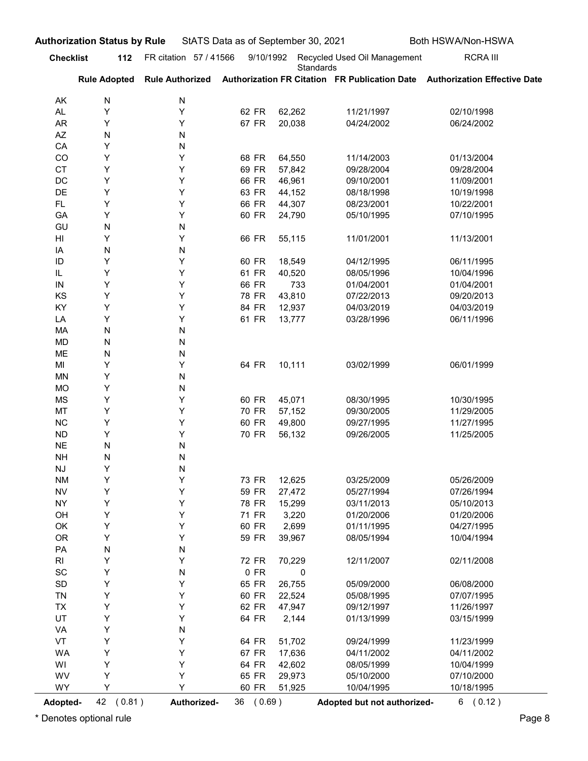**Authorization Status by Rule** StATS Data as of September 30, 2021 Both HSWA/Non-HSWA

**Checklist 112** FR citation 57 / 41566 9/10/1992 Recycled Used Oil Management Standards RCRA III

| | Rule Adopted | Rule Authorized | Authorization FR Citation | FR Publication Date | Authorization Effective Date |
|---|---|---|---|---|---|
| AK | N | N | | | |
| AL | Y | Y | 62 FR 62,262 | 11/21/1997 | 02/10/1998 |
| AR | Y | Y | 67 FR 20,038 | 04/24/2002 | 06/24/2002 |
| AZ | N | N | | | |
| CA | Y | N | | | |
| CO | Y | Y | 68 FR 64,550 | 11/14/2003 | 01/13/2004 |
| CT | Y | Y | 69 FR 57,842 | 09/28/2004 | 09/28/2004 |
| DC | Y | Y | 66 FR 46,961 | 09/10/2001 | 11/09/2001 |
| DE | Y | Y | 63 FR 44,152 | 08/18/1998 | 10/19/1998 |
| FL | Y | Y | 66 FR 44,307 | 08/23/2001 | 10/22/2001 |
| GA | Y | Y | 60 FR 24,790 | 05/10/1995 | 07/10/1995 |
| GU | N | N | | | |
| HI | Y | Y | 66 FR 55,115 | 11/01/2001 | 11/13/2001 |
| IA | N | N | | | |
| ID | Y | Y | 60 FR 18,549 | 04/12/1995 | 06/11/1995 |
| IL | Y | Y | 61 FR 40,520 | 08/05/1996 | 10/04/1996 |
| IN | Y | Y | 66 FR 733 | 01/04/2001 | 01/04/2001 |
| KS | Y | Y | 78 FR 43,810 | 07/22/2013 | 09/20/2013 |
| KY | Y | Y | 84 FR 12,937 | 04/03/2019 | 04/03/2019 |
| LA | Y | Y | 61 FR 13,777 | 03/28/1996 | 06/11/1996 |
| MA | N | N | | | |
| MD | N | N | | | |
| ME | N | N | | | |
| MI | Y | Y | 64 FR 10,111 | 03/02/1999 | 06/01/1999 |
| MN | Y | N | | | |
| MO | Y | N | | | |
| MS | Y | Y | 60 FR 45,071 | 08/30/1995 | 10/30/1995 |
| MT | Y | Y | 70 FR 57,152 | 09/30/2005 | 11/29/2005 |
| NC | Y | Y | 60 FR 49,800 | 09/27/1995 | 11/27/1995 |
| ND | Y | Y | 70 FR 56,132 | 09/26/2005 | 11/25/2005 |
| NE | N | N | | | |
| NH | N | N | | | |
| NJ | Y | N | | | |
| NM | Y | Y | 73 FR 12,625 | 03/25/2009 | 05/26/2009 |
| NV | Y | Y | 59 FR 27,472 | 05/27/1994 | 07/26/1994 |
| NY | Y | Y | 78 FR 15,299 | 03/11/2013 | 05/10/2013 |
| OH | Y | Y | 71 FR 3,220 | 01/20/2006 | 01/20/2006 |
| OK | Y | Y | 60 FR 2,699 | 01/11/1995 | 04/27/1995 |
| OR | Y | Y | 59 FR 39,967 | 08/05/1994 | 10/04/1994 |
| PA | N | N | | | |
| RI | Y | Y | 72 FR 70,229 | 12/11/2007 | 02/11/2008 |
| SC | Y | N | 0 FR 0 | | |
| SD | Y | Y | 65 FR 26,755 | 05/09/2000 | 06/08/2000 |
| TN | Y | Y | 60 FR 22,524 | 05/08/1995 | 07/07/1995 |
| TX | Y | Y | 62 FR 47,947 | 09/12/1997 | 11/26/1997 |
| UT | Y | Y | 64 FR 2,144 | 01/13/1999 | 03/15/1999 |
| VA | Y | N | | | |
| VT | Y | Y | 64 FR 51,702 | 09/24/1999 | 11/23/1999 |
| WA | Y | Y | 67 FR 17,636 | 04/11/2002 | 04/11/2002 |
| WI | Y | Y | 64 FR 42,602 | 08/05/1999 | 10/04/1999 |
| WV | Y | Y | 65 FR 29,973 | 05/10/2000 | 07/10/2000 |
| WY | Y | Y | 60 FR 51,925 | 10/04/1995 | 10/18/1995 |

**Adopted-** 42 ( 0.81 ) **Authorized-** 36 ( 0.69 ) **Adopted but not authorized-** 6 ( 0.12 )

\* Denotes optional rule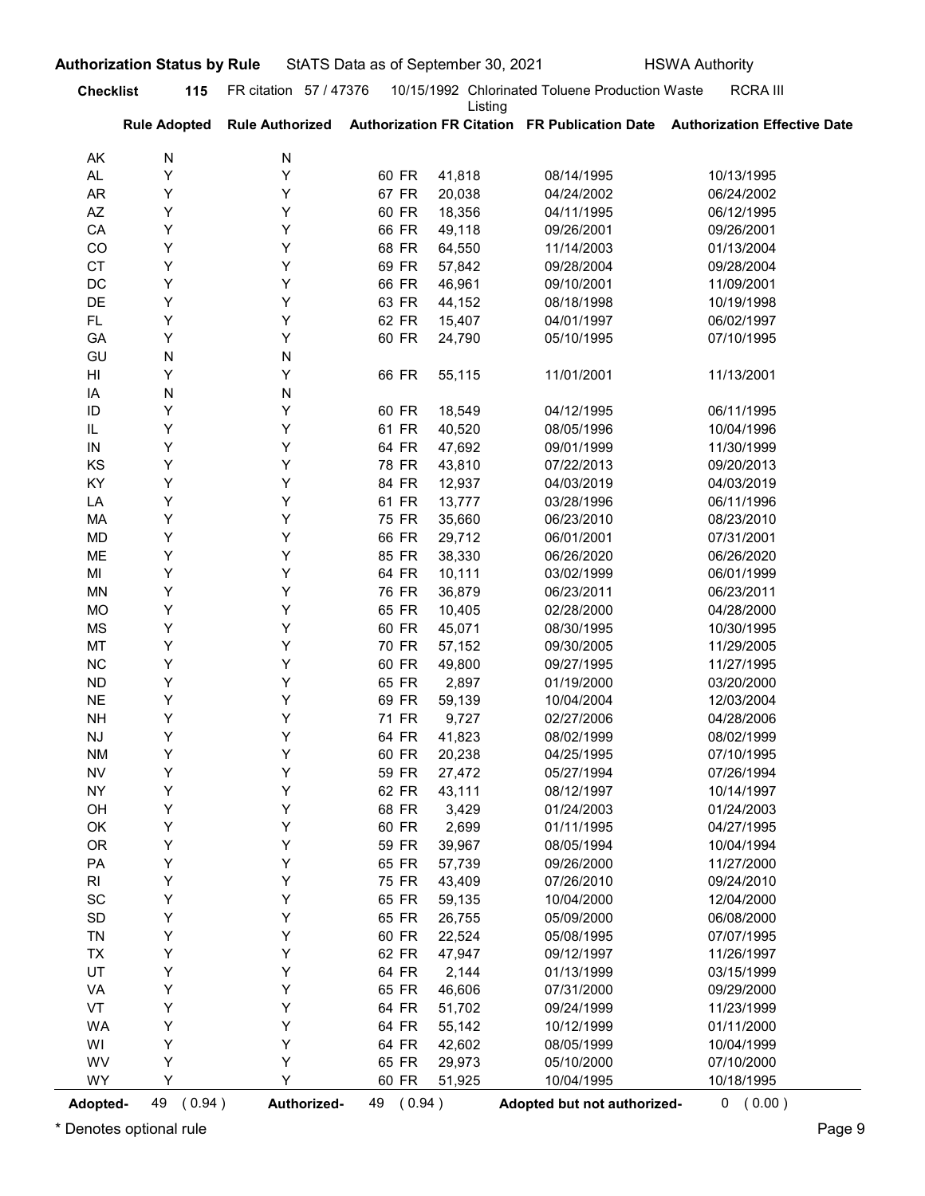**Authorization Status by Rule** StATS Data as of September 30, 2021 HSWA Authority

**Checklist** **115** FR citation 57 / 47376 10/15/1992 Chlorinated Toluene Production Waste Listing RCRA III

| | Rule Adopted | Rule Authorized | Authorization FR Citation | FR Publication Date | Authorization Effective Date |
|---|---|---|---|---|---|
| AK | N | N | | | |
| AL | Y | Y | 60 FR 41,818 | 08/14/1995 | 10/13/1995 |
| AR | Y | Y | 67 FR 20,038 | 04/24/2002 | 06/24/2002 |
| AZ | Y | Y | 60 FR 18,356 | 04/11/1995 | 06/12/1995 |
| CA | Y | Y | 66 FR 49,118 | 09/26/2001 | 09/26/2001 |
| CO | Y | Y | 68 FR 64,550 | 11/14/2003 | 01/13/2004 |
| CT | Y | Y | 69 FR 57,842 | 09/28/2004 | 09/28/2004 |
| DC | Y | Y | 66 FR 46,961 | 09/10/2001 | 11/09/2001 |
| DE | Y | Y | 63 FR 44,152 | 08/18/1998 | 10/19/1998 |
| FL | Y | Y | 62 FR 15,407 | 04/01/1997 | 06/02/1997 |
| GA | Y | Y | 60 FR 24,790 | 05/10/1995 | 07/10/1995 |
| GU | N | N | | | |
| HI | Y | Y | 66 FR 55,115 | 11/01/2001 | 11/13/2001 |
| IA | N | N | | | |
| ID | Y | Y | 60 FR 18,549 | 04/12/1995 | 06/11/1995 |
| IL | Y | Y | 61 FR 40,520 | 08/05/1996 | 10/04/1996 |
| IN | Y | Y | 64 FR 47,692 | 09/01/1999 | 11/30/1999 |
| KS | Y | Y | 78 FR 43,810 | 07/22/2013 | 09/20/2013 |
| KY | Y | Y | 84 FR 12,937 | 04/03/2019 | 04/03/2019 |
| LA | Y | Y | 61 FR 13,777 | 03/28/1996 | 06/11/1996 |
| MA | Y | Y | 75 FR 35,660 | 06/23/2010 | 08/23/2010 |
| MD | Y | Y | 66 FR 29,712 | 06/01/2001 | 07/31/2001 |
| ME | Y | Y | 85 FR 38,330 | 06/26/2020 | 06/26/2020 |
| MI | Y | Y | 64 FR 10,111 | 03/02/1999 | 06/01/1999 |
| MN | Y | Y | 76 FR 36,879 | 06/23/2011 | 06/23/2011 |
| MO | Y | Y | 65 FR 10,405 | 02/28/2000 | 04/28/2000 |
| MS | Y | Y | 60 FR 45,071 | 08/30/1995 | 10/30/1995 |
| MT | Y | Y | 70 FR 57,152 | 09/30/2005 | 11/29/2005 |
| NC | Y | Y | 60 FR 49,800 | 09/27/1995 | 11/27/1995 |
| ND | Y | Y | 65 FR 2,897 | 01/19/2000 | 03/20/2000 |
| NE | Y | Y | 69 FR 59,139 | 10/04/2004 | 12/03/2004 |
| NH | Y | Y | 71 FR 9,727 | 02/27/2006 | 04/28/2006 |
| NJ | Y | Y | 64 FR 41,823 | 08/02/1999 | 08/02/1999 |
| NM | Y | Y | 60 FR 20,238 | 04/25/1995 | 07/10/1995 |
| NV | Y | Y | 59 FR 27,472 | 05/27/1994 | 07/26/1994 |
| NY | Y | Y | 62 FR 43,111 | 08/12/1997 | 10/14/1997 |
| OH | Y | Y | 68 FR 3,429 | 01/24/2003 | 01/24/2003 |
| OK | Y | Y | 60 FR 2,699 | 01/11/1995 | 04/27/1995 |
| OR | Y | Y | 59 FR 39,967 | 08/05/1994 | 10/04/1994 |
| PA | Y | Y | 65 FR 57,739 | 09/26/2000 | 11/27/2000 |
| RI | Y | Y | 75 FR 43,409 | 07/26/2010 | 09/24/2010 |
| SC | Y | Y | 65 FR 59,135 | 10/04/2000 | 12/04/2000 |
| SD | Y | Y | 65 FR 26,755 | 05/09/2000 | 06/08/2000 |
| TN | Y | Y | 60 FR 22,524 | 05/08/1995 | 07/07/1995 |
| TX | Y | Y | 62 FR 47,947 | 09/12/1997 | 11/26/1997 |
| UT | Y | Y | 64 FR 2,144 | 01/13/1999 | 03/15/1999 |
| VA | Y | Y | 65 FR 46,606 | 07/31/2000 | 09/29/2000 |
| VT | Y | Y | 64 FR 51,702 | 09/24/1999 | 11/23/1999 |
| WA | Y | Y | 64 FR 55,142 | 10/12/1999 | 01/11/2000 |
| WI | Y | Y | 64 FR 42,602 | 08/05/1999 | 10/04/1999 |
| WV | Y | Y | 65 FR 29,973 | 05/10/2000 | 07/10/2000 |
| WY | Y | Y | 60 FR 51,925 | 10/04/1995 | 10/18/1995 |

**Adopted-** 49 ( 0.94 ) **Authorized-** 49 ( 0.94 ) **Adopted but not authorized-** 0 ( 0.00 )

\* Denotes optional rule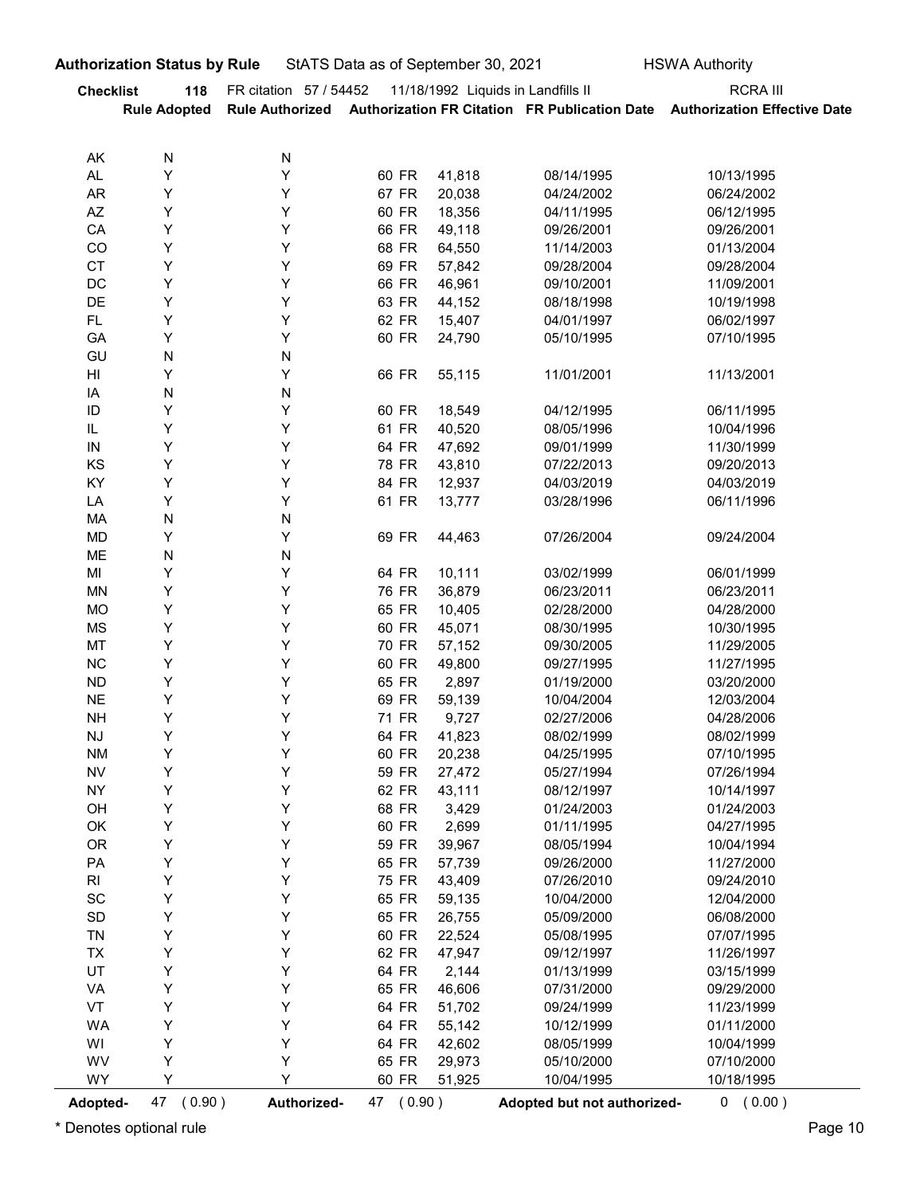**Authorization Status by Rule** StATS Data as of September 30, 2021 HSWA Authority

**Checklist 118** FR citation 57 / 54452 11/18/1992 Liquids in Landfills II RCRA III

| | Rule Adopted | Rule Authorized | Authorization FR Citation | FR Publication Date | Authorization Effective Date |
|---|---|---|---|---|---|
| AK | N | N | | | |
| AL | Y | Y | 60 FR 41,818 | 08/14/1995 | 10/13/1995 |
| AR | Y | Y | 67 FR 20,038 | 04/24/2002 | 06/24/2002 |
| AZ | Y | Y | 60 FR 18,356 | 04/11/1995 | 06/12/1995 |
| CA | Y | Y | 66 FR 49,118 | 09/26/2001 | 09/26/2001 |
| CO | Y | Y | 68 FR 64,550 | 11/14/2003 | 01/13/2004 |
| CT | Y | Y | 69 FR 57,842 | 09/28/2004 | 09/28/2004 |
| DC | Y | Y | 66 FR 46,961 | 09/10/2001 | 11/09/2001 |
| DE | Y | Y | 63 FR 44,152 | 08/18/1998 | 10/19/1998 |
| FL | Y | Y | 62 FR 15,407 | 04/01/1997 | 06/02/1997 |
| GA | Y | Y | 60 FR 24,790 | 05/10/1995 | 07/10/1995 |
| GU | N | N | | | |
| HI | Y | Y | 66 FR 55,115 | 11/01/2001 | 11/13/2001 |
| IA | N | N | | | |
| ID | Y | Y | 60 FR 18,549 | 04/12/1995 | 06/11/1995 |
| IL | Y | Y | 61 FR 40,520 | 08/05/1996 | 10/04/1996 |
| IN | Y | Y | 64 FR 47,692 | 09/01/1999 | 11/30/1999 |
| KS | Y | Y | 78 FR 43,810 | 07/22/2013 | 09/20/2013 |
| KY | Y | Y | 84 FR 12,937 | 04/03/2019 | 04/03/2019 |
| LA | Y | Y | 61 FR 13,777 | 03/28/1996 | 06/11/1996 |
| MA | N | N | | | |
| MD | Y | Y | 69 FR 44,463 | 07/26/2004 | 09/24/2004 |
| ME | N | N | | | |
| MI | Y | Y | 64 FR 10,111 | 03/02/1999 | 06/01/1999 |
| MN | Y | Y | 76 FR 36,879 | 06/23/2011 | 06/23/2011 |
| MO | Y | Y | 65 FR 10,405 | 02/28/2000 | 04/28/2000 |
| MS | Y | Y | 60 FR 45,071 | 08/30/1995 | 10/30/1995 |
| MT | Y | Y | 70 FR 57,152 | 09/30/2005 | 11/29/2005 |
| NC | Y | Y | 60 FR 49,800 | 09/27/1995 | 11/27/1995 |
| ND | Y | Y | 65 FR 2,897 | 01/19/2000 | 03/20/2000 |
| NE | Y | Y | 69 FR 59,139 | 10/04/2004 | 12/03/2004 |
| NH | Y | Y | 71 FR 9,727 | 02/27/2006 | 04/28/2006 |
| NJ | Y | Y | 64 FR 41,823 | 08/02/1999 | 08/02/1999 |
| NM | Y | Y | 60 FR 20,238 | 04/25/1995 | 07/10/1995 |
| NV | Y | Y | 59 FR 27,472 | 05/27/1994 | 07/26/1994 |
| NY | Y | Y | 62 FR 43,111 | 08/12/1997 | 10/14/1997 |
| OH | Y | Y | 68 FR 3,429 | 01/24/2003 | 01/24/2003 |
| OK | Y | Y | 60 FR 2,699 | 01/11/1995 | 04/27/1995 |
| OR | Y | Y | 59 FR 39,967 | 08/05/1994 | 10/04/1994 |
| PA | Y | Y | 65 FR 57,739 | 09/26/2000 | 11/27/2000 |
| RI | Y | Y | 75 FR 43,409 | 07/26/2010 | 09/24/2010 |
| SC | Y | Y | 65 FR 59,135 | 10/04/2000 | 12/04/2000 |
| SD | Y | Y | 65 FR 26,755 | 05/09/2000 | 06/08/2000 |
| TN | Y | Y | 60 FR 22,524 | 05/08/1995 | 07/07/1995 |
| TX | Y | Y | 62 FR 47,947 | 09/12/1997 | 11/26/1997 |
| UT | Y | Y | 64 FR 2,144 | 01/13/1999 | 03/15/1999 |
| VA | Y | Y | 65 FR 46,606 | 07/31/2000 | 09/29/2000 |
| VT | Y | Y | 64 FR 51,702 | 09/24/1999 | 11/23/1999 |
| WA | Y | Y | 64 FR 55,142 | 10/12/1999 | 01/11/2000 |
| WI | Y | Y | 64 FR 42,602 | 08/05/1999 | 10/04/1999 |
| WV | Y | Y | 65 FR 29,973 | 05/10/2000 | 07/10/2000 |
| WY | Y | Y | 60 FR 51,925 | 10/04/1995 | 10/18/1995 |

**Adopted-** 47 ( 0.90 ) **Authorized-** 47 ( 0.90 ) **Adopted but not authorized-** 0 ( 0.00 )

* Denotes optional rule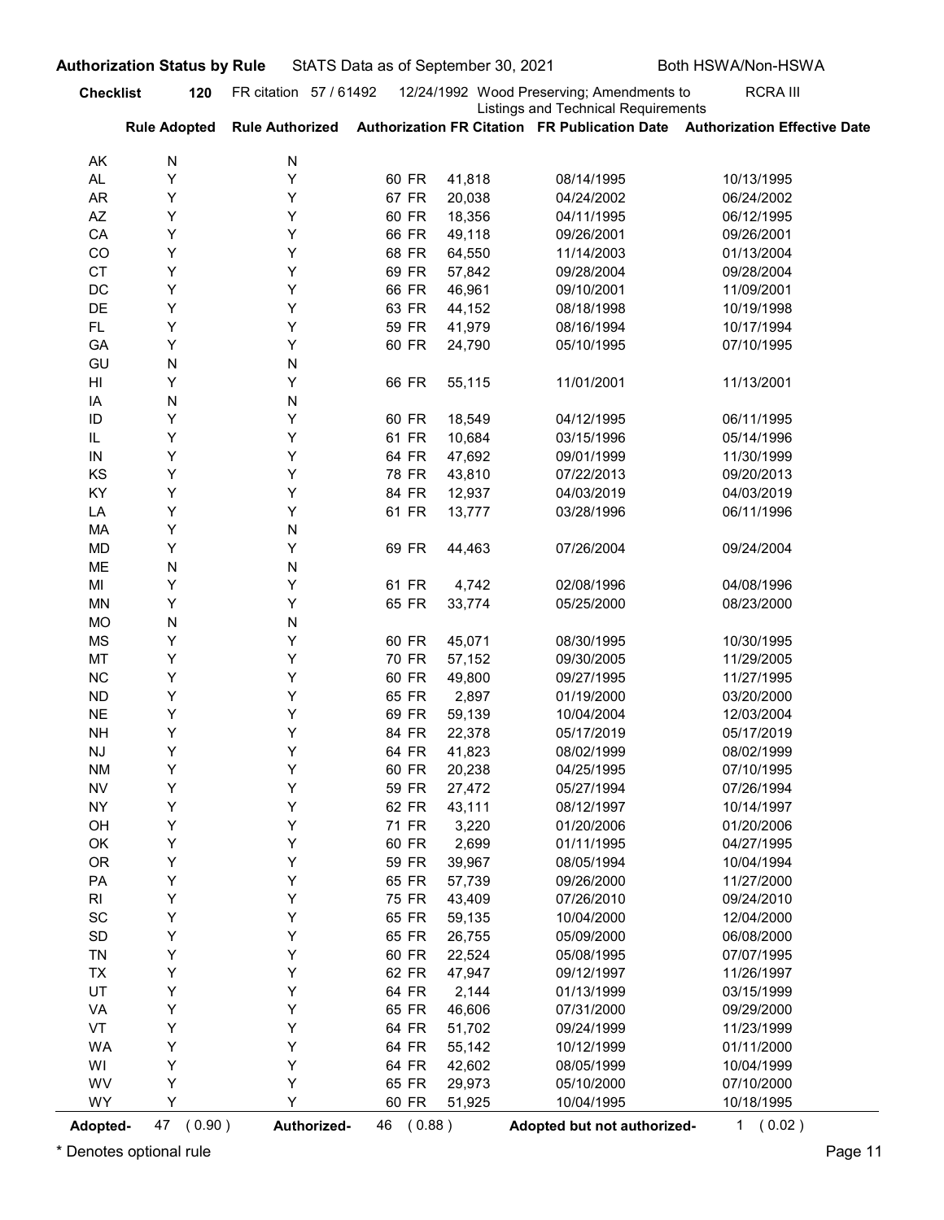**Authorization Status by Rule** StATS Data as of September 30, 2021 Both HSWA/Non-HSWA

**Checklist** 120 FR citation 57 / 61492 12/24/1992 Wood Preserving; Amendments to Listings and Technical Requirements RCRA III

| | Rule Adopted | Rule Authorized | Authorization FR Citation | FR Publication Date | Authorization Effective Date |
|---|---|---|---|---|---|
| AK | N | N | | | |
| AL | Y | Y | 60 FR 41,818 | 08/14/1995 | 10/13/1995 |
| AR | Y | Y | 67 FR 20,038 | 04/24/2002 | 06/24/2002 |
| AZ | Y | Y | 60 FR 18,356 | 04/11/1995 | 06/12/1995 |
| CA | Y | Y | 66 FR 49,118 | 09/26/2001 | 09/26/2001 |
| CO | Y | Y | 68 FR 64,550 | 11/14/2003 | 01/13/2004 |
| CT | Y | Y | 69 FR 57,842 | 09/28/2004 | 09/28/2004 |
| DC | Y | Y | 66 FR 46,961 | 09/10/2001 | 11/09/2001 |
| DE | Y | Y | 63 FR 44,152 | 08/18/1998 | 10/19/1998 |
| FL | Y | Y | 59 FR 41,979 | 08/16/1994 | 10/17/1994 |
| GA | Y | Y | 60 FR 24,790 | 05/10/1995 | 07/10/1995 |
| GU | N | N | | | |
| HI | Y | Y | 66 FR 55,115 | 11/01/2001 | 11/13/2001 |
| IA | N | N | | | |
| ID | Y | Y | 60 FR 18,549 | 04/12/1995 | 06/11/1995 |
| IL | Y | Y | 61 FR 10,684 | 03/15/1996 | 05/14/1996 |
| IN | Y | Y | 64 FR 47,692 | 09/01/1999 | 11/30/1999 |
| KS | Y | Y | 78 FR 43,810 | 07/22/2013 | 09/20/2013 |
| KY | Y | Y | 84 FR 12,937 | 04/03/2019 | 04/03/2019 |
| LA | Y | Y | 61 FR 13,777 | 03/28/1996 | 06/11/1996 |
| MA | Y | N | | | |
| MD | Y | Y | 69 FR 44,463 | 07/26/2004 | 09/24/2004 |
| ME | N | N | | | |
| MI | Y | Y | 61 FR 4,742 | 02/08/1996 | 04/08/1996 |
| MN | Y | Y | 65 FR 33,774 | 05/25/2000 | 08/23/2000 |
| MO | N | N | | | |
| MS | Y | Y | 60 FR 45,071 | 08/30/1995 | 10/30/1995 |
| MT | Y | Y | 70 FR 57,152 | 09/30/2005 | 11/29/2005 |
| NC | Y | Y | 60 FR 49,800 | 09/27/1995 | 11/27/1995 |
| ND | Y | Y | 65 FR 2,897 | 01/19/2000 | 03/20/2000 |
| NE | Y | Y | 69 FR 59,139 | 10/04/2004 | 12/03/2004 |
| NH | Y | Y | 84 FR 22,378 | 05/17/2019 | 05/17/2019 |
| NJ | Y | Y | 64 FR 41,823 | 08/02/1999 | 08/02/1999 |
| NM | Y | Y | 60 FR 20,238 | 04/25/1995 | 07/10/1995 |
| NV | Y | Y | 59 FR 27,472 | 05/27/1994 | 07/26/1994 |
| NY | Y | Y | 62 FR 43,111 | 08/12/1997 | 10/14/1997 |
| OH | Y | Y | 71 FR 3,220 | 01/20/2006 | 01/20/2006 |
| OK | Y | Y | 60 FR 2,699 | 01/11/1995 | 04/27/1995 |
| OR | Y | Y | 59 FR 39,967 | 08/05/1994 | 10/04/1994 |
| PA | Y | Y | 65 FR 57,739 | 09/26/2000 | 11/27/2000 |
| RI | Y | Y | 75 FR 43,409 | 07/26/2010 | 09/24/2010 |
| SC | Y | Y | 65 FR 59,135 | 10/04/2000 | 12/04/2000 |
| SD | Y | Y | 65 FR 26,755 | 05/09/2000 | 06/08/2000 |
| TN | Y | Y | 60 FR 22,524 | 05/08/1995 | 07/07/1995 |
| TX | Y | Y | 62 FR 47,947 | 09/12/1997 | 11/26/1997 |
| UT | Y | Y | 64 FR 2,144 | 01/13/1999 | 03/15/1999 |
| VA | Y | Y | 65 FR 46,606 | 07/31/2000 | 09/29/2000 |
| VT | Y | Y | 64 FR 51,702 | 09/24/1999 | 11/23/1999 |
| WA | Y | Y | 64 FR 55,142 | 10/12/1999 | 01/11/2000 |
| WI | Y | Y | 64 FR 42,602 | 08/05/1999 | 10/04/1999 |
| WV | Y | Y | 65 FR 29,973 | 05/10/2000 | 07/10/2000 |
| WY | Y | Y | 60 FR 51,925 | 10/04/1995 | 10/18/1995 |

**Adopted-** 47 ( 0.90 ) **Authorized-** 46 ( 0.88 ) **Adopted but not authorized-** 1 ( 0.02 )

* Denotes optional rule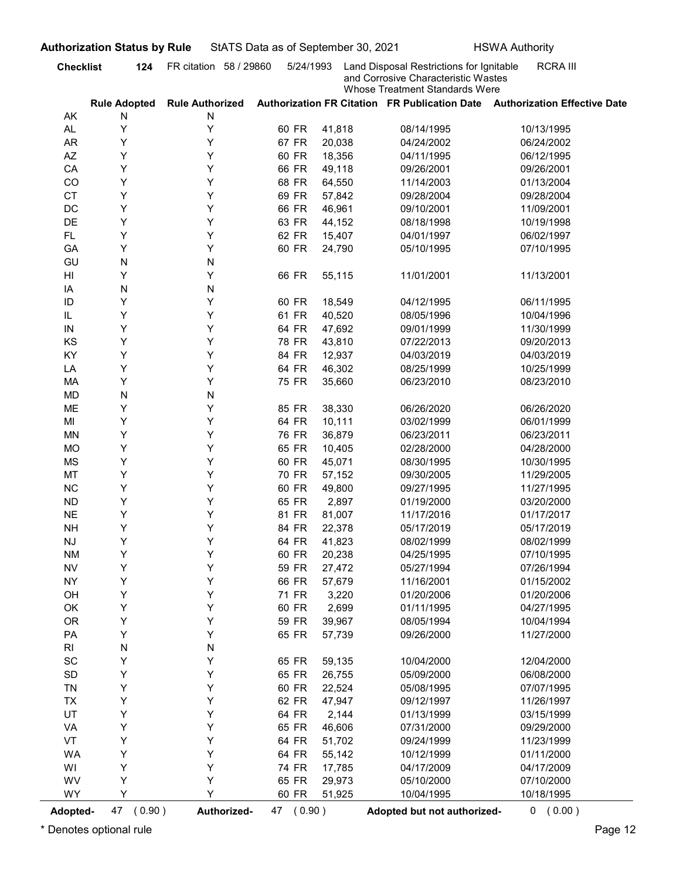**Authorization Status by Rule** StATS Data as of September 30, 2021 HSWA Authority

**Checklist 124** FR citation 58 / 29860 5/24/1993 Land Disposal Restrictions for Ignitable and Corrosive Characteristic Wastes Whose Treatment Standards Were RCRA III

| | Rule Adopted | Rule Authorized | Authorization FR Citation | FR Publication Date | Authorization Effective Date |
|---|---|---|---|---|---|
| AK | N | N | | | |
| AL | Y | Y | 60 FR 41,818 | 08/14/1995 | 10/13/1995 |
| AR | Y | Y | 67 FR 20,038 | 04/24/2002 | 06/24/2002 |
| AZ | Y | Y | 60 FR 18,356 | 04/11/1995 | 06/12/1995 |
| CA | Y | Y | 66 FR 49,118 | 09/26/2001 | 09/26/2001 |
| CO | Y | Y | 68 FR 64,550 | 11/14/2003 | 01/13/2004 |
| CT | Y | Y | 69 FR 57,842 | 09/28/2004 | 09/28/2004 |
| DC | Y | Y | 66 FR 46,961 | 09/10/2001 | 11/09/2001 |
| DE | Y | Y | 63 FR 44,152 | 08/18/1998 | 10/19/1998 |
| FL | Y | Y | 62 FR 15,407 | 04/01/1997 | 06/02/1997 |
| GA | Y | Y | 60 FR 24,790 | 05/10/1995 | 07/10/1995 |
| GU | N | N | | | |
| HI | Y | Y | 66 FR 55,115 | 11/01/2001 | 11/13/2001 |
| IA | N | N | | | |
| ID | Y | Y | 60 FR 18,549 | 04/12/1995 | 06/11/1995 |
| IL | Y | Y | 61 FR 40,520 | 08/05/1996 | 10/04/1996 |
| IN | Y | Y | 64 FR 47,692 | 09/01/1999 | 11/30/1999 |
| KS | Y | Y | 78 FR 43,810 | 07/22/2013 | 09/20/2013 |
| KY | Y | Y | 84 FR 12,937 | 04/03/2019 | 04/03/2019 |
| LA | Y | Y | 64 FR 46,302 | 08/25/1999 | 10/25/1999 |
| MA | Y | Y | 75 FR 35,660 | 06/23/2010 | 08/23/2010 |
| MD | N | N | | | |
| ME | Y | Y | 85 FR 38,330 | 06/26/2020 | 06/26/2020 |
| MI | Y | Y | 64 FR 10,111 | 03/02/1999 | 06/01/1999 |
| MN | Y | Y | 76 FR 36,879 | 06/23/2011 | 06/23/2011 |
| MO | Y | Y | 65 FR 10,405 | 02/28/2000 | 04/28/2000 |
| MS | Y | Y | 60 FR 45,071 | 08/30/1995 | 10/30/1995 |
| MT | Y | Y | 70 FR 57,152 | 09/30/2005 | 11/29/2005 |
| NC | Y | Y | 60 FR 49,800 | 09/27/1995 | 11/27/1995 |
| ND | Y | Y | 65 FR 2,897 | 01/19/2000 | 03/20/2000 |
| NE | Y | Y | 81 FR 81,007 | 11/17/2016 | 01/17/2017 |
| NH | Y | Y | 84 FR 22,378 | 05/17/2019 | 05/17/2019 |
| NJ | Y | Y | 64 FR 41,823 | 08/02/1999 | 08/02/1999 |
| NM | Y | Y | 60 FR 20,238 | 04/25/1995 | 07/10/1995 |
| NV | Y | Y | 59 FR 27,472 | 05/27/1994 | 07/26/1994 |
| NY | Y | Y | 66 FR 57,679 | 11/16/2001 | 01/15/2002 |
| OH | Y | Y | 71 FR 3,220 | 01/20/2006 | 01/20/2006 |
| OK | Y | Y | 60 FR 2,699 | 01/11/1995 | 04/27/1995 |
| OR | Y | Y | 59 FR 39,967 | 08/05/1994 | 10/04/1994 |
| PA | Y | Y | 65 FR 57,739 | 09/26/2000 | 11/27/2000 |
| RI | N | N | | | |
| SC | Y | Y | 65 FR 59,135 | 10/04/2000 | 12/04/2000 |
| SD | Y | Y | 65 FR 26,755 | 05/09/2000 | 06/08/2000 |
| TN | Y | Y | 60 FR 22,524 | 05/08/1995 | 07/07/1995 |
| TX | Y | Y | 62 FR 47,947 | 09/12/1997 | 11/26/1997 |
| UT | Y | Y | 64 FR 2,144 | 01/13/1999 | 03/15/1999 |
| VA | Y | Y | 65 FR 46,606 | 07/31/2000 | 09/29/2000 |
| VT | Y | Y | 64 FR 51,702 | 09/24/1999 | 11/23/1999 |
| WA | Y | Y | 64 FR 55,142 | 10/12/1999 | 01/11/2000 |
| WI | Y | Y | 74 FR 17,785 | 04/17/2009 | 04/17/2009 |
| WV | Y | Y | 65 FR 29,973 | 05/10/2000 | 07/10/2000 |
| WY | Y | Y | 60 FR 51,925 | 10/04/1995 | 10/18/1995 |

**Adopted-** 47 ( 0.90 ) **Authorized-** 47 ( 0.90 ) **Adopted but not authorized-** 0 ( 0.00 )

* Denotes optional rule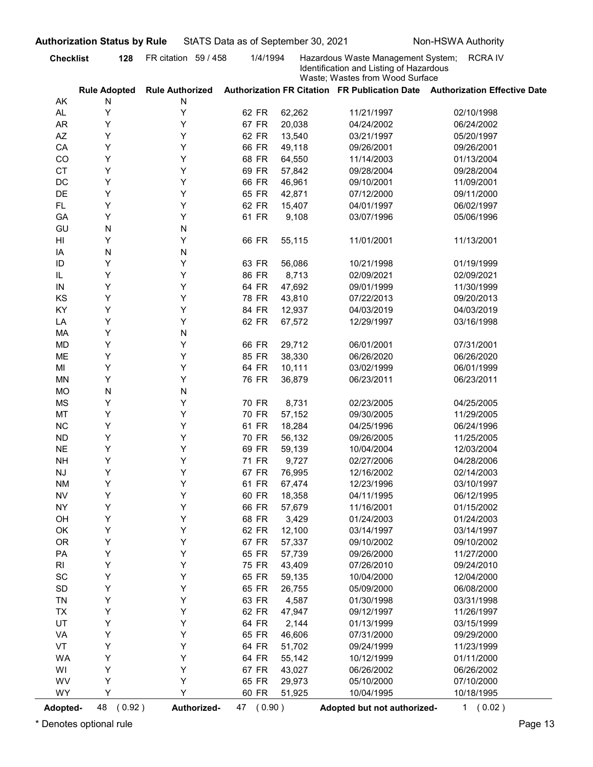**Authorization Status by Rule** StATS Data as of September 30, 2021 Non-HSWA Authority

**Checklist 128** FR citation 59 / 458 1/4/1994 Hazardous Waste Management System; Identification and Listing of Hazardous Waste; Wastes from Wood Surface RCRA IV

| | Rule Adopted | Rule Authorized | Authorization FR Citation | FR Publication Date | Authorization Effective Date |
|---|---|---|---|---|---|
| AK | N | N | | | |
| AL | Y | Y | 62 FR 62,262 | 11/21/1997 | 02/10/1998 |
| AR | Y | Y | 67 FR 20,038 | 04/24/2002 | 06/24/2002 |
| AZ | Y | Y | 62 FR 13,540 | 03/21/1997 | 05/20/1997 |
| CA | Y | Y | 66 FR 49,118 | 09/26/2001 | 09/26/2001 |
| CO | Y | Y | 68 FR 64,550 | 11/14/2003 | 01/13/2004 |
| CT | Y | Y | 69 FR 57,842 | 09/28/2004 | 09/28/2004 |
| DC | Y | Y | 66 FR 46,961 | 09/10/2001 | 11/09/2001 |
| DE | Y | Y | 65 FR 42,871 | 07/12/2000 | 09/11/2000 |
| FL | Y | Y | 62 FR 15,407 | 04/01/1997 | 06/02/1997 |
| GA | Y | Y | 61 FR 9,108 | 03/07/1996 | 05/06/1996 |
| GU | N | N | | | |
| HI | Y | Y | 66 FR 55,115 | 11/01/2001 | 11/13/2001 |
| IA | N | N | | | |
| ID | Y | Y | 63 FR 56,086 | 10/21/1998 | 01/19/1999 |
| IL | Y | Y | 86 FR 8,713 | 02/09/2021 | 02/09/2021 |
| IN | Y | Y | 64 FR 47,692 | 09/01/1999 | 11/30/1999 |
| KS | Y | Y | 78 FR 43,810 | 07/22/2013 | 09/20/2013 |
| KY | Y | Y | 84 FR 12,937 | 04/03/2019 | 04/03/2019 |
| LA | Y | Y | 62 FR 67,572 | 12/29/1997 | 03/16/1998 |
| MA | Y | N | | | |
| MD | Y | Y | 66 FR 29,712 | 06/01/2001 | 07/31/2001 |
| ME | Y | Y | 85 FR 38,330 | 06/26/2020 | 06/26/2020 |
| MI | Y | Y | 64 FR 10,111 | 03/02/1999 | 06/01/1999 |
| MN | Y | Y | 76 FR 36,879 | 06/23/2011 | 06/23/2011 |
| MO | N | N | | | |
| MS | Y | Y | 70 FR 8,731 | 02/23/2005 | 04/25/2005 |
| MT | Y | Y | 70 FR 57,152 | 09/30/2005 | 11/29/2005 |
| NC | Y | Y | 61 FR 18,284 | 04/25/1996 | 06/24/1996 |
| ND | Y | Y | 70 FR 56,132 | 09/26/2005 | 11/25/2005 |
| NE | Y | Y | 69 FR 59,139 | 10/04/2004 | 12/03/2004 |
| NH | Y | Y | 71 FR 9,727 | 02/27/2006 | 04/28/2006 |
| NJ | Y | Y | 67 FR 76,995 | 12/16/2002 | 02/14/2003 |
| NM | Y | Y | 61 FR 67,474 | 12/23/1996 | 03/10/1997 |
| NV | Y | Y | 60 FR 18,358 | 04/11/1995 | 06/12/1995 |
| NY | Y | Y | 66 FR 57,679 | 11/16/2001 | 01/15/2002 |
| OH | Y | Y | 68 FR 3,429 | 01/24/2003 | 01/24/2003 |
| OK | Y | Y | 62 FR 12,100 | 03/14/1997 | 03/14/1997 |
| OR | Y | Y | 67 FR 57,337 | 09/10/2002 | 09/10/2002 |
| PA | Y | Y | 65 FR 57,739 | 09/26/2000 | 11/27/2000 |
| RI | Y | Y | 75 FR 43,409 | 07/26/2010 | 09/24/2010 |
| SC | Y | Y | 65 FR 59,135 | 10/04/2000 | 12/04/2000 |
| SD | Y | Y | 65 FR 26,755 | 05/09/2000 | 06/08/2000 |
| TN | Y | Y | 63 FR 4,587 | 01/30/1998 | 03/31/1998 |
| TX | Y | Y | 62 FR 47,947 | 09/12/1997 | 11/26/1997 |
| UT | Y | Y | 64 FR 2,144 | 01/13/1999 | 03/15/1999 |
| VA | Y | Y | 65 FR 46,606 | 07/31/2000 | 09/29/2000 |
| VT | Y | Y | 64 FR 51,702 | 09/24/1999 | 11/23/1999 |
| WA | Y | Y | 64 FR 55,142 | 10/12/1999 | 01/11/2000 |
| WI | Y | Y | 67 FR 43,027 | 06/26/2002 | 06/26/2002 |
| WV | Y | Y | 65 FR 29,973 | 05/10/2000 | 07/10/2000 |
| WY | Y | Y | 60 FR 51,925 | 10/04/1995 | 10/18/1995 |

**Adopted-** 48 ( 0.92 ) **Authorized-** 47 ( 0.90 ) **Adopted but not authorized-** 1 ( 0.02 )

* Denotes optional rule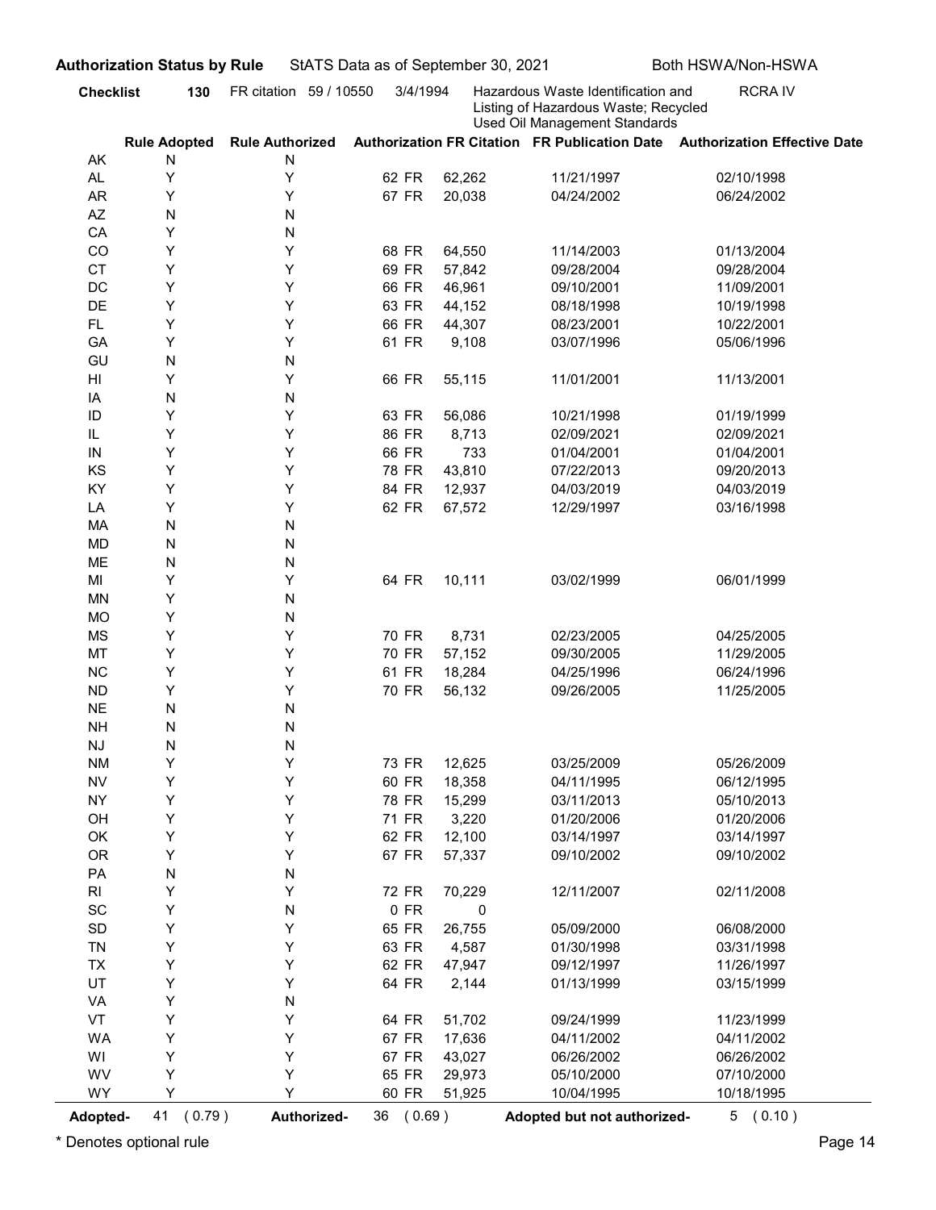**Authorization Status by Rule** StATS Data as of September 30, 2021 Both HSWA/Non-HSWA

**Checklist** 130 FR citation 59 / 10550 3/4/1994 Hazardous Waste Identification and Listing of Hazardous Waste; Recycled Used Oil Management Standards RCRA IV

| | Rule Adopted | Rule Authorized | Authorization FR Citation | FR Publication Date | Authorization Effective Date |
|---|---|---|---|---|---|
| AK | N | N | | | |
| AL | Y | Y | 62 FR 62,262 | 11/21/1997 | 02/10/1998 |
| AR | Y | Y | 67 FR 20,038 | 04/24/2002 | 06/24/2002 |
| AZ | N | N | | | |
| CA | Y | N | | | |
| CO | Y | Y | 68 FR 64,550 | 11/14/2003 | 01/13/2004 |
| CT | Y | Y | 69 FR 57,842 | 09/28/2004 | 09/28/2004 |
| DC | Y | Y | 66 FR 46,961 | 09/10/2001 | 11/09/2001 |
| DE | Y | Y | 63 FR 44,152 | 08/18/1998 | 10/19/1998 |
| FL | Y | Y | 66 FR 44,307 | 08/23/2001 | 10/22/2001 |
| GA | Y | Y | 61 FR 9,108 | 03/07/1996 | 05/06/1996 |
| GU | N | N | | | |
| HI | Y | Y | 66 FR 55,115 | 11/01/2001 | 11/13/2001 |
| IA | N | N | | | |
| ID | Y | Y | 63 FR 56,086 | 10/21/1998 | 01/19/1999 |
| IL | Y | Y | 86 FR 8,713 | 02/09/2021 | 02/09/2021 |
| IN | Y | Y | 66 FR 733 | 01/04/2001 | 01/04/2001 |
| KS | Y | Y | 78 FR 43,810 | 07/22/2013 | 09/20/2013 |
| KY | Y | Y | 84 FR 12,937 | 04/03/2019 | 04/03/2019 |
| LA | Y | Y | 62 FR 67,572 | 12/29/1997 | 03/16/1998 |
| MA | N | N | | | |
| MD | N | N | | | |
| ME | N | N | | | |
| MI | Y | Y | 64 FR 10,111 | 03/02/1999 | 06/01/1999 |
| MN | Y | N | | | |
| MO | Y | N | | | |
| MS | Y | Y | 70 FR 8,731 | 02/23/2005 | 04/25/2005 |
| MT | Y | Y | 70 FR 57,152 | 09/30/2005 | 11/29/2005 |
| NC | Y | Y | 61 FR 18,284 | 04/25/1996 | 06/24/1996 |
| ND | Y | Y | 70 FR 56,132 | 09/26/2005 | 11/25/2005 |
| NE | N | N | | | |
| NH | N | N | | | |
| NJ | N | N | | | |
| NM | Y | Y | 73 FR 12,625 | 03/25/2009 | 05/26/2009 |
| NV | Y | Y | 60 FR 18,358 | 04/11/1995 | 06/12/1995 |
| NY | Y | Y | 78 FR 15,299 | 03/11/2013 | 05/10/2013 |
| OH | Y | Y | 71 FR 3,220 | 01/20/2006 | 01/20/2006 |
| OK | Y | Y | 62 FR 12,100 | 03/14/1997 | 03/14/1997 |
| OR | Y | Y | 67 FR 57,337 | 09/10/2002 | 09/10/2002 |
| PA | N | N | | | |
| RI | Y | Y | 72 FR 70,229 | 12/11/2007 | 02/11/2008 |
| SC | Y | N | 0 FR 0 | | |
| SD | Y | Y | 65 FR 26,755 | 05/09/2000 | 06/08/2000 |
| TN | Y | Y | 63 FR 4,587 | 01/30/1998 | 03/31/1998 |
| TX | Y | Y | 62 FR 47,947 | 09/12/1997 | 11/26/1997 |
| UT | Y | Y | 64 FR 2,144 | 01/13/1999 | 03/15/1999 |
| VA | Y | N | | | |
| VT | Y | Y | 64 FR 51,702 | 09/24/1999 | 11/23/1999 |
| WA | Y | Y | 67 FR 17,636 | 04/11/2002 | 04/11/2002 |
| WI | Y | Y | 67 FR 43,027 | 06/26/2002 | 06/26/2002 |
| WV | Y | Y | 65 FR 29,973 | 05/10/2000 | 07/10/2000 |
| WY | Y | Y | 60 FR 51,925 | 10/04/1995 | 10/18/1995 |

**Adopted-** 41 ( 0.79 ) **Authorized-** 36 ( 0.69 ) **Adopted but not authorized-** 5 ( 0.10 )

\* Denotes optional rule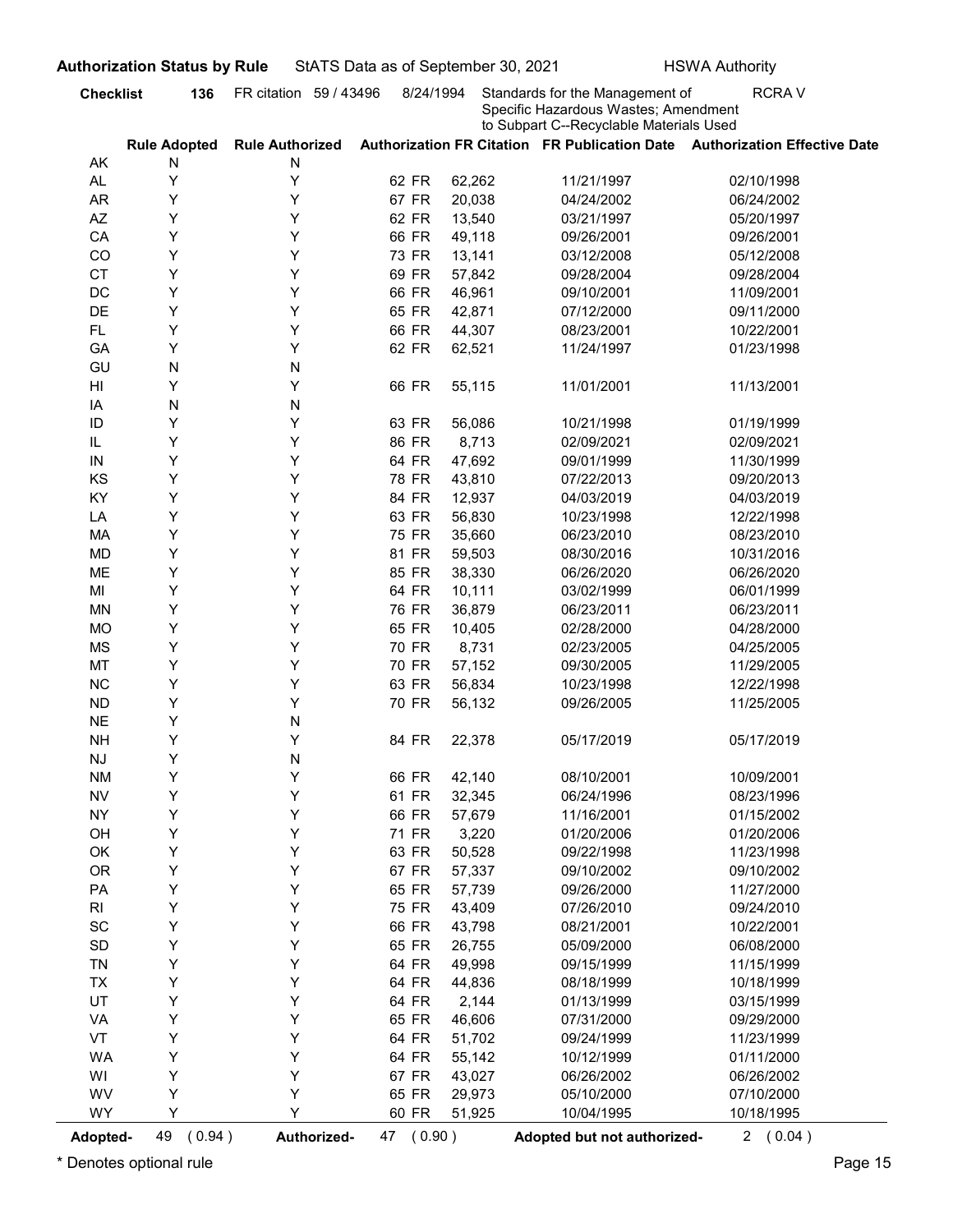**Authorization Status by Rule** StATS Data as of September 30, 2021 HSWA Authority

**Checklist** **136** FR citation 59 / 43496 8/24/1994 Standards for the Management of Specific Hazardous Wastes; Amendment to Subpart C--Recyclable Materials Used RCRA V

| | Rule Adopted | Rule Authorized | Authorization FR Citation | FR Publication Date | Authorization Effective Date |
|---|---|---|---|---|---|
| AK | N | N | | | |
| AL | Y | Y | 62 FR 62,262 | 11/21/1997 | 02/10/1998 |
| AR | Y | Y | 67 FR 20,038 | 04/24/2002 | 06/24/2002 |
| AZ | Y | Y | 62 FR 13,540 | 03/21/1997 | 05/20/1997 |
| CA | Y | Y | 66 FR 49,118 | 09/26/2001 | 09/26/2001 |
| CO | Y | Y | 73 FR 13,141 | 03/12/2008 | 05/12/2008 |
| CT | Y | Y | 69 FR 57,842 | 09/28/2004 | 09/28/2004 |
| DC | Y | Y | 66 FR 46,961 | 09/10/2001 | 11/09/2001 |
| DE | Y | Y | 65 FR 42,871 | 07/12/2000 | 09/11/2000 |
| FL | Y | Y | 66 FR 44,307 | 08/23/2001 | 10/22/2001 |
| GA | Y | Y | 62 FR 62,521 | 11/24/1997 | 01/23/1998 |
| GU | N | N | | | |
| HI | Y | Y | 66 FR 55,115 | 11/01/2001 | 11/13/2001 |
| IA | N | N | | | |
| ID | Y | Y | 63 FR 56,086 | 10/21/1998 | 01/19/1999 |
| IL | Y | Y | 86 FR 8,713 | 02/09/2021 | 02/09/2021 |
| IN | Y | Y | 64 FR 47,692 | 09/01/1999 | 11/30/1999 |
| KS | Y | Y | 78 FR 43,810 | 07/22/2013 | 09/20/2013 |
| KY | Y | Y | 84 FR 12,937 | 04/03/2019 | 04/03/2019 |
| LA | Y | Y | 63 FR 56,830 | 10/23/1998 | 12/22/1998 |
| MA | Y | Y | 75 FR 35,660 | 06/23/2010 | 08/23/2010 |
| MD | Y | Y | 81 FR 59,503 | 08/30/2016 | 10/31/2016 |
| ME | Y | Y | 85 FR 38,330 | 06/26/2020 | 06/26/2020 |
| MI | Y | Y | 64 FR 10,111 | 03/02/1999 | 06/01/1999 |
| MN | Y | Y | 76 FR 36,879 | 06/23/2011 | 06/23/2011 |
| MO | Y | Y | 65 FR 10,405 | 02/28/2000 | 04/28/2000 |
| MS | Y | Y | 70 FR 8,731 | 02/23/2005 | 04/25/2005 |
| MT | Y | Y | 70 FR 57,152 | 09/30/2005 | 11/29/2005 |
| NC | Y | Y | 63 FR 56,834 | 10/23/1998 | 12/22/1998 |
| ND | Y | Y | 70 FR 56,132 | 09/26/2005 | 11/25/2005 |
| NE | Y | N | | | |
| NH | Y | Y | 84 FR 22,378 | 05/17/2019 | 05/17/2019 |
| NJ | Y | N | | | |
| NM | Y | Y | 66 FR 42,140 | 08/10/2001 | 10/09/2001 |
| NV | Y | Y | 61 FR 32,345 | 06/24/1996 | 08/23/1996 |
| NY | Y | Y | 66 FR 57,679 | 11/16/2001 | 01/15/2002 |
| OH | Y | Y | 71 FR 3,220 | 01/20/2006 | 01/20/2006 |
| OK | Y | Y | 63 FR 50,528 | 09/22/1998 | 11/23/1998 |
| OR | Y | Y | 67 FR 57,337 | 09/10/2002 | 09/10/2002 |
| PA | Y | Y | 65 FR 57,739 | 09/26/2000 | 11/27/2000 |
| RI | Y | Y | 75 FR 43,409 | 07/26/2010 | 09/24/2010 |
| SC | Y | Y | 66 FR 43,798 | 08/21/2001 | 10/22/2001 |
| SD | Y | Y | 65 FR 26,755 | 05/09/2000 | 06/08/2000 |
| TN | Y | Y | 64 FR 49,998 | 09/15/1999 | 11/15/1999 |
| TX | Y | Y | 64 FR 44,836 | 08/18/1999 | 10/18/1999 |
| UT | Y | Y | 64 FR 2,144 | 01/13/1999 | 03/15/1999 |
| VA | Y | Y | 65 FR 46,606 | 07/31/2000 | 09/29/2000 |
| VT | Y | Y | 64 FR 51,702 | 09/24/1999 | 11/23/1999 |
| WA | Y | Y | 64 FR 55,142 | 10/12/1999 | 01/11/2000 |
| WI | Y | Y | 67 FR 43,027 | 06/26/2002 | 06/26/2002 |
| WV | Y | Y | 65 FR 29,973 | 05/10/2000 | 07/10/2000 |
| WY | Y | Y | 60 FR 51,925 | 10/04/1995 | 10/18/1995 |

**Adopted-** 49 ( 0.94 ) **Authorized-** 47 ( 0.90 ) **Adopted but not authorized-** 2 ( 0.04 )

* Denotes optional rule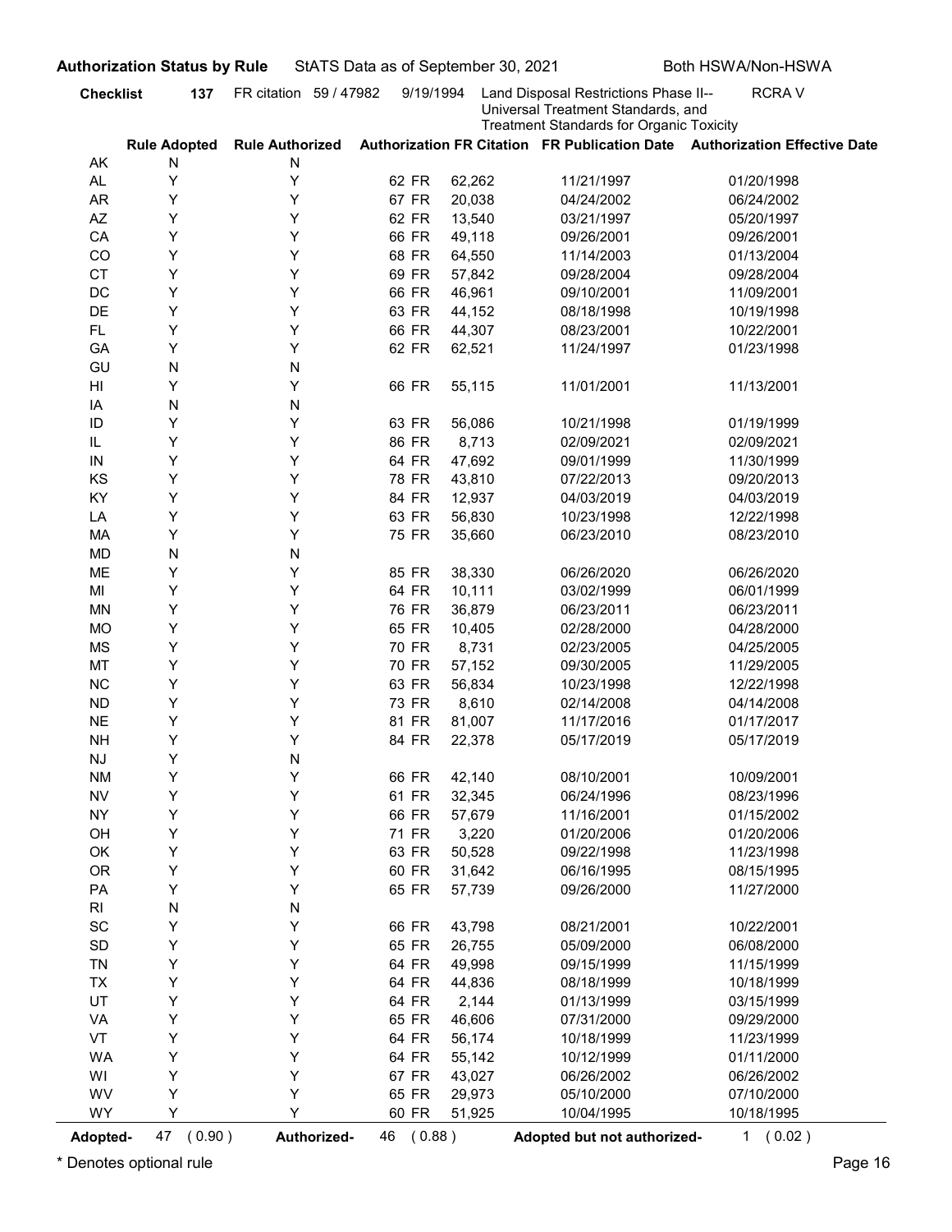**Authorization Status by Rule** StATS Data as of September 30, 2021 Both HSWA/Non-HSWA

**Checklist 137** FR citation 59 / 47982 9/19/1994 Land Disposal Restrictions Phase II-- Universal Treatment Standards, and Treatment Standards for Organic Toxicity RCRA V

| | Rule Adopted | Rule Authorized | Authorization FR Citation | FR Publication Date | Authorization Effective Date |
|---|---|---|---|---|---|
| AK | N | N | | | |
| AL | Y | Y | 62 FR 62,262 | 11/21/1997 | 01/20/1998 |
| AR | Y | Y | 67 FR 20,038 | 04/24/2002 | 06/24/2002 |
| AZ | Y | Y | 62 FR 13,540 | 03/21/1997 | 05/20/1997 |
| CA | Y | Y | 66 FR 49,118 | 09/26/2001 | 09/26/2001 |
| CO | Y | Y | 68 FR 64,550 | 11/14/2003 | 01/13/2004 |
| CT | Y | Y | 69 FR 57,842 | 09/28/2004 | 09/28/2004 |
| DC | Y | Y | 66 FR 46,961 | 09/10/2001 | 11/09/2001 |
| DE | Y | Y | 63 FR 44,152 | 08/18/1998 | 10/19/1998 |
| FL | Y | Y | 66 FR 44,307 | 08/23/2001 | 10/22/2001 |
| GA | Y | Y | 62 FR 62,521 | 11/24/1997 | 01/23/1998 |
| GU | N | N | | | |
| HI | Y | Y | 66 FR 55,115 | 11/01/2001 | 11/13/2001 |
| IA | N | N | | | |
| ID | Y | Y | 63 FR 56,086 | 10/21/1998 | 01/19/1999 |
| IL | Y | Y | 86 FR 8,713 | 02/09/2021 | 02/09/2021 |
| IN | Y | Y | 64 FR 47,692 | 09/01/1999 | 11/30/1999 |
| KS | Y | Y | 78 FR 43,810 | 07/22/2013 | 09/20/2013 |
| KY | Y | Y | 84 FR 12,937 | 04/03/2019 | 04/03/2019 |
| LA | Y | Y | 63 FR 56,830 | 10/23/1998 | 12/22/1998 |
| MA | Y | Y | 75 FR 35,660 | 06/23/2010 | 08/23/2010 |
| MD | N | N | | | |
| ME | Y | Y | 85 FR 38,330 | 06/26/2020 | 06/26/2020 |
| MI | Y | Y | 64 FR 10,111 | 03/02/1999 | 06/01/1999 |
| MN | Y | Y | 76 FR 36,879 | 06/23/2011 | 06/23/2011 |
| MO | Y | Y | 65 FR 10,405 | 02/28/2000 | 04/28/2000 |
| MS | Y | Y | 70 FR 8,731 | 02/23/2005 | 04/25/2005 |
| MT | Y | Y | 70 FR 57,152 | 09/30/2005 | 11/29/2005 |
| NC | Y | Y | 63 FR 56,834 | 10/23/1998 | 12/22/1998 |
| ND | Y | Y | 73 FR 8,610 | 02/14/2008 | 04/14/2008 |
| NE | Y | Y | 81 FR 81,007 | 11/17/2016 | 01/17/2017 |
| NH | Y | Y | 84 FR 22,378 | 05/17/2019 | 05/17/2019 |
| NJ | Y | N | | | |
| NM | Y | Y | 66 FR 42,140 | 08/10/2001 | 10/09/2001 |
| NV | Y | Y | 61 FR 32,345 | 06/24/1996 | 08/23/1996 |
| NY | Y | Y | 66 FR 57,679 | 11/16/2001 | 01/15/2002 |
| OH | Y | Y | 71 FR 3,220 | 01/20/2006 | 01/20/2006 |
| OK | Y | Y | 63 FR 50,528 | 09/22/1998 | 11/23/1998 |
| OR | Y | Y | 60 FR 31,642 | 06/16/1995 | 08/15/1995 |
| PA | Y | Y | 65 FR 57,739 | 09/26/2000 | 11/27/2000 |
| RI | N | N | | | |
| SC | Y | Y | 66 FR 43,798 | 08/21/2001 | 10/22/2001 |
| SD | Y | Y | 65 FR 26,755 | 05/09/2000 | 06/08/2000 |
| TN | Y | Y | 64 FR 49,998 | 09/15/1999 | 11/15/1999 |
| TX | Y | Y | 64 FR 44,836 | 08/18/1999 | 10/18/1999 |
| UT | Y | Y | 64 FR 2,144 | 01/13/1999 | 03/15/1999 |
| VA | Y | Y | 65 FR 46,606 | 07/31/2000 | 09/29/2000 |
| VT | Y | Y | 64 FR 56,174 | 10/18/1999 | 11/23/1999 |
| WA | Y | Y | 64 FR 55,142 | 10/12/1999 | 01/11/2000 |
| WI | Y | Y | 67 FR 43,027 | 06/26/2002 | 06/26/2002 |
| WV | Y | Y | 65 FR 29,973 | 05/10/2000 | 07/10/2000 |
| WY | Y | Y | 60 FR 51,925 | 10/04/1995 | 10/18/1995 |

**Adopted-** 47 ( 0.90 ) **Authorized-** 46 ( 0.88 ) **Adopted but not authorized-** 1 ( 0.02 )

* Denotes optional rule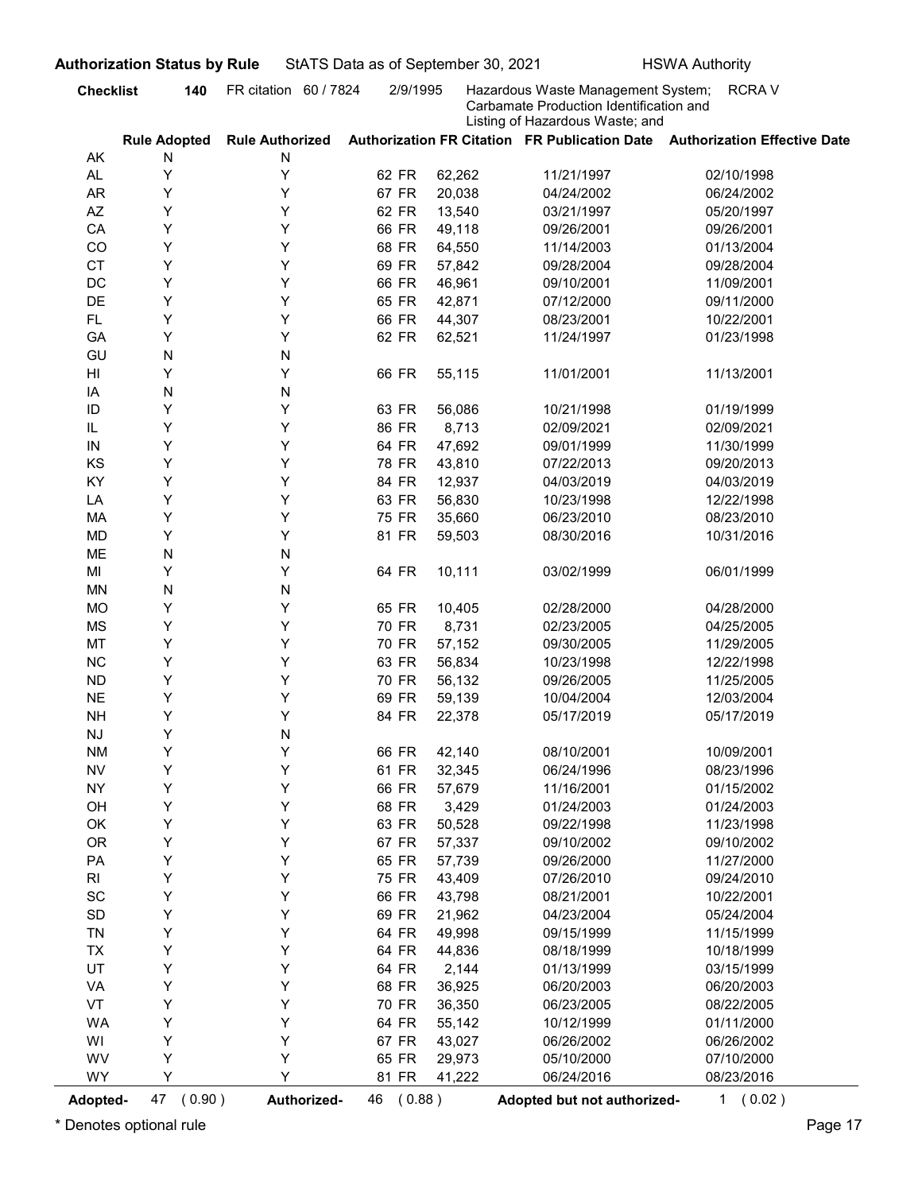**Authorization Status by Rule** StATS Data as of September 30, 2021 HSWA Authority

**Checklist** **140** FR citation 60 / 7824 2/9/1995 Hazardous Waste Management System; Carbamate Production Identification and Listing of Hazardous Waste; and RCRA V

| | Rule Adopted | Rule Authorized | Authorization FR Citation | | FR Publication Date | Authorization Effective Date |
|---|---|---|---|---|---|---|
| AK | N | N | | | | |
| AL | Y | Y | 62 FR | 62,262 | 11/21/1997 | 02/10/1998 |
| AR | Y | Y | 67 FR | 20,038 | 04/24/2002 | 06/24/2002 |
| AZ | Y | Y | 62 FR | 13,540 | 03/21/1997 | 05/20/1997 |
| CA | Y | Y | 66 FR | 49,118 | 09/26/2001 | 09/26/2001 |
| CO | Y | Y | 68 FR | 64,550 | 11/14/2003 | 01/13/2004 |
| CT | Y | Y | 69 FR | 57,842 | 09/28/2004 | 09/28/2004 |
| DC | Y | Y | 66 FR | 46,961 | 09/10/2001 | 11/09/2001 |
| DE | Y | Y | 65 FR | 42,871 | 07/12/2000 | 09/11/2000 |
| FL | Y | Y | 66 FR | 44,307 | 08/23/2001 | 10/22/2001 |
| GA | Y | Y | 62 FR | 62,521 | 11/24/1997 | 01/23/1998 |
| GU | N | N | | | | |
| HI | Y | Y | 66 FR | 55,115 | 11/01/2001 | 11/13/2001 |
| IA | N | N | | | | |
| ID | Y | Y | 63 FR | 56,086 | 10/21/1998 | 01/19/1999 |
| IL | Y | Y | 86 FR | 8,713 | 02/09/2021 | 02/09/2021 |
| IN | Y | Y | 64 FR | 47,692 | 09/01/1999 | 11/30/1999 |
| KS | Y | Y | 78 FR | 43,810 | 07/22/2013 | 09/20/2013 |
| KY | Y | Y | 84 FR | 12,937 | 04/03/2019 | 04/03/2019 |
| LA | Y | Y | 63 FR | 56,830 | 10/23/1998 | 12/22/1998 |
| MA | Y | Y | 75 FR | 35,660 | 06/23/2010 | 08/23/2010 |
| MD | Y | Y | 81 FR | 59,503 | 08/30/2016 | 10/31/2016 |
| ME | N | N | | | | |
| MI | Y | Y | 64 FR | 10,111 | 03/02/1999 | 06/01/1999 |
| MN | N | N | | | | |
| MO | Y | Y | 65 FR | 10,405 | 02/28/2000 | 04/28/2000 |
| MS | Y | Y | 70 FR | 8,731 | 02/23/2005 | 04/25/2005 |
| MT | Y | Y | 70 FR | 57,152 | 09/30/2005 | 11/29/2005 |
| NC | Y | Y | 63 FR | 56,834 | 10/23/1998 | 12/22/1998 |
| ND | Y | Y | 70 FR | 56,132 | 09/26/2005 | 11/25/2005 |
| NE | Y | Y | 69 FR | 59,139 | 10/04/2004 | 12/03/2004 |
| NH | Y | Y | 84 FR | 22,378 | 05/17/2019 | 05/17/2019 |
| NJ | Y | N | | | | |
| NM | Y | Y | 66 FR | 42,140 | 08/10/2001 | 10/09/2001 |
| NV | Y | Y | 61 FR | 32,345 | 06/24/1996 | 08/23/1996 |
| NY | Y | Y | 66 FR | 57,679 | 11/16/2001 | 01/15/2002 |
| OH | Y | Y | 68 FR | 3,429 | 01/24/2003 | 01/24/2003 |
| OK | Y | Y | 63 FR | 50,528 | 09/22/1998 | 11/23/1998 |
| OR | Y | Y | 67 FR | 57,337 | 09/10/2002 | 09/10/2002 |
| PA | Y | Y | 65 FR | 57,739 | 09/26/2000 | 11/27/2000 |
| RI | Y | Y | 75 FR | 43,409 | 07/26/2010 | 09/24/2010 |
| SC | Y | Y | 66 FR | 43,798 | 08/21/2001 | 10/22/2001 |
| SD | Y | Y | 69 FR | 21,962 | 04/23/2004 | 05/24/2004 |
| TN | Y | Y | 64 FR | 49,998 | 09/15/1999 | 11/15/1999 |
| TX | Y | Y | 64 FR | 44,836 | 08/18/1999 | 10/18/1999 |
| UT | Y | Y | 64 FR | 2,144 | 01/13/1999 | 03/15/1999 |
| VA | Y | Y | 68 FR | 36,925 | 06/20/2003 | 06/20/2003 |
| VT | Y | Y | 70 FR | 36,350 | 06/23/2005 | 08/22/2005 |
| WA | Y | Y | 64 FR | 55,142 | 10/12/1999 | 01/11/2000 |
| WI | Y | Y | 67 FR | 43,027 | 06/26/2002 | 06/26/2002 |
| WV | Y | Y | 65 FR | 29,973 | 05/10/2000 | 07/10/2000 |
| WY | Y | Y | 81 FR | 41,222 | 06/24/2016 | 08/23/2016 |

**Adopted-** 47 ( 0.90 ) **Authorized-** 46 ( 0.88 ) **Adopted but not authorized-** 1 ( 0.02 )

* Denotes optional rule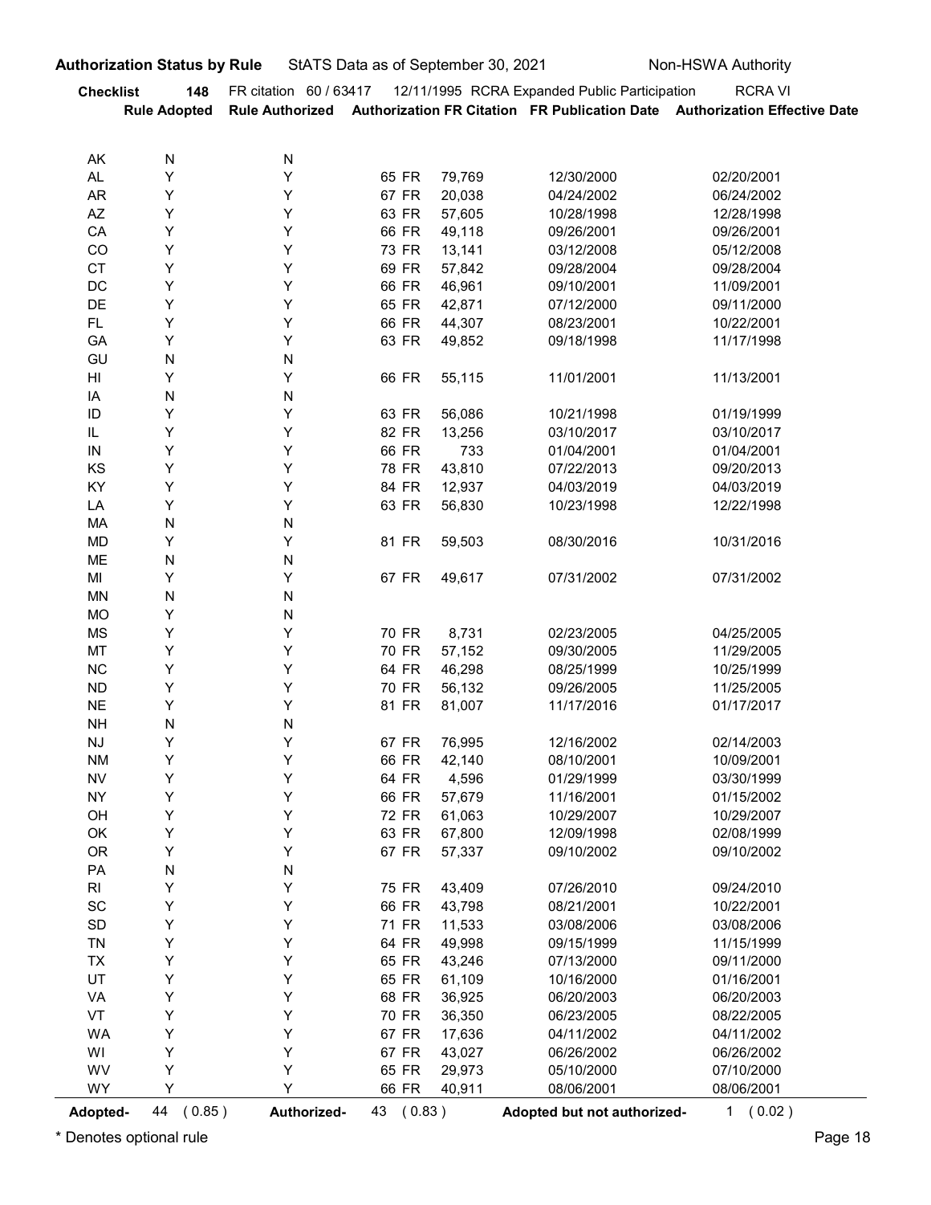**Authorization Status by Rule** StATS Data as of September 30, 2021 Non-HSWA Authority

**Checklist** **148** FR citation 60 / 63417 12/11/1995 RCRA Expanded Public Participation RCRA VI

| | Rule Adopted | Rule Authorized | Authorization FR Citation | FR Publication Date | Authorization Effective Date |
|---|---|---|---|---|---|
| AK | N | N | | | |
| AL | Y | Y | 65 FR 79,769 | 12/30/2000 | 02/20/2001 |
| AR | Y | Y | 67 FR 20,038 | 04/24/2002 | 06/24/2002 |
| AZ | Y | Y | 63 FR 57,605 | 10/28/1998 | 12/28/1998 |
| CA | Y | Y | 66 FR 49,118 | 09/26/2001 | 09/26/2001 |
| CO | Y | Y | 73 FR 13,141 | 03/12/2008 | 05/12/2008 |
| CT | Y | Y | 69 FR 57,842 | 09/28/2004 | 09/28/2004 |
| DC | Y | Y | 66 FR 46,961 | 09/10/2001 | 11/09/2001 |
| DE | Y | Y | 65 FR 42,871 | 07/12/2000 | 09/11/2000 |
| FL | Y | Y | 66 FR 44,307 | 08/23/2001 | 10/22/2001 |
| GA | Y | Y | 63 FR 49,852 | 09/18/1998 | 11/17/1998 |
| GU | N | N | | | |
| HI | Y | Y | 66 FR 55,115 | 11/01/2001 | 11/13/2001 |
| IA | N | N | | | |
| ID | Y | Y | 63 FR 56,086 | 10/21/1998 | 01/19/1999 |
| IL | Y | Y | 82 FR 13,256 | 03/10/2017 | 03/10/2017 |
| IN | Y | Y | 66 FR 733 | 01/04/2001 | 01/04/2001 |
| KS | Y | Y | 78 FR 43,810 | 07/22/2013 | 09/20/2013 |
| KY | Y | Y | 84 FR 12,937 | 04/03/2019 | 04/03/2019 |
| LA | Y | Y | 63 FR 56,830 | 10/23/1998 | 12/22/1998 |
| MA | N | N | | | |
| MD | Y | Y | 81 FR 59,503 | 08/30/2016 | 10/31/2016 |
| ME | N | N | | | |
| MI | Y | Y | 67 FR 49,617 | 07/31/2002 | 07/31/2002 |
| MN | N | N | | | |
| MO | Y | N | | | |
| MS | Y | Y | 70 FR 8,731 | 02/23/2005 | 04/25/2005 |
| MT | Y | Y | 70 FR 57,152 | 09/30/2005 | 11/29/2005 |
| NC | Y | Y | 64 FR 46,298 | 08/25/1999 | 10/25/1999 |
| ND | Y | Y | 70 FR 56,132 | 09/26/2005 | 11/25/2005 |
| NE | Y | Y | 81 FR 81,007 | 11/17/2016 | 01/17/2017 |
| NH | N | N | | | |
| NJ | Y | Y | 67 FR 76,995 | 12/16/2002 | 02/14/2003 |
| NM | Y | Y | 66 FR 42,140 | 08/10/2001 | 10/09/2001 |
| NV | Y | Y | 64 FR 4,596 | 01/29/1999 | 03/30/1999 |
| NY | Y | Y | 66 FR 57,679 | 11/16/2001 | 01/15/2002 |
| OH | Y | Y | 72 FR 61,063 | 10/29/2007 | 10/29/2007 |
| OK | Y | Y | 63 FR 67,800 | 12/09/1998 | 02/08/1999 |
| OR | Y | Y | 67 FR 57,337 | 09/10/2002 | 09/10/2002 |
| PA | N | N | | | |
| RI | Y | Y | 75 FR 43,409 | 07/26/2010 | 09/24/2010 |
| SC | Y | Y | 66 FR 43,798 | 08/21/2001 | 10/22/2001 |
| SD | Y | Y | 71 FR 11,533 | 03/08/2006 | 03/08/2006 |
| TN | Y | Y | 64 FR 49,998 | 09/15/1999 | 11/15/1999 |
| TX | Y | Y | 65 FR 43,246 | 07/13/2000 | 09/11/2000 |
| UT | Y | Y | 65 FR 61,109 | 10/16/2000 | 01/16/2001 |
| VA | Y | Y | 68 FR 36,925 | 06/20/2003 | 06/20/2003 |
| VT | Y | Y | 70 FR 36,350 | 06/23/2005 | 08/22/2005 |
| WA | Y | Y | 67 FR 17,636 | 04/11/2002 | 04/11/2002 |
| WI | Y | Y | 67 FR 43,027 | 06/26/2002 | 06/26/2002 |
| WV | Y | Y | 65 FR 29,973 | 05/10/2000 | 07/10/2000 |
| WY | Y | Y | 66 FR 40,911 | 08/06/2001 | 08/06/2001 |

**Adopted-** 44 ( 0.85 ) **Authorized-** 43 ( 0.83 ) **Adopted but not authorized-** 1 ( 0.02 )

\* Denotes optional rule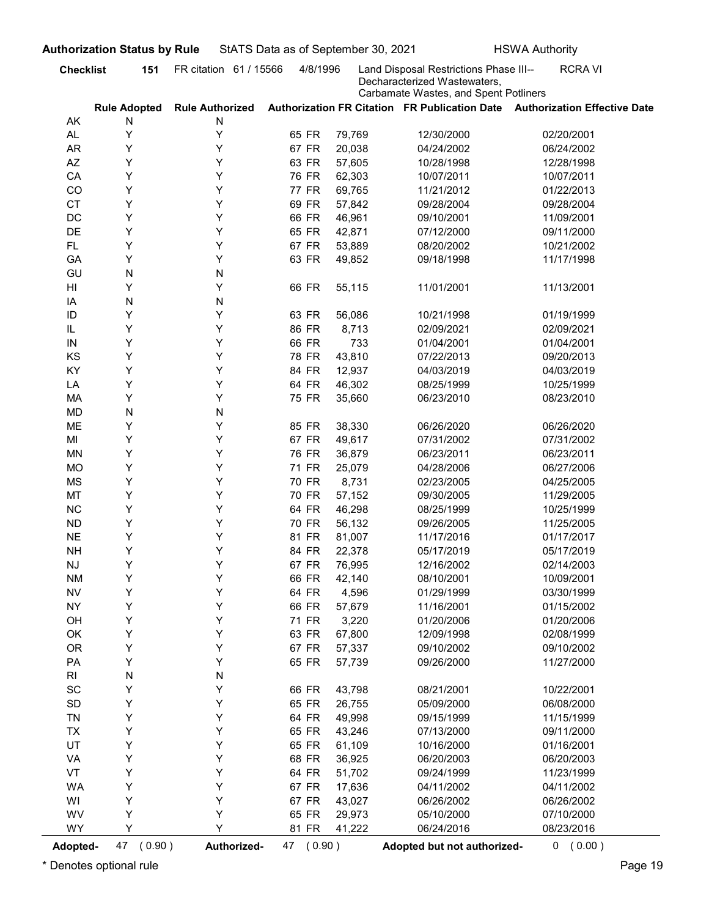**Authorization Status by Rule** StATS Data as of September 30, 2021 HSWA Authority

**Checklist** **151** FR citation 61 / 15566 4/8/1996 Land Disposal Restrictions Phase III-- Decharacterized Wastewaters, Carbamate Wastes, and Spent Potliners RCRA VI

| | Rule Adopted | Rule Authorized | Authorization FR Citation | | FR Publication Date | Authorization Effective Date |
|---|---|---|---|---|---|---|
| AK | N | N | | | | |
| AL | Y | Y | 65 FR | 79,769 | 12/30/2000 | 02/20/2001 |
| AR | Y | Y | 67 FR | 20,038 | 04/24/2002 | 06/24/2002 |
| AZ | Y | Y | 63 FR | 57,605 | 10/28/1998 | 12/28/1998 |
| CA | Y | Y | 76 FR | 62,303 | 10/07/2011 | 10/07/2011 |
| CO | Y | Y | 77 FR | 69,765 | 11/21/2012 | 01/22/2013 |
| CT | Y | Y | 69 FR | 57,842 | 09/28/2004 | 09/28/2004 |
| DC | Y | Y | 66 FR | 46,961 | 09/10/2001 | 11/09/2001 |
| DE | Y | Y | 65 FR | 42,871 | 07/12/2000 | 09/11/2000 |
| FL | Y | Y | 67 FR | 53,889 | 08/20/2002 | 10/21/2002 |
| GA | Y | Y | 63 FR | 49,852 | 09/18/1998 | 11/17/1998 |
| GU | N | N | | | | |
| HI | Y | Y | 66 FR | 55,115 | 11/01/2001 | 11/13/2001 |
| IA | N | N | | | | |
| ID | Y | Y | 63 FR | 56,086 | 10/21/1998 | 01/19/1999 |
| IL | Y | Y | 86 FR | 8,713 | 02/09/2021 | 02/09/2021 |
| IN | Y | Y | 66 FR | 733 | 01/04/2001 | 01/04/2001 |
| KS | Y | Y | 78 FR | 43,810 | 07/22/2013 | 09/20/2013 |
| KY | Y | Y | 84 FR | 12,937 | 04/03/2019 | 04/03/2019 |
| LA | Y | Y | 64 FR | 46,302 | 08/25/1999 | 10/25/1999 |
| MA | Y | Y | 75 FR | 35,660 | 06/23/2010 | 08/23/2010 |
| MD | N | N | | | | |
| ME | Y | Y | 85 FR | 38,330 | 06/26/2020 | 06/26/2020 |
| MI | Y | Y | 67 FR | 49,617 | 07/31/2002 | 07/31/2002 |
| MN | Y | Y | 76 FR | 36,879 | 06/23/2011 | 06/23/2011 |
| MO | Y | Y | 71 FR | 25,079 | 04/28/2006 | 06/27/2006 |
| MS | Y | Y | 70 FR | 8,731 | 02/23/2005 | 04/25/2005 |
| MT | Y | Y | 70 FR | 57,152 | 09/30/2005 | 11/29/2005 |
| NC | Y | Y | 64 FR | 46,298 | 08/25/1999 | 10/25/1999 |
| ND | Y | Y | 70 FR | 56,132 | 09/26/2005 | 11/25/2005 |
| NE | Y | Y | 81 FR | 81,007 | 11/17/2016 | 01/17/2017 |
| NH | Y | Y | 84 FR | 22,378 | 05/17/2019 | 05/17/2019 |
| NJ | Y | Y | 67 FR | 76,995 | 12/16/2002 | 02/14/2003 |
| NM | Y | Y | 66 FR | 42,140 | 08/10/2001 | 10/09/2001 |
| NV | Y | Y | 64 FR | 4,596 | 01/29/1999 | 03/30/1999 |
| NY | Y | Y | 66 FR | 57,679 | 11/16/2001 | 01/15/2002 |
| OH | Y | Y | 71 FR | 3,220 | 01/20/2006 | 01/20/2006 |
| OK | Y | Y | 63 FR | 67,800 | 12/09/1998 | 02/08/1999 |
| OR | Y | Y | 67 FR | 57,337 | 09/10/2002 | 09/10/2002 |
| PA | Y | Y | 65 FR | 57,739 | 09/26/2000 | 11/27/2000 |
| RI | N | N | | | | |
| SC | Y | Y | 66 FR | 43,798 | 08/21/2001 | 10/22/2001 |
| SD | Y | Y | 65 FR | 26,755 | 05/09/2000 | 06/08/2000 |
| TN | Y | Y | 64 FR | 49,998 | 09/15/1999 | 11/15/1999 |
| TX | Y | Y | 65 FR | 43,246 | 07/13/2000 | 09/11/2000 |
| UT | Y | Y | 65 FR | 61,109 | 10/16/2000 | 01/16/2001 |
| VA | Y | Y | 68 FR | 36,925 | 06/20/2003 | 06/20/2003 |
| VT | Y | Y | 64 FR | 51,702 | 09/24/1999 | 11/23/1999 |
| WA | Y | Y | 67 FR | 17,636 | 04/11/2002 | 04/11/2002 |
| WI | Y | Y | 67 FR | 43,027 | 06/26/2002 | 06/26/2002 |
| WV | Y | Y | 65 FR | 29,973 | 05/10/2000 | 07/10/2000 |
| WY | Y | Y | 81 FR | 41,222 | 06/24/2016 | 08/23/2016 |

**Adopted-** 47 ( 0.90 ) **Authorized-** 47 ( 0.90 ) **Adopted but not authorized-** 0 ( 0.00 )

* Denotes optional rule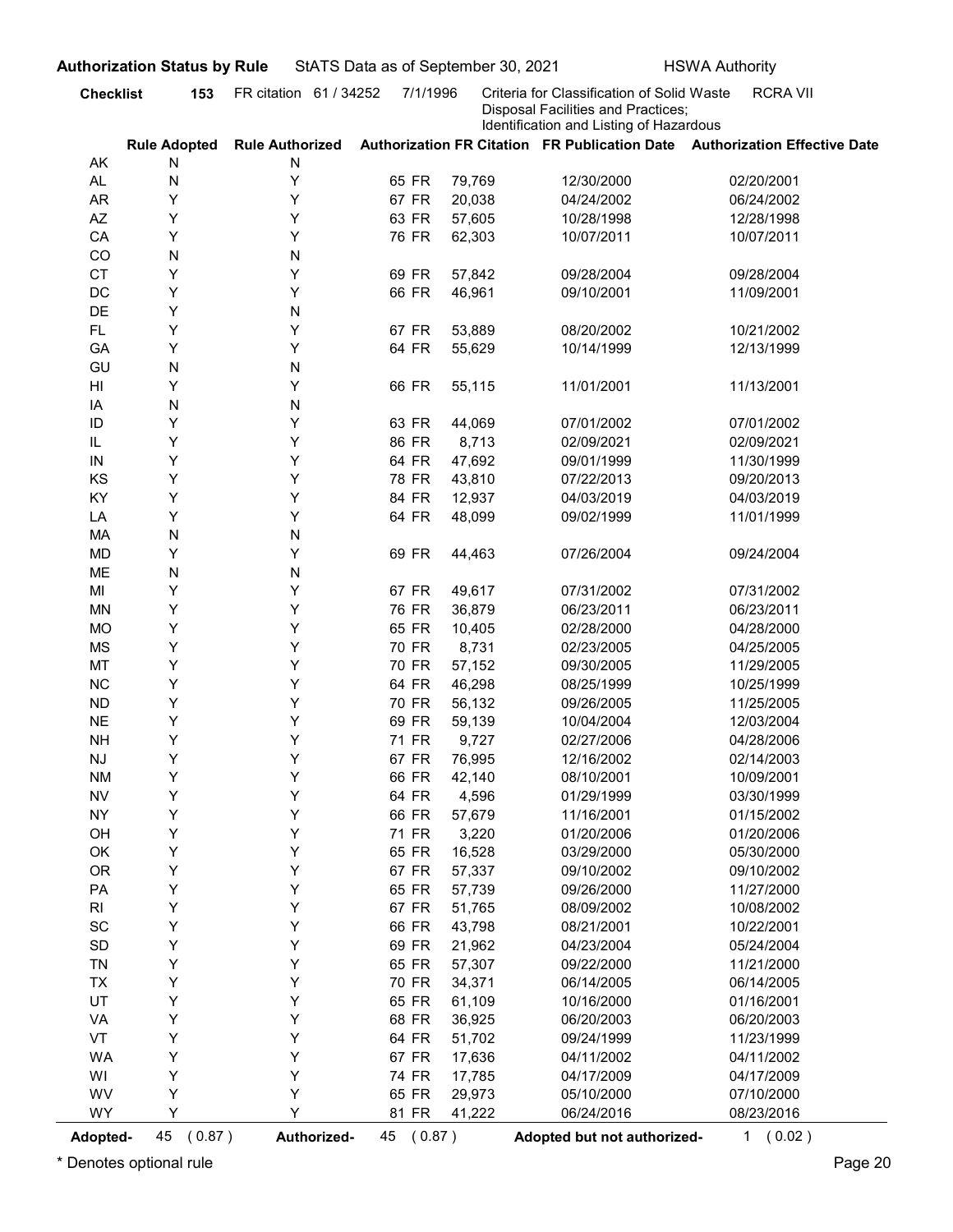**Authorization Status by Rule** StATS Data as of September 30, 2021 HSWA Authority

**Checklist 153** FR citation 61 / 34252 7/1/1996 Criteria for Classification of Solid Waste Disposal Facilities and Practices; Identification and Listing of Hazardous RCRA VII

| | Rule Adopted | Rule Authorized | Authorization FR Citation | | FR Publication Date | Authorization Effective Date |
|---|---|---|---|---|---|---|
| AK | N | N | | | | |
| AL | N | Y | 65 FR | 79,769 | 12/30/2000 | 02/20/2001 |
| AR | Y | Y | 67 FR | 20,038 | 04/24/2002 | 06/24/2002 |
| AZ | Y | Y | 63 FR | 57,605 | 10/28/1998 | 12/28/1998 |
| CA | Y | Y | 76 FR | 62,303 | 10/07/2011 | 10/07/2011 |
| CO | N | N | | | | |
| CT | Y | Y | 69 FR | 57,842 | 09/28/2004 | 09/28/2004 |
| DC | Y | Y | 66 FR | 46,961 | 09/10/2001 | 11/09/2001 |
| DE | Y | N | | | | |
| FL | Y | Y | 67 FR | 53,889 | 08/20/2002 | 10/21/2002 |
| GA | Y | Y | 64 FR | 55,629 | 10/14/1999 | 12/13/1999 |
| GU | N | N | | | | |
| HI | Y | Y | 66 FR | 55,115 | 11/01/2001 | 11/13/2001 |
| IA | N | N | | | | |
| ID | Y | Y | 63 FR | 44,069 | 07/01/2002 | 07/01/2002 |
| IL | Y | Y | 86 FR | 8,713 | 02/09/2021 | 02/09/2021 |
| IN | Y | Y | 64 FR | 47,692 | 09/01/1999 | 11/30/1999 |
| KS | Y | Y | 78 FR | 43,810 | 07/22/2013 | 09/20/2013 |
| KY | Y | Y | 84 FR | 12,937 | 04/03/2019 | 04/03/2019 |
| LA | Y | Y | 64 FR | 48,099 | 09/02/1999 | 11/01/1999 |
| MA | N | N | | | | |
| MD | Y | Y | 69 FR | 44,463 | 07/26/2004 | 09/24/2004 |
| ME | N | N | | | | |
| MI | Y | Y | 67 FR | 49,617 | 07/31/2002 | 07/31/2002 |
| MN | Y | Y | 76 FR | 36,879 | 06/23/2011 | 06/23/2011 |
| MO | Y | Y | 65 FR | 10,405 | 02/28/2000 | 04/28/2000 |
| MS | Y | Y | 70 FR | 8,731 | 02/23/2005 | 04/25/2005 |
| MT | Y | Y | 70 FR | 57,152 | 09/30/2005 | 11/29/2005 |
| NC | Y | Y | 64 FR | 46,298 | 08/25/1999 | 10/25/1999 |
| ND | Y | Y | 70 FR | 56,132 | 09/26/2005 | 11/25/2005 |
| NE | Y | Y | 69 FR | 59,139 | 10/04/2004 | 12/03/2004 |
| NH | Y | Y | 71 FR | 9,727 | 02/27/2006 | 04/28/2006 |
| NJ | Y | Y | 67 FR | 76,995 | 12/16/2002 | 02/14/2003 |
| NM | Y | Y | 66 FR | 42,140 | 08/10/2001 | 10/09/2001 |
| NV | Y | Y | 64 FR | 4,596 | 01/29/1999 | 03/30/1999 |
| NY | Y | Y | 66 FR | 57,679 | 11/16/2001 | 01/15/2002 |
| OH | Y | Y | 71 FR | 3,220 | 01/20/2006 | 01/20/2006 |
| OK | Y | Y | 65 FR | 16,528 | 03/29/2000 | 05/30/2000 |
| OR | Y | Y | 67 FR | 57,337 | 09/10/2002 | 09/10/2002 |
| PA | Y | Y | 65 FR | 57,739 | 09/26/2000 | 11/27/2000 |
| RI | Y | Y | 67 FR | 51,765 | 08/09/2002 | 10/08/2002 |
| SC | Y | Y | 66 FR | 43,798 | 08/21/2001 | 10/22/2001 |
| SD | Y | Y | 69 FR | 21,962 | 04/23/2004 | 05/24/2004 |
| TN | Y | Y | 65 FR | 57,307 | 09/22/2000 | 11/21/2000 |
| TX | Y | Y | 70 FR | 34,371 | 06/14/2005 | 06/14/2005 |
| UT | Y | Y | 65 FR | 61,109 | 10/16/2000 | 01/16/2001 |
| VA | Y | Y | 68 FR | 36,925 | 06/20/2003 | 06/20/2003 |
| VT | Y | Y | 64 FR | 51,702 | 09/24/1999 | 11/23/1999 |
| WA | Y | Y | 67 FR | 17,636 | 04/11/2002 | 04/11/2002 |
| WI | Y | Y | 74 FR | 17,785 | 04/17/2009 | 04/17/2009 |
| WV | Y | Y | 65 FR | 29,973 | 05/10/2000 | 07/10/2000 |
| WY | Y | Y | 81 FR | 41,222 | 06/24/2016 | 08/23/2016 |

**Adopted-** 45 ( 0.87 ) **Authorized-** 45 ( 0.87 ) **Adopted but not authorized-** 1 ( 0.02 )

\* Denotes optional rule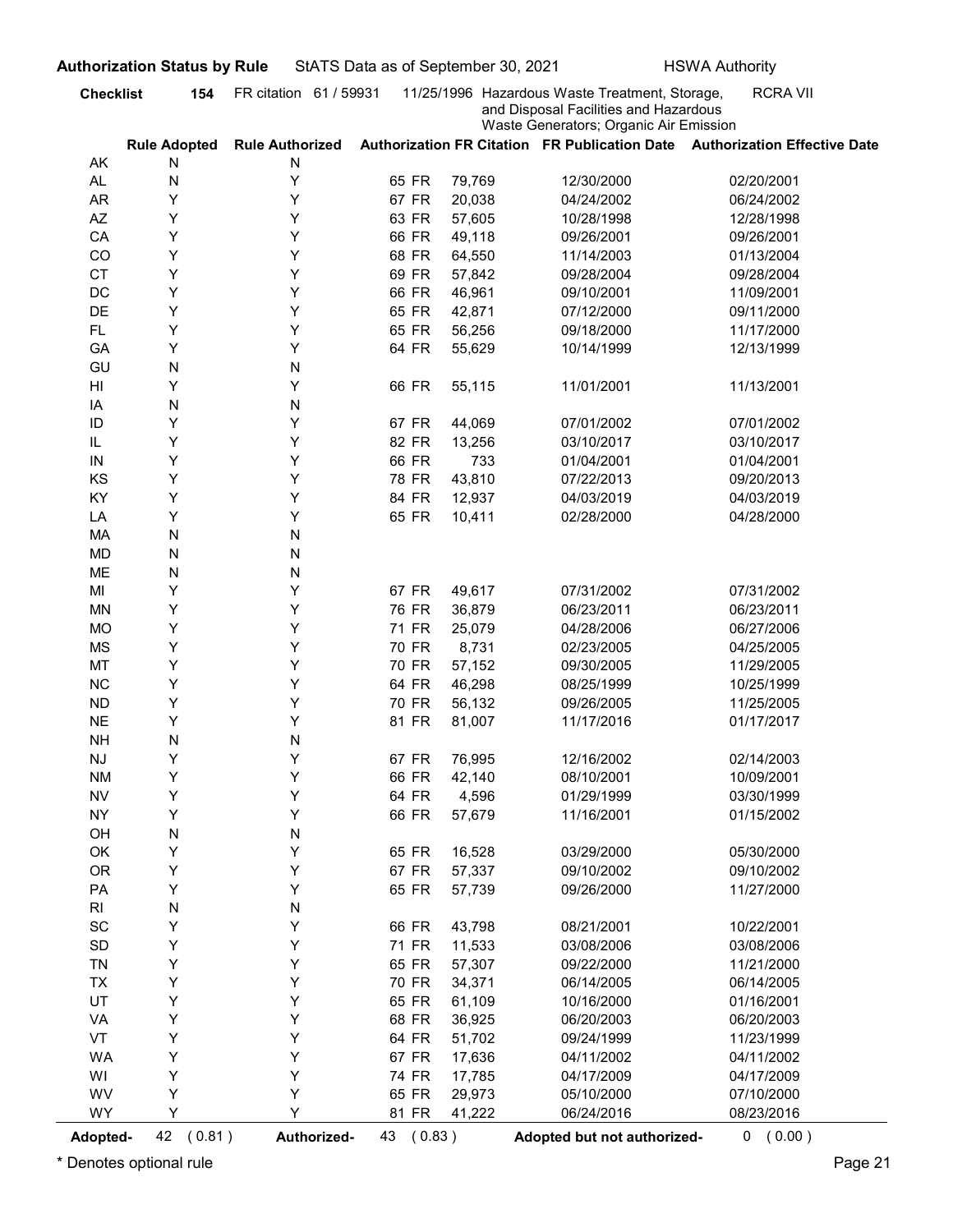**Authorization Status by Rule** StATS Data as of September 30, 2021 HSWA Authority

**Checklist** **154** FR citation 61 / 59931 11/25/1996 Hazardous Waste Treatment, Storage, and Disposal Facilities and Hazardous Waste Generators; Organic Air Emission RCRA VII

| | Rule Adopted | Rule Authorized | Authorization FR Citation | FR Publication Date | Authorization Effective Date |
|---|---|---|---|---|---|
| AK | N | N | | | |
| AL | N | Y | 65 FR 79,769 | 12/30/2000 | 02/20/2001 |
| AR | Y | Y | 67 FR 20,038 | 04/24/2002 | 06/24/2002 |
| AZ | Y | Y | 63 FR 57,605 | 10/28/1998 | 12/28/1998 |
| CA | Y | Y | 66 FR 49,118 | 09/26/2001 | 09/26/2001 |
| CO | Y | Y | 68 FR 64,550 | 11/14/2003 | 01/13/2004 |
| CT | Y | Y | 69 FR 57,842 | 09/28/2004 | 09/28/2004 |
| DC | Y | Y | 66 FR 46,961 | 09/10/2001 | 11/09/2001 |
| DE | Y | Y | 65 FR 42,871 | 07/12/2000 | 09/11/2000 |
| FL | Y | Y | 65 FR 56,256 | 09/18/2000 | 11/17/2000 |
| GA | Y | Y | 64 FR 55,629 | 10/14/1999 | 12/13/1999 |
| GU | N | N | | | |
| HI | Y | Y | 66 FR 55,115 | 11/01/2001 | 11/13/2001 |
| IA | N | N | | | |
| ID | Y | Y | 67 FR 44,069 | 07/01/2002 | 07/01/2002 |
| IL | Y | Y | 82 FR 13,256 | 03/10/2017 | 03/10/2017 |
| IN | Y | Y | 66 FR 733 | 01/04/2001 | 01/04/2001 |
| KS | Y | Y | 78 FR 43,810 | 07/22/2013 | 09/20/2013 |
| KY | Y | Y | 84 FR 12,937 | 04/03/2019 | 04/03/2019 |
| LA | Y | Y | 65 FR 10,411 | 02/28/2000 | 04/28/2000 |
| MA | N | N | | | |
| MD | N | N | | | |
| ME | N | N | | | |
| MI | Y | Y | 67 FR 49,617 | 07/31/2002 | 07/31/2002 |
| MN | Y | Y | 76 FR 36,879 | 06/23/2011 | 06/23/2011 |
| MO | Y | Y | 71 FR 25,079 | 04/28/2006 | 06/27/2006 |
| MS | Y | Y | 70 FR 8,731 | 02/23/2005 | 04/25/2005 |
| MT | Y | Y | 70 FR 57,152 | 09/30/2005 | 11/29/2005 |
| NC | Y | Y | 64 FR 46,298 | 08/25/1999 | 10/25/1999 |
| ND | Y | Y | 70 FR 56,132 | 09/26/2005 | 11/25/2005 |
| NE | Y | Y | 81 FR 81,007 | 11/17/2016 | 01/17/2017 |
| NH | N | N | | | |
| NJ | Y | Y | 67 FR 76,995 | 12/16/2002 | 02/14/2003 |
| NM | Y | Y | 66 FR 42,140 | 08/10/2001 | 10/09/2001 |
| NV | Y | Y | 64 FR 4,596 | 01/29/1999 | 03/30/1999 |
| NY | Y | Y | 66 FR 57,679 | 11/16/2001 | 01/15/2002 |
| OH | N | N | | | |
| OK | Y | Y | 65 FR 16,528 | 03/29/2000 | 05/30/2000 |
| OR | Y | Y | 67 FR 57,337 | 09/10/2002 | 09/10/2002 |
| PA | Y | Y | 65 FR 57,739 | 09/26/2000 | 11/27/2000 |
| RI | N | N | | | |
| SC | Y | Y | 66 FR 43,798 | 08/21/2001 | 10/22/2001 |
| SD | Y | Y | 71 FR 11,533 | 03/08/2006 | 03/08/2006 |
| TN | Y | Y | 65 FR 57,307 | 09/22/2000 | 11/21/2000 |
| TX | Y | Y | 70 FR 34,371 | 06/14/2005 | 06/14/2005 |
| UT | Y | Y | 65 FR 61,109 | 10/16/2000 | 01/16/2001 |
| VA | Y | Y | 68 FR 36,925 | 06/20/2003 | 06/20/2003 |
| VT | Y | Y | 64 FR 51,702 | 09/24/1999 | 11/23/1999 |
| WA | Y | Y | 67 FR 17,636 | 04/11/2002 | 04/11/2002 |
| WI | Y | Y | 74 FR 17,785 | 04/17/2009 | 04/17/2009 |
| WV | Y | Y | 65 FR 29,973 | 05/10/2000 | 07/10/2000 |
| WY | Y | Y | 81 FR 41,222 | 06/24/2016 | 08/23/2016 |

**Adopted-** 42 ( 0.81 ) **Authorized-** 43 ( 0.83 ) **Adopted but not authorized-** 0 ( 0.00 )

\* Denotes optional rule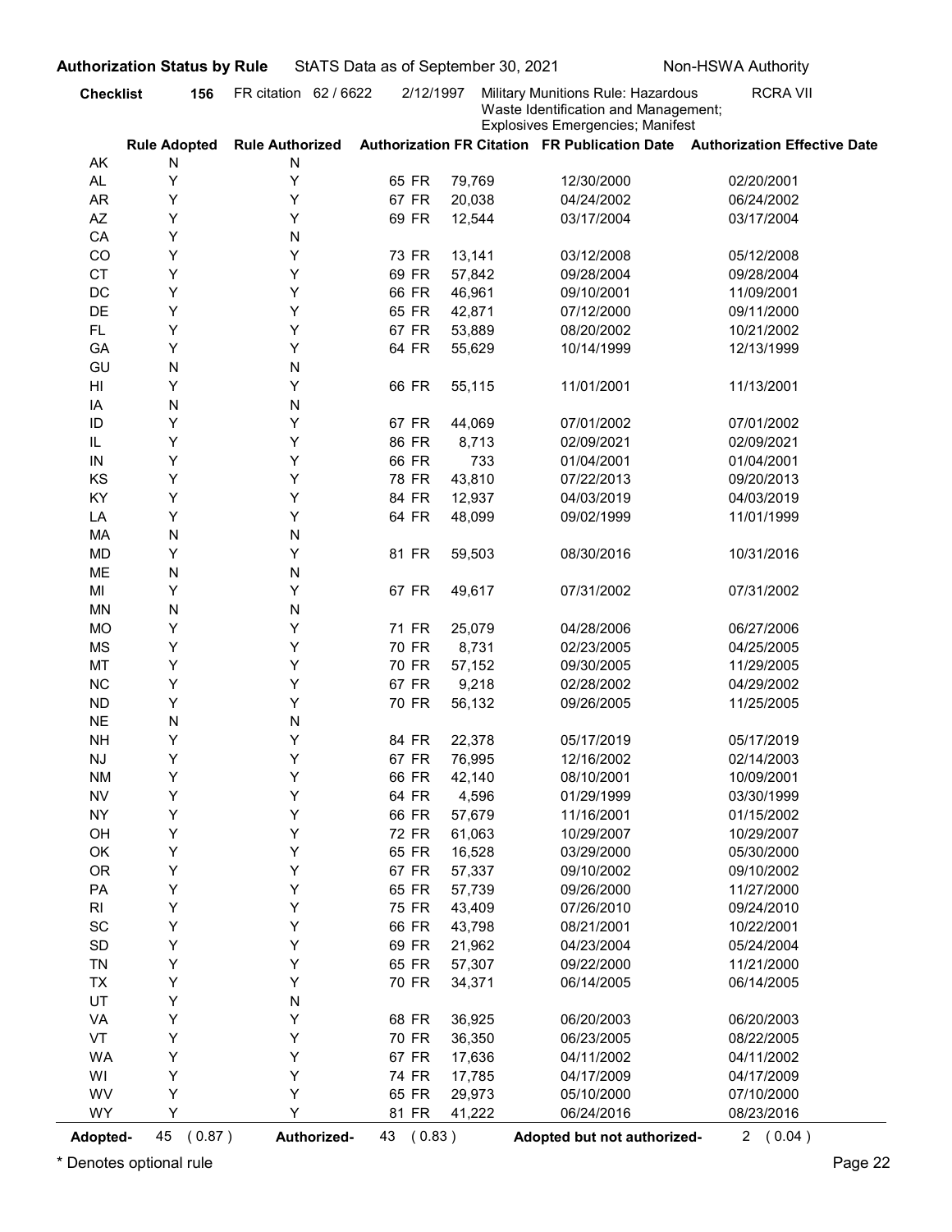**Authorization Status by Rule** StATS Data as of September 30, 2021 Non-HSWA Authority

**Checklist** **156** FR citation 62 / 6622 2/12/1997 Military Munitions Rule: Hazardous Waste Identification and Management; Explosives Emergencies; Manifest RCRA VII

| | Rule Adopted | Rule Authorized | Authorization FR Citation | | FR Publication Date | Authorization Effective Date |
|---|---|---|---|---|---|---|
| AK | N | N | | | | |
| AL | Y | Y | 65 FR | 79,769 | 12/30/2000 | 02/20/2001 |
| AR | Y | Y | 67 FR | 20,038 | 04/24/2002 | 06/24/2002 |
| AZ | Y | Y | 69 FR | 12,544 | 03/17/2004 | 03/17/2004 |
| CA | Y | N | | | | |
| CO | Y | Y | 73 FR | 13,141 | 03/12/2008 | 05/12/2008 |
| CT | Y | Y | 69 FR | 57,842 | 09/28/2004 | 09/28/2004 |
| DC | Y | Y | 66 FR | 46,961 | 09/10/2001 | 11/09/2001 |
| DE | Y | Y | 65 FR | 42,871 | 07/12/2000 | 09/11/2000 |
| FL | Y | Y | 67 FR | 53,889 | 08/20/2002 | 10/21/2002 |
| GA | Y | Y | 64 FR | 55,629 | 10/14/1999 | 12/13/1999 |
| GU | N | N | | | | |
| HI | Y | Y | 66 FR | 55,115 | 11/01/2001 | 11/13/2001 |
| IA | N | N | | | | |
| ID | Y | Y | 67 FR | 44,069 | 07/01/2002 | 07/01/2002 |
| IL | Y | Y | 86 FR | 8,713 | 02/09/2021 | 02/09/2021 |
| IN | Y | Y | 66 FR | 733 | 01/04/2001 | 01/04/2001 |
| KS | Y | Y | 78 FR | 43,810 | 07/22/2013 | 09/20/2013 |
| KY | Y | Y | 84 FR | 12,937 | 04/03/2019 | 04/03/2019 |
| LA | Y | Y | 64 FR | 48,099 | 09/02/1999 | 11/01/1999 |
| MA | N | N | | | | |
| MD | Y | Y | 81 FR | 59,503 | 08/30/2016 | 10/31/2016 |
| ME | N | N | | | | |
| MI | Y | Y | 67 FR | 49,617 | 07/31/2002 | 07/31/2002 |
| MN | N | N | | | | |
| MO | Y | Y | 71 FR | 25,079 | 04/28/2006 | 06/27/2006 |
| MS | Y | Y | 70 FR | 8,731 | 02/23/2005 | 04/25/2005 |
| MT | Y | Y | 70 FR | 57,152 | 09/30/2005 | 11/29/2005 |
| NC | Y | Y | 67 FR | 9,218 | 02/28/2002 | 04/29/2002 |
| ND | Y | Y | 70 FR | 56,132 | 09/26/2005 | 11/25/2005 |
| NE | N | N | | | | |
| NH | Y | Y | 84 FR | 22,378 | 05/17/2019 | 05/17/2019 |
| NJ | Y | Y | 67 FR | 76,995 | 12/16/2002 | 02/14/2003 |
| NM | Y | Y | 66 FR | 42,140 | 08/10/2001 | 10/09/2001 |
| NV | Y | Y | 64 FR | 4,596 | 01/29/1999 | 03/30/1999 |
| NY | Y | Y | 66 FR | 57,679 | 11/16/2001 | 01/15/2002 |
| OH | Y | Y | 72 FR | 61,063 | 10/29/2007 | 10/29/2007 |
| OK | Y | Y | 65 FR | 16,528 | 03/29/2000 | 05/30/2000 |
| OR | Y | Y | 67 FR | 57,337 | 09/10/2002 | 09/10/2002 |
| PA | Y | Y | 65 FR | 57,739 | 09/26/2000 | 11/27/2000 |
| RI | Y | Y | 75 FR | 43,409 | 07/26/2010 | 09/24/2010 |
| SC | Y | Y | 66 FR | 43,798 | 08/21/2001 | 10/22/2001 |
| SD | Y | Y | 69 FR | 21,962 | 04/23/2004 | 05/24/2004 |
| TN | Y | Y | 65 FR | 57,307 | 09/22/2000 | 11/21/2000 |
| TX | Y | Y | 70 FR | 34,371 | 06/14/2005 | 06/14/2005 |
| UT | Y | N | | | | |
| VA | Y | Y | 68 FR | 36,925 | 06/20/2003 | 06/20/2003 |
| VT | Y | Y | 70 FR | 36,350 | 06/23/2005 | 08/22/2005 |
| WA | Y | Y | 67 FR | 17,636 | 04/11/2002 | 04/11/2002 |
| WI | Y | Y | 74 FR | 17,785 | 04/17/2009 | 04/17/2009 |
| WV | Y | Y | 65 FR | 29,973 | 05/10/2000 | 07/10/2000 |
| WY | Y | Y | 81 FR | 41,222 | 06/24/2016 | 08/23/2016 |

**Adopted-** 45 ( 0.87 ) **Authorized-** 43 ( 0.83 ) **Adopted but not authorized-** 2 ( 0.04 )

\* Denotes optional rule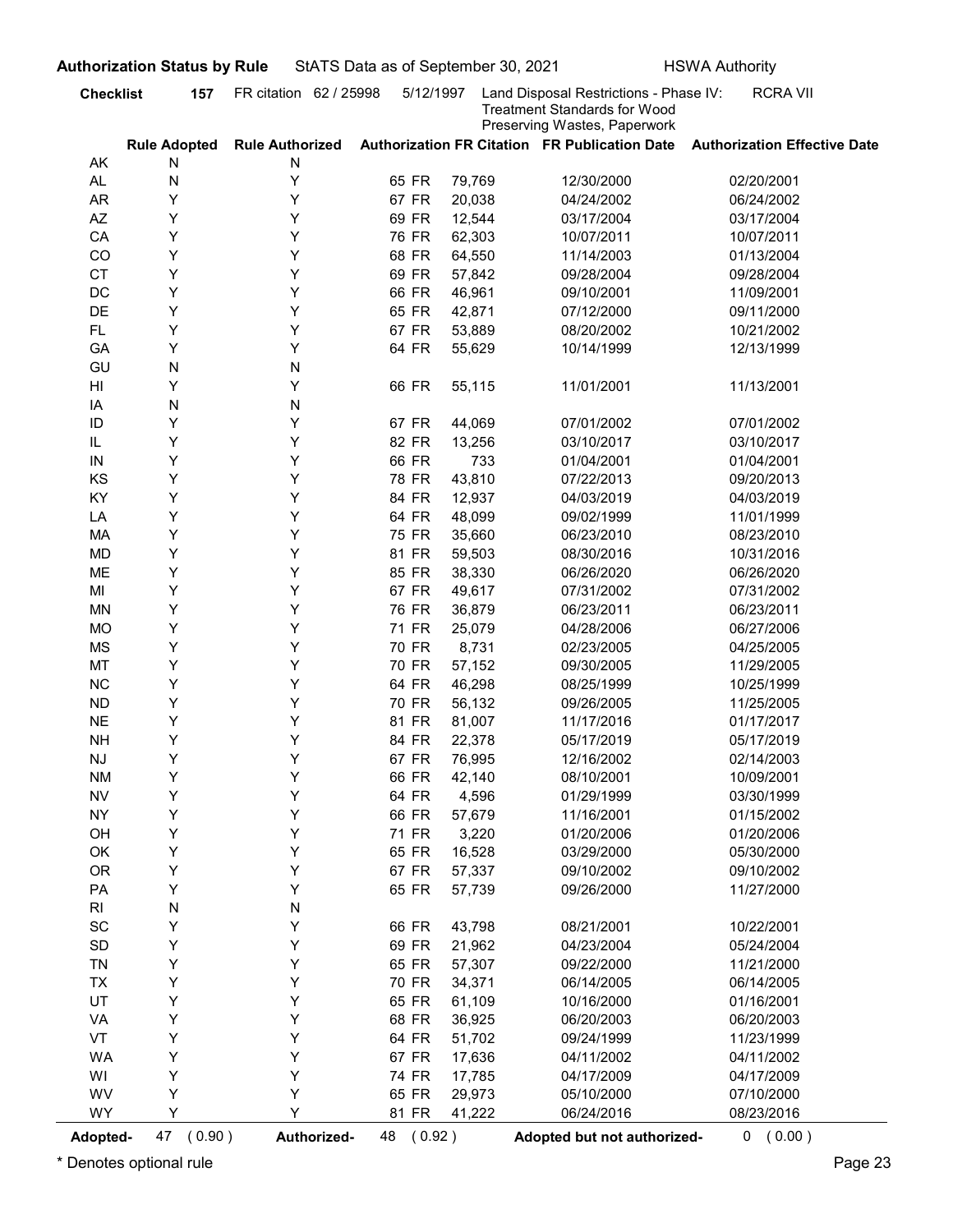**Authorization Status by Rule** StATS Data as of September 30, 2021 HSWA Authority

**Checklist** 157 FR citation 62 / 25998 5/12/1997 Land Disposal Restrictions - Phase IV: Treatment Standards for Wood Preserving Wastes, Paperwork RCRA VII

| | Rule Adopted | Rule Authorized | Authorization FR Citation | | FR Publication Date | Authorization Effective Date |
|---|---|---|---|---|---|---|
| AK | N | N | | | | |
| AL | N | Y | 65 FR | 79,769 | 12/30/2000 | 02/20/2001 |
| AR | Y | Y | 67 FR | 20,038 | 04/24/2002 | 06/24/2002 |
| AZ | Y | Y | 69 FR | 12,544 | 03/17/2004 | 03/17/2004 |
| CA | Y | Y | 76 FR | 62,303 | 10/07/2011 | 10/07/2011 |
| CO | Y | Y | 68 FR | 64,550 | 11/14/2003 | 01/13/2004 |
| CT | Y | Y | 69 FR | 57,842 | 09/28/2004 | 09/28/2004 |
| DC | Y | Y | 66 FR | 46,961 | 09/10/2001 | 11/09/2001 |
| DE | Y | Y | 65 FR | 42,871 | 07/12/2000 | 09/11/2000 |
| FL | Y | Y | 67 FR | 53,889 | 08/20/2002 | 10/21/2002 |
| GA | Y | Y | 64 FR | 55,629 | 10/14/1999 | 12/13/1999 |
| GU | N | N | | | | |
| HI | Y | Y | 66 FR | 55,115 | 11/01/2001 | 11/13/2001 |
| IA | N | N | | | | |
| ID | Y | Y | 67 FR | 44,069 | 07/01/2002 | 07/01/2002 |
| IL | Y | Y | 82 FR | 13,256 | 03/10/2017 | 03/10/2017 |
| IN | Y | Y | 66 FR | 733 | 01/04/2001 | 01/04/2001 |
| KS | Y | Y | 78 FR | 43,810 | 07/22/2013 | 09/20/2013 |
| KY | Y | Y | 84 FR | 12,937 | 04/03/2019 | 04/03/2019 |
| LA | Y | Y | 64 FR | 48,099 | 09/02/1999 | 11/01/1999 |
| MA | Y | Y | 75 FR | 35,660 | 06/23/2010 | 08/23/2010 |
| MD | Y | Y | 81 FR | 59,503 | 08/30/2016 | 10/31/2016 |
| ME | Y | Y | 85 FR | 38,330 | 06/26/2020 | 06/26/2020 |
| MI | Y | Y | 67 FR | 49,617 | 07/31/2002 | 07/31/2002 |
| MN | Y | Y | 76 FR | 36,879 | 06/23/2011 | 06/23/2011 |
| MO | Y | Y | 71 FR | 25,079 | 04/28/2006 | 06/27/2006 |
| MS | Y | Y | 70 FR | 8,731 | 02/23/2005 | 04/25/2005 |
| MT | Y | Y | 70 FR | 57,152 | 09/30/2005 | 11/29/2005 |
| NC | Y | Y | 64 FR | 46,298 | 08/25/1999 | 10/25/1999 |
| ND | Y | Y | 70 FR | 56,132 | 09/26/2005 | 11/25/2005 |
| NE | Y | Y | 81 FR | 81,007 | 11/17/2016 | 01/17/2017 |
| NH | Y | Y | 84 FR | 22,378 | 05/17/2019 | 05/17/2019 |
| NJ | Y | Y | 67 FR | 76,995 | 12/16/2002 | 02/14/2003 |
| NM | Y | Y | 66 FR | 42,140 | 08/10/2001 | 10/09/2001 |
| NV | Y | Y | 64 FR | 4,596 | 01/29/1999 | 03/30/1999 |
| NY | Y | Y | 66 FR | 57,679 | 11/16/2001 | 01/15/2002 |
| OH | Y | Y | 71 FR | 3,220 | 01/20/2006 | 01/20/2006 |
| OK | Y | Y | 65 FR | 16,528 | 03/29/2000 | 05/30/2000 |
| OR | Y | Y | 67 FR | 57,337 | 09/10/2002 | 09/10/2002 |
| PA | Y | Y | 65 FR | 57,739 | 09/26/2000 | 11/27/2000 |
| RI | N | N | | | | |
| SC | Y | Y | 66 FR | 43,798 | 08/21/2001 | 10/22/2001 |
| SD | Y | Y | 69 FR | 21,962 | 04/23/2004 | 05/24/2004 |
| TN | Y | Y | 65 FR | 57,307 | 09/22/2000 | 11/21/2000 |
| TX | Y | Y | 70 FR | 34,371 | 06/14/2005 | 06/14/2005 |
| UT | Y | Y | 65 FR | 61,109 | 10/16/2000 | 01/16/2001 |
| VA | Y | Y | 68 FR | 36,925 | 06/20/2003 | 06/20/2003 |
| VT | Y | Y | 64 FR | 51,702 | 09/24/1999 | 11/23/1999 |
| WA | Y | Y | 67 FR | 17,636 | 04/11/2002 | 04/11/2002 |
| WI | Y | Y | 74 FR | 17,785 | 04/17/2009 | 04/17/2009 |
| WV | Y | Y | 65 FR | 29,973 | 05/10/2000 | 07/10/2000 |
| WY | Y | Y | 81 FR | 41,222 | 06/24/2016 | 08/23/2016 |

**Adopted-** 47 ( 0.90 ) **Authorized-** 48 ( 0.92 ) **Adopted but not authorized-** 0 ( 0.00 )

* Denotes optional rule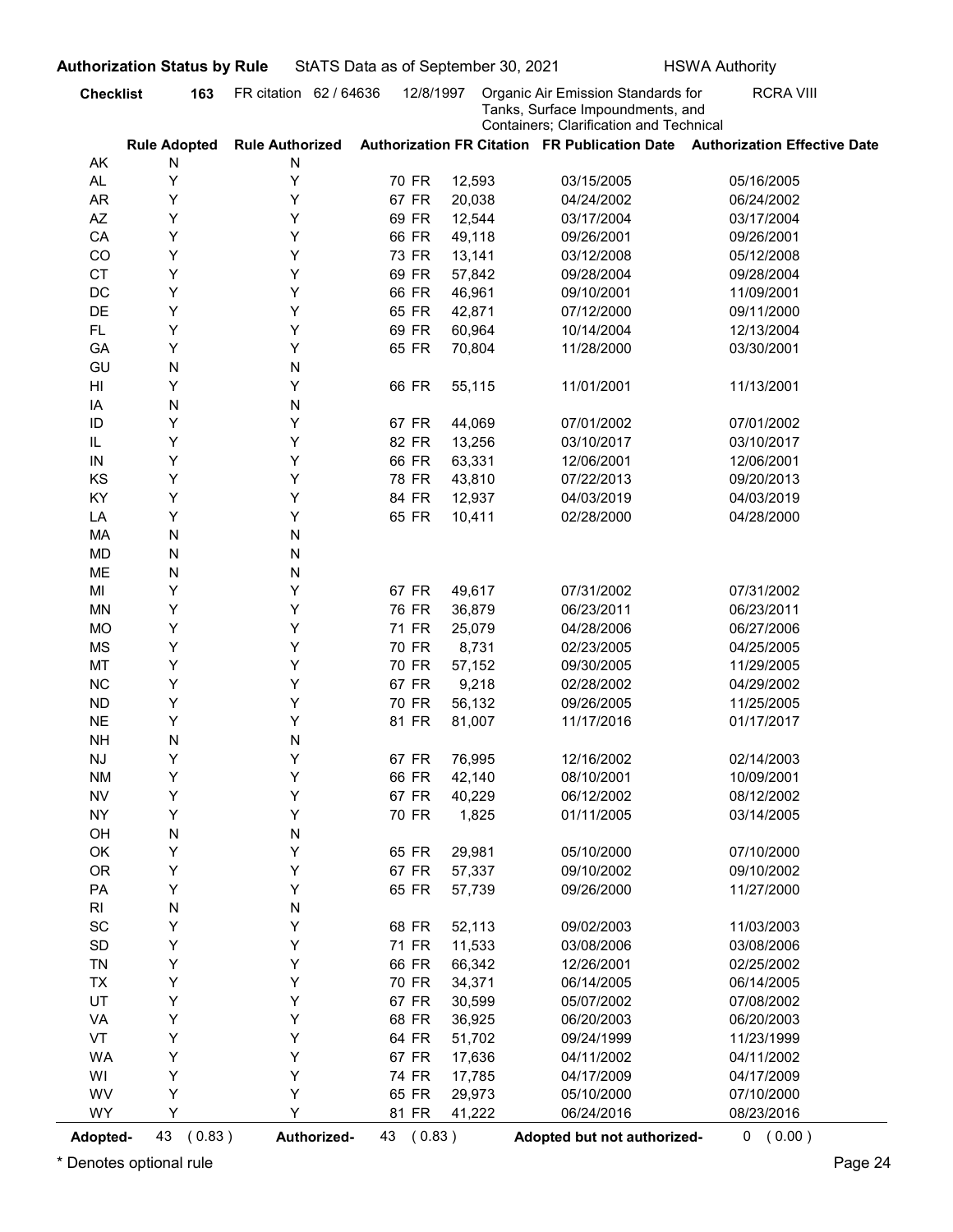**Authorization Status by Rule** StATS Data as of September 30, 2021 HSWA Authority

**Checklist 163** FR citation 62 / 64636 12/8/1997 Organic Air Emission Standards for Tanks, Surface Impoundments, and Containers; Clarification and Technical RCRA VIII

| | Rule Adopted | Rule Authorized | Authorization FR Citation | FR Publication Date | Authorization Effective Date |
|---|---|---|---|---|---|
| AK | N | N | | | |
| AL | Y | Y | 70 FR 12,593 | 03/15/2005 | 05/16/2005 |
| AR | Y | Y | 67 FR 20,038 | 04/24/2002 | 06/24/2002 |
| AZ | Y | Y | 69 FR 12,544 | 03/17/2004 | 03/17/2004 |
| CA | Y | Y | 66 FR 49,118 | 09/26/2001 | 09/26/2001 |
| CO | Y | Y | 73 FR 13,141 | 03/12/2008 | 05/12/2008 |
| CT | Y | Y | 69 FR 57,842 | 09/28/2004 | 09/28/2004 |
| DC | Y | Y | 66 FR 46,961 | 09/10/2001 | 11/09/2001 |
| DE | Y | Y | 65 FR 42,871 | 07/12/2000 | 09/11/2000 |
| FL | Y | Y | 69 FR 60,964 | 10/14/2004 | 12/13/2004 |
| GA | Y | Y | 65 FR 70,804 | 11/28/2000 | 03/30/2001 |
| GU | N | N | | | |
| HI | Y | Y | 66 FR 55,115 | 11/01/2001 | 11/13/2001 |
| IA | N | N | | | |
| ID | Y | Y | 67 FR 44,069 | 07/01/2002 | 07/01/2002 |
| IL | Y | Y | 82 FR 13,256 | 03/10/2017 | 03/10/2017 |
| IN | Y | Y | 66 FR 63,331 | 12/06/2001 | 12/06/2001 |
| KS | Y | Y | 78 FR 43,810 | 07/22/2013 | 09/20/2013 |
| KY | Y | Y | 84 FR 12,937 | 04/03/2019 | 04/03/2019 |
| LA | Y | Y | 65 FR 10,411 | 02/28/2000 | 04/28/2000 |
| MA | N | N | | | |
| MD | N | N | | | |
| ME | N | N | | | |
| MI | Y | Y | 67 FR 49,617 | 07/31/2002 | 07/31/2002 |
| MN | Y | Y | 76 FR 36,879 | 06/23/2011 | 06/23/2011 |
| MO | Y | Y | 71 FR 25,079 | 04/28/2006 | 06/27/2006 |
| MS | Y | Y | 70 FR 8,731 | 02/23/2005 | 04/25/2005 |
| MT | Y | Y | 70 FR 57,152 | 09/30/2005 | 11/29/2005 |
| NC | Y | Y | 67 FR 9,218 | 02/28/2002 | 04/29/2002 |
| ND | Y | Y | 70 FR 56,132 | 09/26/2005 | 11/25/2005 |
| NE | Y | Y | 81 FR 81,007 | 11/17/2016 | 01/17/2017 |
| NH | N | N | | | |
| NJ | Y | Y | 67 FR 76,995 | 12/16/2002 | 02/14/2003 |
| NM | Y | Y | 66 FR 42,140 | 08/10/2001 | 10/09/2001 |
| NV | Y | Y | 67 FR 40,229 | 06/12/2002 | 08/12/2002 |
| NY | Y | Y | 70 FR 1,825 | 01/11/2005 | 03/14/2005 |
| OH | N | N | | | |
| OK | Y | Y | 65 FR 29,981 | 05/10/2000 | 07/10/2000 |
| OR | Y | Y | 67 FR 57,337 | 09/10/2002 | 09/10/2002 |
| PA | Y | Y | 65 FR 57,739 | 09/26/2000 | 11/27/2000 |
| RI | N | N | | | |
| SC | Y | Y | 68 FR 52,113 | 09/02/2003 | 11/03/2003 |
| SD | Y | Y | 71 FR 11,533 | 03/08/2006 | 03/08/2006 |
| TN | Y | Y | 66 FR 66,342 | 12/26/2001 | 02/25/2002 |
| TX | Y | Y | 70 FR 34,371 | 06/14/2005 | 06/14/2005 |
| UT | Y | Y | 67 FR 30,599 | 05/07/2002 | 07/08/2002 |
| VA | Y | Y | 68 FR 36,925 | 06/20/2003 | 06/20/2003 |
| VT | Y | Y | 64 FR 51,702 | 09/24/1999 | 11/23/1999 |
| WA | Y | Y | 67 FR 17,636 | 04/11/2002 | 04/11/2002 |
| WI | Y | Y | 74 FR 17,785 | 04/17/2009 | 04/17/2009 |
| WV | Y | Y | 65 FR 29,973 | 05/10/2000 | 07/10/2000 |
| WY | Y | Y | 81 FR 41,222 | 06/24/2016 | 08/23/2016 |

**Adopted-** 43 ( 0.83 ) **Authorized-** 43 ( 0.83 ) **Adopted but not authorized-** 0 ( 0.00 )

* Denotes optional rule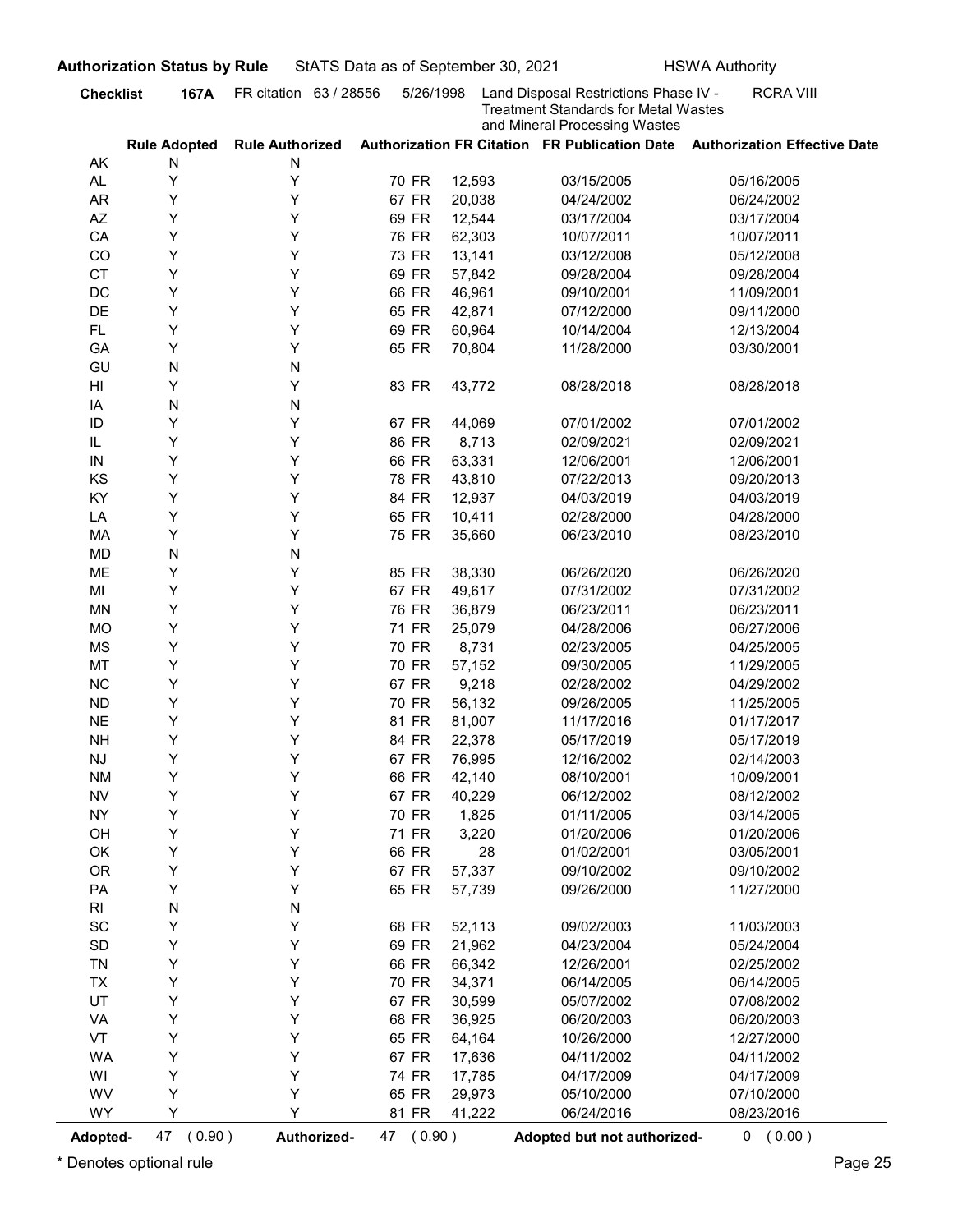**Authorization Status by Rule** StATS Data as of September 30, 2021 HSWA Authority

**Checklist 167A** FR citation 63 / 28556 5/26/1998 Land Disposal Restrictions Phase IV - Treatment Standards for Metal Wastes and Mineral Processing Wastes RCRA VIII

| | Rule Adopted | Rule Authorized | Authorization FR Citation | FR Publication Date | Authorization Effective Date |
|---|---|---|---|---|---|
| AK | N | N | | | |
| AL | Y | Y | 70 FR 12,593 | 03/15/2005 | 05/16/2005 |
| AR | Y | Y | 67 FR 20,038 | 04/24/2002 | 06/24/2002 |
| AZ | Y | Y | 69 FR 12,544 | 03/17/2004 | 03/17/2004 |
| CA | Y | Y | 76 FR 62,303 | 10/07/2011 | 10/07/2011 |
| CO | Y | Y | 73 FR 13,141 | 03/12/2008 | 05/12/2008 |
| CT | Y | Y | 69 FR 57,842 | 09/28/2004 | 09/28/2004 |
| DC | Y | Y | 66 FR 46,961 | 09/10/2001 | 11/09/2001 |
| DE | Y | Y | 65 FR 42,871 | 07/12/2000 | 09/11/2000 |
| FL | Y | Y | 69 FR 60,964 | 10/14/2004 | 12/13/2004 |
| GA | Y | Y | 65 FR 70,804 | 11/28/2000 | 03/30/2001 |
| GU | N | N | | | |
| HI | Y | Y | 83 FR 43,772 | 08/28/2018 | 08/28/2018 |
| IA | N | N | | | |
| ID | Y | Y | 67 FR 44,069 | 07/01/2002 | 07/01/2002 |
| IL | Y | Y | 86 FR 8,713 | 02/09/2021 | 02/09/2021 |
| IN | Y | Y | 66 FR 63,331 | 12/06/2001 | 12/06/2001 |
| KS | Y | Y | 78 FR 43,810 | 07/22/2013 | 09/20/2013 |
| KY | Y | Y | 84 FR 12,937 | 04/03/2019 | 04/03/2019 |
| LA | Y | Y | 65 FR 10,411 | 02/28/2000 | 04/28/2000 |
| MA | Y | Y | 75 FR 35,660 | 06/23/2010 | 08/23/2010 |
| MD | N | N | | | |
| ME | Y | Y | 85 FR 38,330 | 06/26/2020 | 06/26/2020 |
| MI | Y | Y | 67 FR 49,617 | 07/31/2002 | 07/31/2002 |
| MN | Y | Y | 76 FR 36,879 | 06/23/2011 | 06/23/2011 |
| MO | Y | Y | 71 FR 25,079 | 04/28/2006 | 06/27/2006 |
| MS | Y | Y | 70 FR 8,731 | 02/23/2005 | 04/25/2005 |
| MT | Y | Y | 70 FR 57,152 | 09/30/2005 | 11/29/2005 |
| NC | Y | Y | 67 FR 9,218 | 02/28/2002 | 04/29/2002 |
| ND | Y | Y | 70 FR 56,132 | 09/26/2005 | 11/25/2005 |
| NE | Y | Y | 81 FR 81,007 | 11/17/2016 | 01/17/2017 |
| NH | Y | Y | 84 FR 22,378 | 05/17/2019 | 05/17/2019 |
| NJ | Y | Y | 67 FR 76,995 | 12/16/2002 | 02/14/2003 |
| NM | Y | Y | 66 FR 42,140 | 08/10/2001 | 10/09/2001 |
| NV | Y | Y | 67 FR 40,229 | 06/12/2002 | 08/12/2002 |
| NY | Y | Y | 70 FR 1,825 | 01/11/2005 | 03/14/2005 |
| OH | Y | Y | 71 FR 3,220 | 01/20/2006 | 01/20/2006 |
| OK | Y | Y | 66 FR 28 | 01/02/2001 | 03/05/2001 |
| OR | Y | Y | 67 FR 57,337 | 09/10/2002 | 09/10/2002 |
| PA | Y | Y | 65 FR 57,739 | 09/26/2000 | 11/27/2000 |
| RI | N | N | | | |
| SC | Y | Y | 68 FR 52,113 | 09/02/2003 | 11/03/2003 |
| SD | Y | Y | 69 FR 21,962 | 04/23/2004 | 05/24/2004 |
| TN | Y | Y | 66 FR 66,342 | 12/26/2001 | 02/25/2002 |
| TX | Y | Y | 70 FR 34,371 | 06/14/2005 | 06/14/2005 |
| UT | Y | Y | 67 FR 30,599 | 05/07/2002 | 07/08/2002 |
| VA | Y | Y | 68 FR 36,925 | 06/20/2003 | 06/20/2003 |
| VT | Y | Y | 65 FR 64,164 | 10/26/2000 | 12/27/2000 |
| WA | Y | Y | 67 FR 17,636 | 04/11/2002 | 04/11/2002 |
| WI | Y | Y | 74 FR 17,785 | 04/17/2009 | 04/17/2009 |
| WV | Y | Y | 65 FR 29,973 | 05/10/2000 | 07/10/2000 |
| WY | Y | Y | 81 FR 41,222 | 06/24/2016 | 08/23/2016 |

**Adopted-** 47 ( 0.90 ) **Authorized-** 47 ( 0.90 ) **Adopted but not authorized-** 0 ( 0.00 )

* Denotes optional rule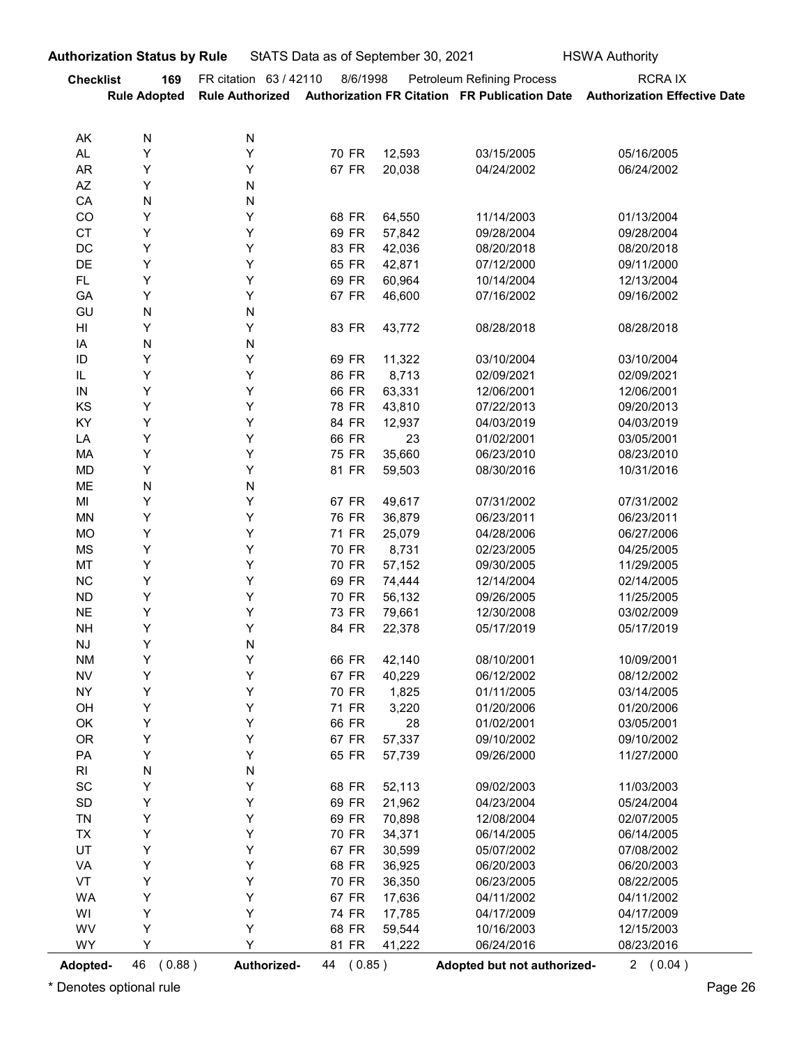**Authorization Status by Rule** StATS Data as of September 30, 2021 HSWA Authority

**Checklist** **169** FR citation 63 / 42110 8/6/1998 Petroleum Refining Process RCRA IX

| | Rule Adopted | Rule Authorized | Authorization FR Citation | | FR Publication Date | Authorization Effective Date |
|---|---|---|---|---|---|---|
| AK | N | N | | | | |
| AL | Y | Y | 70 FR | 12,593 | 03/15/2005 | 05/16/2005 |
| AR | Y | Y | 67 FR | 20,038 | 04/24/2002 | 06/24/2002 |
| AZ | Y | N | | | | |
| CA | N | N | | | | |
| CO | Y | Y | 68 FR | 64,550 | 11/14/2003 | 01/13/2004 |
| CT | Y | Y | 69 FR | 57,842 | 09/28/2004 | 09/28/2004 |
| DC | Y | Y | 83 FR | 42,036 | 08/20/2018 | 08/20/2018 |
| DE | Y | Y | 65 FR | 42,871 | 07/12/2000 | 09/11/2000 |
| FL | Y | Y | 69 FR | 60,964 | 10/14/2004 | 12/13/2004 |
| GA | Y | Y | 67 FR | 46,600 | 07/16/2002 | 09/16/2002 |
| GU | N | N | | | | |
| HI | Y | Y | 83 FR | 43,772 | 08/28/2018 | 08/28/2018 |
| IA | N | N | | | | |
| ID | Y | Y | 69 FR | 11,322 | 03/10/2004 | 03/10/2004 |
| IL | Y | Y | 86 FR | 8,713 | 02/09/2021 | 02/09/2021 |
| IN | Y | Y | 66 FR | 63,331 | 12/06/2001 | 12/06/2001 |
| KS | Y | Y | 78 FR | 43,810 | 07/22/2013 | 09/20/2013 |
| KY | Y | Y | 84 FR | 12,937 | 04/03/2019 | 04/03/2019 |
| LA | Y | Y | 66 FR | 23 | 01/02/2001 | 03/05/2001 |
| MA | Y | Y | 75 FR | 35,660 | 06/23/2010 | 08/23/2010 |
| MD | Y | Y | 81 FR | 59,503 | 08/30/2016 | 10/31/2016 |
| ME | N | N | | | | |
| MI | Y | Y | 67 FR | 49,617 | 07/31/2002 | 07/31/2002 |
| MN | Y | Y | 76 FR | 36,879 | 06/23/2011 | 06/23/2011 |
| MO | Y | Y | 71 FR | 25,079 | 04/28/2006 | 06/27/2006 |
| MS | Y | Y | 70 FR | 8,731 | 02/23/2005 | 04/25/2005 |
| MT | Y | Y | 70 FR | 57,152 | 09/30/2005 | 11/29/2005 |
| NC | Y | Y | 69 FR | 74,444 | 12/14/2004 | 02/14/2005 |
| ND | Y | Y | 70 FR | 56,132 | 09/26/2005 | 11/25/2005 |
| NE | Y | Y | 73 FR | 79,661 | 12/30/2008 | 03/02/2009 |
| NH | Y | Y | 84 FR | 22,378 | 05/17/2019 | 05/17/2019 |
| NJ | Y | N | | | | |
| NM | Y | Y | 66 FR | 42,140 | 08/10/2001 | 10/09/2001 |
| NV | Y | Y | 67 FR | 40,229 | 06/12/2002 | 08/12/2002 |
| NY | Y | Y | 70 FR | 1,825 | 01/11/2005 | 03/14/2005 |
| OH | Y | Y | 71 FR | 3,220 | 01/20/2006 | 01/20/2006 |
| OK | Y | Y | 66 FR | 28 | 01/02/2001 | 03/05/2001 |
| OR | Y | Y | 67 FR | 57,337 | 09/10/2002 | 09/10/2002 |
| PA | Y | Y | 65 FR | 57,739 | 09/26/2000 | 11/27/2000 |
| RI | N | N | | | | |
| SC | Y | Y | 68 FR | 52,113 | 09/02/2003 | 11/03/2003 |
| SD | Y | Y | 69 FR | 21,962 | 04/23/2004 | 05/24/2004 |
| TN | Y | Y | 69 FR | 70,898 | 12/08/2004 | 02/07/2005 |
| TX | Y | Y | 70 FR | 34,371 | 06/14/2005 | 06/14/2005 |
| UT | Y | Y | 67 FR | 30,599 | 05/07/2002 | 07/08/2002 |
| VA | Y | Y | 68 FR | 36,925 | 06/20/2003 | 06/20/2003 |
| VT | Y | Y | 70 FR | 36,350 | 06/23/2005 | 08/22/2005 |
| WA | Y | Y | 67 FR | 17,636 | 04/11/2002 | 04/11/2002 |
| WI | Y | Y | 74 FR | 17,785 | 04/17/2009 | 04/17/2009 |
| WV | Y | Y | 68 FR | 59,544 | 10/16/2003 | 12/15/2003 |
| WY | Y | Y | 81 FR | 41,222 | 06/24/2016 | 08/23/2016 |

**Adopted-** 46 ( 0.88 ) **Authorized-** 44 ( 0.85 ) **Adopted but not authorized-** 2 ( 0.04 )

* Denotes optional rule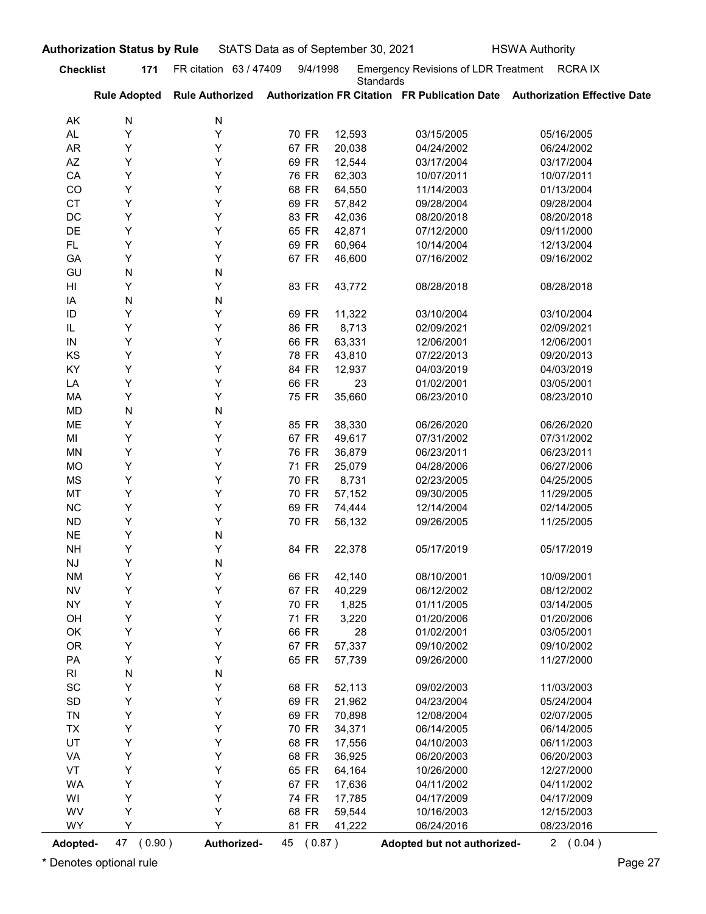**Authorization Status by Rule** StATS Data as of September 30, 2021 HSWA Authority

**Checklist** **171** FR citation 63 / 47409 9/4/1998 Emergency Revisions of LDR Treatment Standards RCRA IX

| | Rule Adopted | Rule Authorized | Authorization FR Citation | | FR Publication Date | Authorization Effective Date |
|---|---|---|---|---|---|---|
| AK | N | N | | | | |
| AL | Y | Y | 70 FR | 12,593 | 03/15/2005 | 05/16/2005 |
| AR | Y | Y | 67 FR | 20,038 | 04/24/2002 | 06/24/2002 |
| AZ | Y | Y | 69 FR | 12,544 | 03/17/2004 | 03/17/2004 |
| CA | Y | Y | 76 FR | 62,303 | 10/07/2011 | 10/07/2011 |
| CO | Y | Y | 68 FR | 64,550 | 11/14/2003 | 01/13/2004 |
| CT | Y | Y | 69 FR | 57,842 | 09/28/2004 | 09/28/2004 |
| DC | Y | Y | 83 FR | 42,036 | 08/20/2018 | 08/20/2018 |
| DE | Y | Y | 65 FR | 42,871 | 07/12/2000 | 09/11/2000 |
| FL | Y | Y | 69 FR | 60,964 | 10/14/2004 | 12/13/2004 |
| GA | Y | Y | 67 FR | 46,600 | 07/16/2002 | 09/16/2002 |
| GU | N | N | | | | |
| HI | Y | Y | 83 FR | 43,772 | 08/28/2018 | 08/28/2018 |
| IA | N | N | | | | |
| ID | Y | Y | 69 FR | 11,322 | 03/10/2004 | 03/10/2004 |
| IL | Y | Y | 86 FR | 8,713 | 02/09/2021 | 02/09/2021 |
| IN | Y | Y | 66 FR | 63,331 | 12/06/2001 | 12/06/2001 |
| KS | Y | Y | 78 FR | 43,810 | 07/22/2013 | 09/20/2013 |
| KY | Y | Y | 84 FR | 12,937 | 04/03/2019 | 04/03/2019 |
| LA | Y | Y | 66 FR | 23 | 01/02/2001 | 03/05/2001 |
| MA | Y | Y | 75 FR | 35,660 | 06/23/2010 | 08/23/2010 |
| MD | N | N | | | | |
| ME | Y | Y | 85 FR | 38,330 | 06/26/2020 | 06/26/2020 |
| MI | Y | Y | 67 FR | 49,617 | 07/31/2002 | 07/31/2002 |
| MN | Y | Y | 76 FR | 36,879 | 06/23/2011 | 06/23/2011 |
| MO | Y | Y | 71 FR | 25,079 | 04/28/2006 | 06/27/2006 |
| MS | Y | Y | 70 FR | 8,731 | 02/23/2005 | 04/25/2005 |
| MT | Y | Y | 70 FR | 57,152 | 09/30/2005 | 11/29/2005 |
| NC | Y | Y | 69 FR | 74,444 | 12/14/2004 | 02/14/2005 |
| ND | Y | Y | 70 FR | 56,132 | 09/26/2005 | 11/25/2005 |
| NE | Y | N | | | | |
| NH | Y | Y | 84 FR | 22,378 | 05/17/2019 | 05/17/2019 |
| NJ | Y | N | | | | |
| NM | Y | Y | 66 FR | 42,140 | 08/10/2001 | 10/09/2001 |
| NV | Y | Y | 67 FR | 40,229 | 06/12/2002 | 08/12/2002 |
| NY | Y | Y | 70 FR | 1,825 | 01/11/2005 | 03/14/2005 |
| OH | Y | Y | 71 FR | 3,220 | 01/20/2006 | 01/20/2006 |
| OK | Y | Y | 66 FR | 28 | 01/02/2001 | 03/05/2001 |
| OR | Y | Y | 67 FR | 57,337 | 09/10/2002 | 09/10/2002 |
| PA | Y | Y | 65 FR | 57,739 | 09/26/2000 | 11/27/2000 |
| RI | N | N | | | | |
| SC | Y | Y | 68 FR | 52,113 | 09/02/2003 | 11/03/2003 |
| SD | Y | Y | 69 FR | 21,962 | 04/23/2004 | 05/24/2004 |
| TN | Y | Y | 69 FR | 70,898 | 12/08/2004 | 02/07/2005 |
| TX | Y | Y | 70 FR | 34,371 | 06/14/2005 | 06/14/2005 |
| UT | Y | Y | 68 FR | 17,556 | 04/10/2003 | 06/11/2003 |
| VA | Y | Y | 68 FR | 36,925 | 06/20/2003 | 06/20/2003 |
| VT | Y | Y | 65 FR | 64,164 | 10/26/2000 | 12/27/2000 |
| WA | Y | Y | 67 FR | 17,636 | 04/11/2002 | 04/11/2002 |
| WI | Y | Y | 74 FR | 17,785 | 04/17/2009 | 04/17/2009 |
| WV | Y | Y | 68 FR | 59,544 | 10/16/2003 | 12/15/2003 |
| WY | Y | Y | 81 FR | 41,222 | 06/24/2016 | 08/23/2016 |

**Adopted-** 47 ( 0.90 ) **Authorized-** 45 ( 0.87 ) **Adopted but not authorized-** 2 ( 0.04 )

\* Denotes optional rule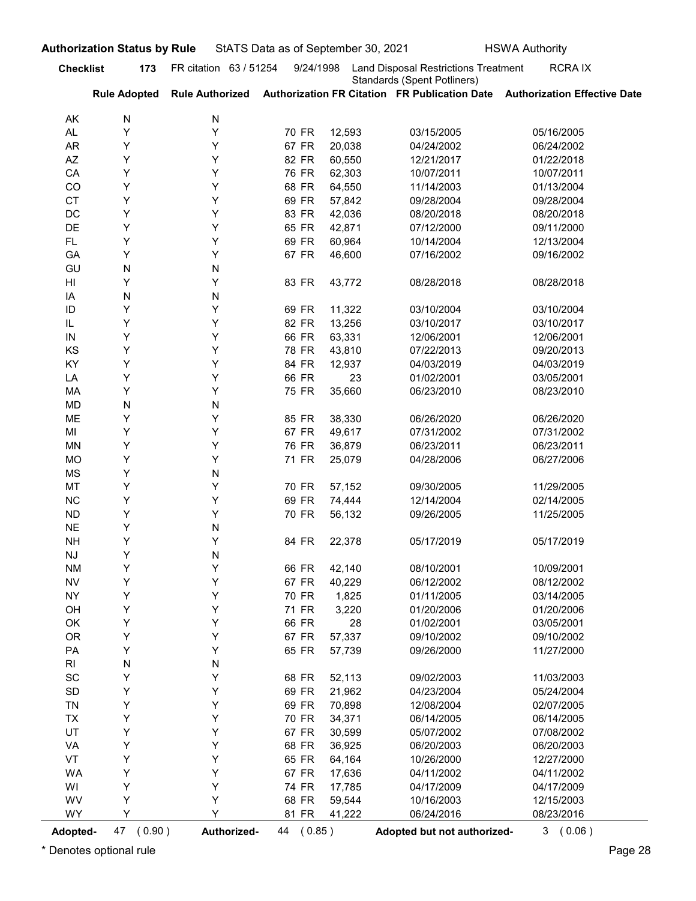**Authorization Status by Rule** StATS Data as of September 30, 2021 HSWA Authority

**Checklist** **173** FR citation 63 / 51254 9/24/1998 Land Disposal Restrictions Treatment Standards (Spent Potliners) RCRA IX

| | Rule Adopted | Rule Authorized | Authorization FR Citation | | FR Publication Date | Authorization Effective Date |
|---|---|---|---|---|---|---|
| AK | N | N | | | | |
| AL | Y | Y | 70 FR | 12,593 | 03/15/2005 | 05/16/2005 |
| AR | Y | Y | 67 FR | 20,038 | 04/24/2002 | 06/24/2002 |
| AZ | Y | Y | 82 FR | 60,550 | 12/21/2017 | 01/22/2018 |
| CA | Y | Y | 76 FR | 62,303 | 10/07/2011 | 10/07/2011 |
| CO | Y | Y | 68 FR | 64,550 | 11/14/2003 | 01/13/2004 |
| CT | Y | Y | 69 FR | 57,842 | 09/28/2004 | 09/28/2004 |
| DC | Y | Y | 83 FR | 42,036 | 08/20/2018 | 08/20/2018 |
| DE | Y | Y | 65 FR | 42,871 | 07/12/2000 | 09/11/2000 |
| FL | Y | Y | 69 FR | 60,964 | 10/14/2004 | 12/13/2004 |
| GA | Y | Y | 67 FR | 46,600 | 07/16/2002 | 09/16/2002 |
| GU | N | N | | | | |
| HI | Y | Y | 83 FR | 43,772 | 08/28/2018 | 08/28/2018 |
| IA | N | N | | | | |
| ID | Y | Y | 69 FR | 11,322 | 03/10/2004 | 03/10/2004 |
| IL | Y | Y | 82 FR | 13,256 | 03/10/2017 | 03/10/2017 |
| IN | Y | Y | 66 FR | 63,331 | 12/06/2001 | 12/06/2001 |
| KS | Y | Y | 78 FR | 43,810 | 07/22/2013 | 09/20/2013 |
| KY | Y | Y | 84 FR | 12,937 | 04/03/2019 | 04/03/2019 |
| LA | Y | Y | 66 FR | 23 | 01/02/2001 | 03/05/2001 |
| MA | Y | Y | 75 FR | 35,660 | 06/23/2010 | 08/23/2010 |
| MD | N | N | | | | |
| ME | Y | Y | 85 FR | 38,330 | 06/26/2020 | 06/26/2020 |
| MI | Y | Y | 67 FR | 49,617 | 07/31/2002 | 07/31/2002 |
| MN | Y | Y | 76 FR | 36,879 | 06/23/2011 | 06/23/2011 |
| MO | Y | Y | 71 FR | 25,079 | 04/28/2006 | 06/27/2006 |
| MS | Y | N | | | | |
| MT | Y | Y | 70 FR | 57,152 | 09/30/2005 | 11/29/2005 |
| NC | Y | Y | 69 FR | 74,444 | 12/14/2004 | 02/14/2005 |
| ND | Y | Y | 70 FR | 56,132 | 09/26/2005 | 11/25/2005 |
| NE | Y | N | | | | |
| NH | Y | Y | 84 FR | 22,378 | 05/17/2019 | 05/17/2019 |
| NJ | Y | N | | | | |
| NM | Y | Y | 66 FR | 42,140 | 08/10/2001 | 10/09/2001 |
| NV | Y | Y | 67 FR | 40,229 | 06/12/2002 | 08/12/2002 |
| NY | Y | Y | 70 FR | 1,825 | 01/11/2005 | 03/14/2005 |
| OH | Y | Y | 71 FR | 3,220 | 01/20/2006 | 01/20/2006 |
| OK | Y | Y | 66 FR | 28 | 01/02/2001 | 03/05/2001 |
| OR | Y | Y | 67 FR | 57,337 | 09/10/2002 | 09/10/2002 |
| PA | Y | Y | 65 FR | 57,739 | 09/26/2000 | 11/27/2000 |
| RI | N | N | | | | |
| SC | Y | Y | 68 FR | 52,113 | 09/02/2003 | 11/03/2003 |
| SD | Y | Y | 69 FR | 21,962 | 04/23/2004 | 05/24/2004 |
| TN | Y | Y | 69 FR | 70,898 | 12/08/2004 | 02/07/2005 |
| TX | Y | Y | 70 FR | 34,371 | 06/14/2005 | 06/14/2005 |
| UT | Y | Y | 67 FR | 30,599 | 05/07/2002 | 07/08/2002 |
| VA | Y | Y | 68 FR | 36,925 | 06/20/2003 | 06/20/2003 |
| VT | Y | Y | 65 FR | 64,164 | 10/26/2000 | 12/27/2000 |
| WA | Y | Y | 67 FR | 17,636 | 04/11/2002 | 04/11/2002 |
| WI | Y | Y | 74 FR | 17,785 | 04/17/2009 | 04/17/2009 |
| WV | Y | Y | 68 FR | 59,544 | 10/16/2003 | 12/15/2003 |
| WY | Y | Y | 81 FR | 41,222 | 06/24/2016 | 08/23/2016 |

**Adopted-** 47 ( 0.90 ) **Authorized-** 44 ( 0.85 ) **Adopted but not authorized-** 3 ( 0.06 )

\* Denotes optional rule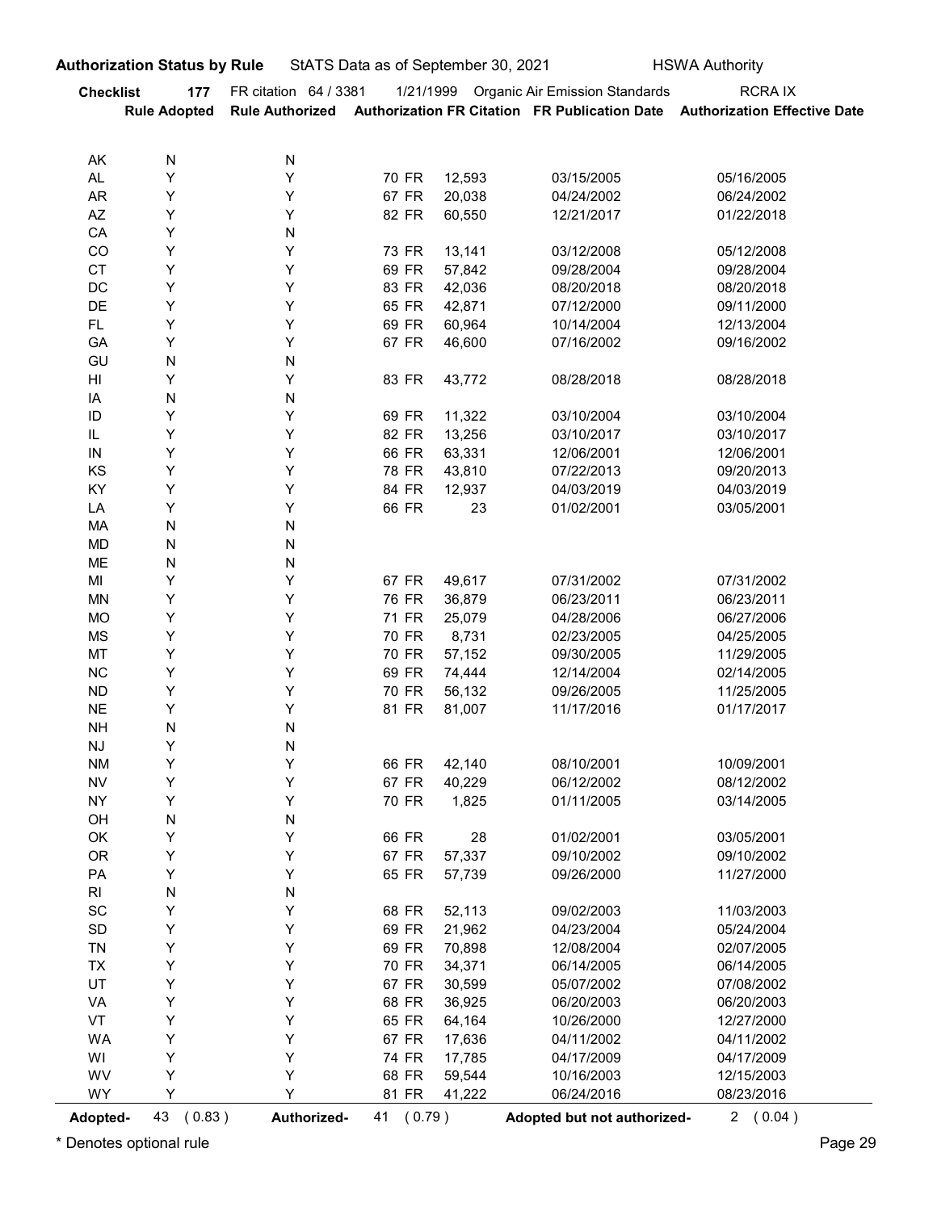**Authorization Status by Rule** StATS Data as of September 30, 2021 HSWA Authority

**Checklist 177** FR citation 64 / 3381 1/21/1999 Organic Air Emission Standards RCRA IX

| | Rule Adopted | Rule Authorized | Authorization FR Citation | | FR Publication Date | Authorization Effective Date |
|---|---|---|---|---|---|---|
| AK | N | N | | | | |
| AL | Y | Y | 70 FR | 12,593 | 03/15/2005 | 05/16/2005 |
| AR | Y | Y | 67 FR | 20,038 | 04/24/2002 | 06/24/2002 |
| AZ | Y | Y | 82 FR | 60,550 | 12/21/2017 | 01/22/2018 |
| CA | Y | N | | | | |
| CO | Y | Y | 73 FR | 13,141 | 03/12/2008 | 05/12/2008 |
| CT | Y | Y | 69 FR | 57,842 | 09/28/2004 | 09/28/2004 |
| DC | Y | Y | 83 FR | 42,036 | 08/20/2018 | 08/20/2018 |
| DE | Y | Y | 65 FR | 42,871 | 07/12/2000 | 09/11/2000 |
| FL | Y | Y | 69 FR | 60,964 | 10/14/2004 | 12/13/2004 |
| GA | Y | Y | 67 FR | 46,600 | 07/16/2002 | 09/16/2002 |
| GU | N | N | | | | |
| HI | Y | Y | 83 FR | 43,772 | 08/28/2018 | 08/28/2018 |
| IA | N | N | | | | |
| ID | Y | Y | 69 FR | 11,322 | 03/10/2004 | 03/10/2004 |
| IL | Y | Y | 82 FR | 13,256 | 03/10/2017 | 03/10/2017 |
| IN | Y | Y | 66 FR | 63,331 | 12/06/2001 | 12/06/2001 |
| KS | Y | Y | 78 FR | 43,810 | 07/22/2013 | 09/20/2013 |
| KY | Y | Y | 84 FR | 12,937 | 04/03/2019 | 04/03/2019 |
| LA | Y | Y | 66 FR | 23 | 01/02/2001 | 03/05/2001 |
| MA | N | N | | | | |
| MD | N | N | | | | |
| ME | N | N | | | | |
| MI | Y | Y | 67 FR | 49,617 | 07/31/2002 | 07/31/2002 |
| MN | Y | Y | 76 FR | 36,879 | 06/23/2011 | 06/23/2011 |
| MO | Y | Y | 71 FR | 25,079 | 04/28/2006 | 06/27/2006 |
| MS | Y | Y | 70 FR | 8,731 | 02/23/2005 | 04/25/2005 |
| MT | Y | Y | 70 FR | 57,152 | 09/30/2005 | 11/29/2005 |
| NC | Y | Y | 69 FR | 74,444 | 12/14/2004 | 02/14/2005 |
| ND | Y | Y | 70 FR | 56,132 | 09/26/2005 | 11/25/2005 |
| NE | Y | Y | 81 FR | 81,007 | 11/17/2016 | 01/17/2017 |
| NH | N | N | | | | |
| NJ | Y | N | | | | |
| NM | Y | Y | 66 FR | 42,140 | 08/10/2001 | 10/09/2001 |
| NV | Y | Y | 67 FR | 40,229 | 06/12/2002 | 08/12/2002 |
| NY | Y | Y | 70 FR | 1,825 | 01/11/2005 | 03/14/2005 |
| OH | N | N | | | | |
| OK | Y | Y | 66 FR | 28 | 01/02/2001 | 03/05/2001 |
| OR | Y | Y | 67 FR | 57,337 | 09/10/2002 | 09/10/2002 |
| PA | Y | Y | 65 FR | 57,739 | 09/26/2000 | 11/27/2000 |
| RI | N | N | | | | |
| SC | Y | Y | 68 FR | 52,113 | 09/02/2003 | 11/03/2003 |
| SD | Y | Y | 69 FR | 21,962 | 04/23/2004 | 05/24/2004 |
| TN | Y | Y | 69 FR | 70,898 | 12/08/2004 | 02/07/2005 |
| TX | Y | Y | 70 FR | 34,371 | 06/14/2005 | 06/14/2005 |
| UT | Y | Y | 67 FR | 30,599 | 05/07/2002 | 07/08/2002 |
| VA | Y | Y | 68 FR | 36,925 | 06/20/2003 | 06/20/2003 |
| VT | Y | Y | 65 FR | 64,164 | 10/26/2000 | 12/27/2000 |
| WA | Y | Y | 67 FR | 17,636 | 04/11/2002 | 04/11/2002 |
| WI | Y | Y | 74 FR | 17,785 | 04/17/2009 | 04/17/2009 |
| WV | Y | Y | 68 FR | 59,544 | 10/16/2003 | 12/15/2003 |
| WY | Y | Y | 81 FR | 41,222 | 06/24/2016 | 08/23/2016 |

**Adopted-** 43 ( 0.83 ) **Authorized-** 41 ( 0.79 ) **Adopted but not authorized-** 2 ( 0.04 )

\* Denotes optional rule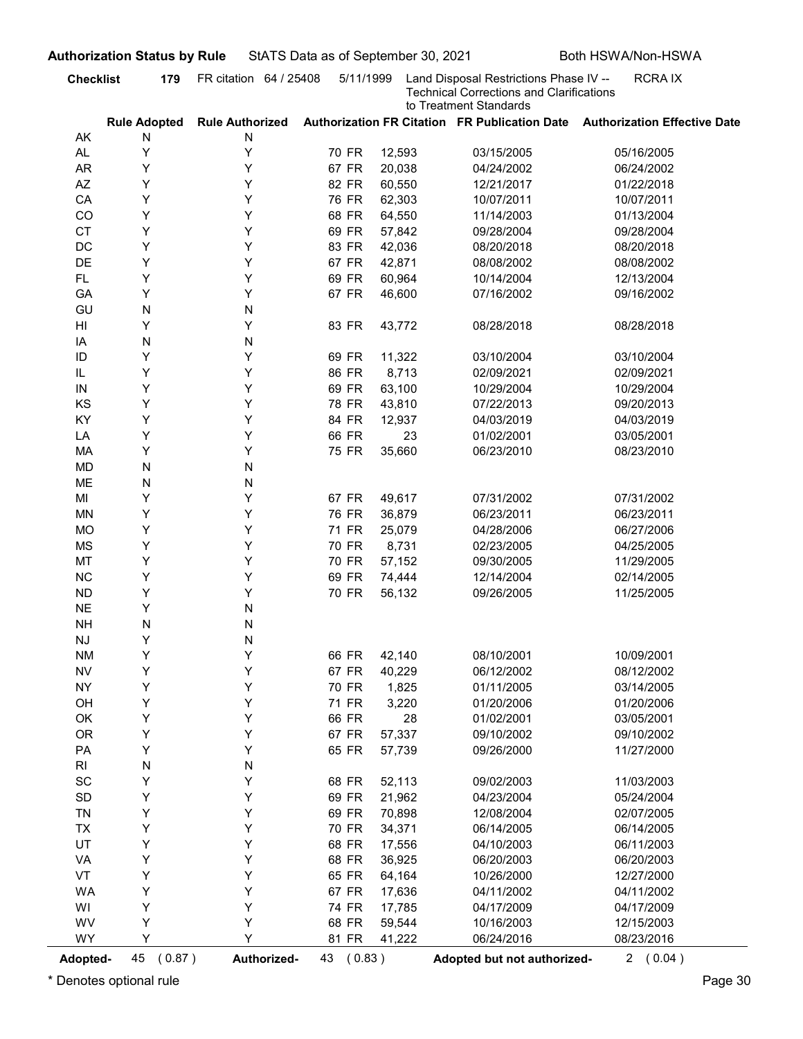**Authorization Status by Rule** StATS Data as of September 30, 2021 Both HSWA/Non-HSWA

**Checklist** **179** FR citation 64 / 25408 5/11/1999 Land Disposal Restrictions Phase IV -- Technical Corrections and Clarifications to Treatment Standards RCRA IX

| | Rule Adopted | Rule Authorized | Authorization FR Citation | FR Publication Date | Authorization Effective Date |
|---|---|---|---|---|---|
| AK | N | N | | | |
| AL | Y | Y | 70 FR 12,593 | 03/15/2005 | 05/16/2005 |
| AR | Y | Y | 67 FR 20,038 | 04/24/2002 | 06/24/2002 |
| AZ | Y | Y | 82 FR 60,550 | 12/21/2017 | 01/22/2018 |
| CA | Y | Y | 76 FR 62,303 | 10/07/2011 | 10/07/2011 |
| CO | Y | Y | 68 FR 64,550 | 11/14/2003 | 01/13/2004 |
| CT | Y | Y | 69 FR 57,842 | 09/28/2004 | 09/28/2004 |
| DC | Y | Y | 83 FR 42,036 | 08/20/2018 | 08/20/2018 |
| DE | Y | Y | 67 FR 42,871 | 08/08/2002 | 08/08/2002 |
| FL | Y | Y | 69 FR 60,964 | 10/14/2004 | 12/13/2004 |
| GA | Y | Y | 67 FR 46,600 | 07/16/2002 | 09/16/2002 |
| GU | N | N | | | |
| HI | Y | Y | 83 FR 43,772 | 08/28/2018 | 08/28/2018 |
| IA | N | N | | | |
| ID | Y | Y | 69 FR 11,322 | 03/10/2004 | 03/10/2004 |
| IL | Y | Y | 86 FR 8,713 | 02/09/2021 | 02/09/2021 |
| IN | Y | Y | 69 FR 63,100 | 10/29/2004 | 10/29/2004 |
| KS | Y | Y | 78 FR 43,810 | 07/22/2013 | 09/20/2013 |
| KY | Y | Y | 84 FR 12,937 | 04/03/2019 | 04/03/2019 |
| LA | Y | Y | 66 FR 23 | 01/02/2001 | 03/05/2001 |
| MA | Y | Y | 75 FR 35,660 | 06/23/2010 | 08/23/2010 |
| MD | N | N | | | |
| ME | N | N | | | |
| MI | Y | Y | 67 FR 49,617 | 07/31/2002 | 07/31/2002 |
| MN | Y | Y | 76 FR 36,879 | 06/23/2011 | 06/23/2011 |
| MO | Y | Y | 71 FR 25,079 | 04/28/2006 | 06/27/2006 |
| MS | Y | Y | 70 FR 8,731 | 02/23/2005 | 04/25/2005 |
| MT | Y | Y | 70 FR 57,152 | 09/30/2005 | 11/29/2005 |
| NC | Y | Y | 69 FR 74,444 | 12/14/2004 | 02/14/2005 |
| ND | Y | Y | 70 FR 56,132 | 09/26/2005 | 11/25/2005 |
| NE | Y | N | | | |
| NH | N | N | | | |
| NJ | Y | N | | | |
| NM | Y | Y | 66 FR 42,140 | 08/10/2001 | 10/09/2001 |
| NV | Y | Y | 67 FR 40,229 | 06/12/2002 | 08/12/2002 |
| NY | Y | Y | 70 FR 1,825 | 01/11/2005 | 03/14/2005 |
| OH | Y | Y | 71 FR 3,220 | 01/20/2006 | 01/20/2006 |
| OK | Y | Y | 66 FR 28 | 01/02/2001 | 03/05/2001 |
| OR | Y | Y | 67 FR 57,337 | 09/10/2002 | 09/10/2002 |
| PA | Y | Y | 65 FR 57,739 | 09/26/2000 | 11/27/2000 |
| RI | N | N | | | |
| SC | Y | Y | 68 FR 52,113 | 09/02/2003 | 11/03/2003 |
| SD | Y | Y | 69 FR 21,962 | 04/23/2004 | 05/24/2004 |
| TN | Y | Y | 69 FR 70,898 | 12/08/2004 | 02/07/2005 |
| TX | Y | Y | 70 FR 34,371 | 06/14/2005 | 06/14/2005 |
| UT | Y | Y | 68 FR 17,556 | 04/10/2003 | 06/11/2003 |
| VA | Y | Y | 68 FR 36,925 | 06/20/2003 | 06/20/2003 |
| VT | Y | Y | 65 FR 64,164 | 10/26/2000 | 12/27/2000 |
| WA | Y | Y | 67 FR 17,636 | 04/11/2002 | 04/11/2002 |
| WI | Y | Y | 74 FR 17,785 | 04/17/2009 | 04/17/2009 |
| WV | Y | Y | 68 FR 59,544 | 10/16/2003 | 12/15/2003 |
| WY | Y | Y | 81 FR 41,222 | 06/24/2016 | 08/23/2016 |

**Adopted-** 45 ( 0.87 ) **Authorized-** 43 ( 0.83 ) **Adopted but not authorized-** 2 ( 0.04 )

* Denotes optional rule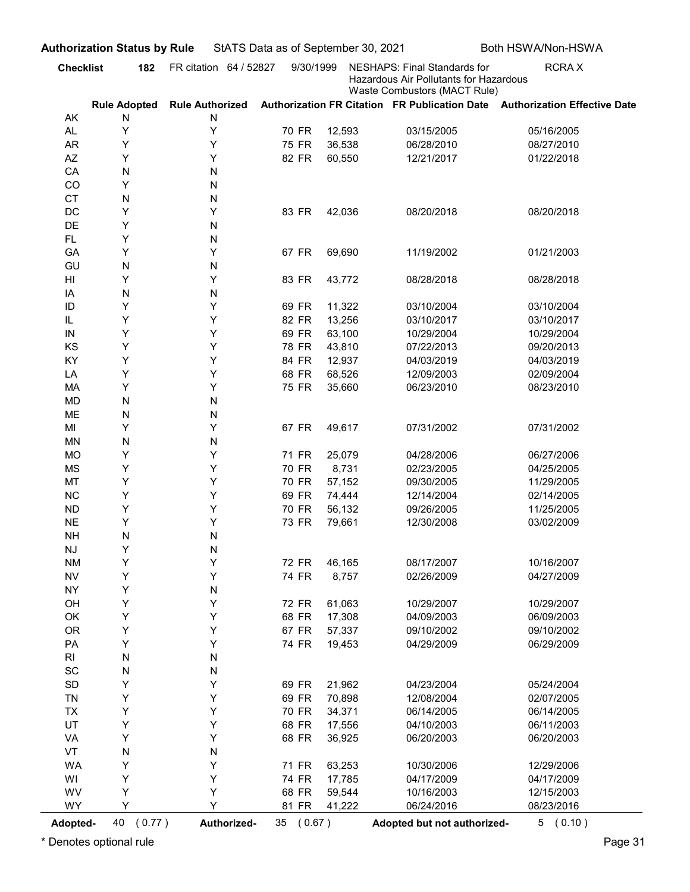**Authorization Status by Rule** StATS Data as of September 30, 2021 Both HSWA/Non-HSWA

**Checklist 182** FR citation 64 / 52827 9/30/1999 NESHAPS: Final Standards for Hazardous Air Pollutants for Hazardous Waste Combustors (MACT Rule) RCRA X

| | Rule Adopted | Rule Authorized | Authorization FR Citation | FR Publication Date | Authorization Effective Date |
|---|---|---|---|---|---|
| AK | N | N | | | |
| AL | Y | Y | 70 FR 12,593 | 03/15/2005 | 05/16/2005 |
| AR | Y | Y | 75 FR 36,538 | 06/28/2010 | 08/27/2010 |
| AZ | Y | Y | 82 FR 60,550 | 12/21/2017 | 01/22/2018 |
| CA | N | N | | | |
| CO | Y | N | | | |
| CT | N | N | | | |
| DC | Y | Y | 83 FR 42,036 | 08/20/2018 | 08/20/2018 |
| DE | Y | N | | | |
| FL | Y | N | | | |
| GA | Y | Y | 67 FR 69,690 | 11/19/2002 | 01/21/2003 |
| GU | N | N | | | |
| HI | Y | Y | 83 FR 43,772 | 08/28/2018 | 08/28/2018 |
| IA | N | N | | | |
| ID | Y | Y | 69 FR 11,322 | 03/10/2004 | 03/10/2004 |
| IL | Y | Y | 82 FR 13,256 | 03/10/2017 | 03/10/2017 |
| IN | Y | Y | 69 FR 63,100 | 10/29/2004 | 10/29/2004 |
| KS | Y | Y | 78 FR 43,810 | 07/22/2013 | 09/20/2013 |
| KY | Y | Y | 84 FR 12,937 | 04/03/2019 | 04/03/2019 |
| LA | Y | Y | 68 FR 68,526 | 12/09/2003 | 02/09/2004 |
| MA | Y | Y | 75 FR 35,660 | 06/23/2010 | 08/23/2010 |
| MD | N | N | | | |
| ME | N | N | | | |
| MI | Y | Y | 67 FR 49,617 | 07/31/2002 | 07/31/2002 |
| MN | N | N | | | |
| MO | Y | Y | 71 FR 25,079 | 04/28/2006 | 06/27/2006 |
| MS | Y | Y | 70 FR 8,731 | 02/23/2005 | 04/25/2005 |
| MT | Y | Y | 70 FR 57,152 | 09/30/2005 | 11/29/2005 |
| NC | Y | Y | 69 FR 74,444 | 12/14/2004 | 02/14/2005 |
| ND | Y | Y | 70 FR 56,132 | 09/26/2005 | 11/25/2005 |
| NE | Y | Y | 73 FR 79,661 | 12/30/2008 | 03/02/2009 |
| NH | N | N | | | |
| NJ | Y | N | | | |
| NM | Y | Y | 72 FR 46,165 | 08/17/2007 | 10/16/2007 |
| NV | Y | Y | 74 FR 8,757 | 02/26/2009 | 04/27/2009 |
| NY | Y | N | | | |
| OH | Y | Y | 72 FR 61,063 | 10/29/2007 | 10/29/2007 |
| OK | Y | Y | 68 FR 17,308 | 04/09/2003 | 06/09/2003 |
| OR | Y | Y | 67 FR 57,337 | 09/10/2002 | 09/10/2002 |
| PA | Y | Y | 74 FR 19,453 | 04/29/2009 | 06/29/2009 |
| RI | N | N | | | |
| SC | N | N | | | |
| SD | Y | Y | 69 FR 21,962 | 04/23/2004 | 05/24/2004 |
| TN | Y | Y | 69 FR 70,898 | 12/08/2004 | 02/07/2005 |
| TX | Y | Y | 70 FR 34,371 | 06/14/2005 | 06/14/2005 |
| UT | Y | Y | 68 FR 17,556 | 04/10/2003 | 06/11/2003 |
| VA | Y | Y | 68 FR 36,925 | 06/20/2003 | 06/20/2003 |
| VT | N | N | | | |
| WA | Y | Y | 71 FR 63,253 | 10/30/2006 | 12/29/2006 |
| WI | Y | Y | 74 FR 17,785 | 04/17/2009 | 04/17/2009 |
| WV | Y | Y | 68 FR 59,544 | 10/16/2003 | 12/15/2003 |
| WY | Y | Y | 81 FR 41,222 | 06/24/2016 | 08/23/2016 |

**Adopted-** 40 ( 0.77 ) **Authorized-** 35 ( 0.67 ) **Adopted but not authorized-** 5 ( 0.10 )

\* Denotes optional rule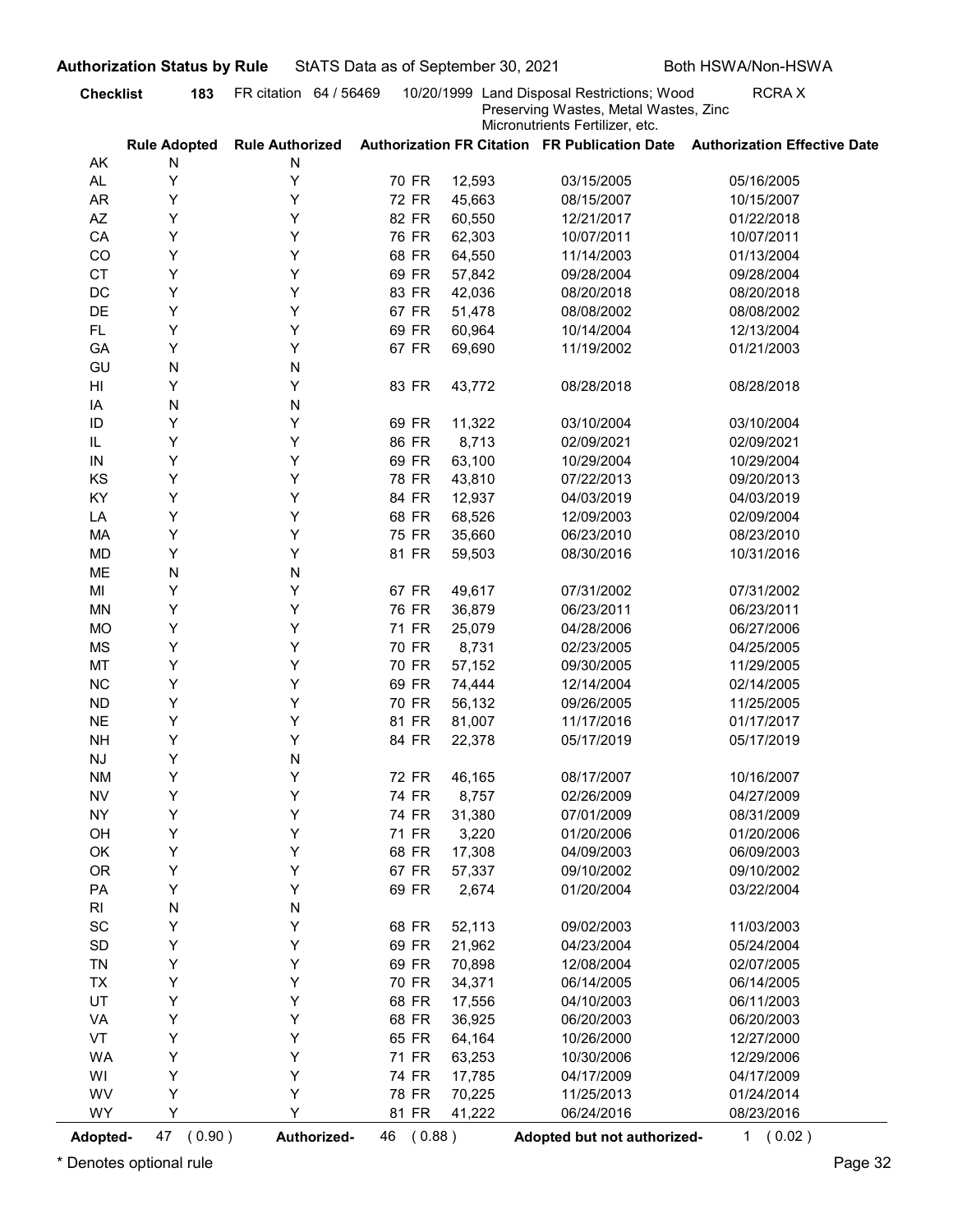**Authorization Status by Rule** StATS Data as of September 30, 2021 Both HSWA/Non-HSWA

**Checklist 183** FR citation 64 / 56469 10/20/1999 Land Disposal Restrictions; Wood Preserving Wastes, Metal Wastes, Zinc Micronutrients Fertilizer, etc. RCRA X

| | Rule Adopted | Rule Authorized | Authorization FR Citation | FR Publication Date | Authorization Effective Date |
|---|---|---|---|---|---|
| AK | N | N | | | |
| AL | Y | Y | 70 FR 12,593 | 03/15/2005 | 05/16/2005 |
| AR | Y | Y | 72 FR 45,663 | 08/15/2007 | 10/15/2007 |
| AZ | Y | Y | 82 FR 60,550 | 12/21/2017 | 01/22/2018 |
| CA | Y | Y | 76 FR 62,303 | 10/07/2011 | 10/07/2011 |
| CO | Y | Y | 68 FR 64,550 | 11/14/2003 | 01/13/2004 |
| CT | Y | Y | 69 FR 57,842 | 09/28/2004 | 09/28/2004 |
| DC | Y | Y | 83 FR 42,036 | 08/20/2018 | 08/20/2018 |
| DE | Y | Y | 67 FR 51,478 | 08/08/2002 | 08/08/2002 |
| FL | Y | Y | 69 FR 60,964 | 10/14/2004 | 12/13/2004 |
| GA | Y | Y | 67 FR 69,690 | 11/19/2002 | 01/21/2003 |
| GU | N | N | | | |
| HI | Y | Y | 83 FR 43,772 | 08/28/2018 | 08/28/2018 |
| IA | N | N | | | |
| ID | Y | Y | 69 FR 11,322 | 03/10/2004 | 03/10/2004 |
| IL | Y | Y | 86 FR 8,713 | 02/09/2021 | 02/09/2021 |
| IN | Y | Y | 69 FR 63,100 | 10/29/2004 | 10/29/2004 |
| KS | Y | Y | 78 FR 43,810 | 07/22/2013 | 09/20/2013 |
| KY | Y | Y | 84 FR 12,937 | 04/03/2019 | 04/03/2019 |
| LA | Y | Y | 68 FR 68,526 | 12/09/2003 | 02/09/2004 |
| MA | Y | Y | 75 FR 35,660 | 06/23/2010 | 08/23/2010 |
| MD | Y | Y | 81 FR 59,503 | 08/30/2016 | 10/31/2016 |
| ME | N | N | | | |
| MI | Y | Y | 67 FR 49,617 | 07/31/2002 | 07/31/2002 |
| MN | Y | Y | 76 FR 36,879 | 06/23/2011 | 06/23/2011 |
| MO | Y | Y | 71 FR 25,079 | 04/28/2006 | 06/27/2006 |
| MS | Y | Y | 70 FR 8,731 | 02/23/2005 | 04/25/2005 |
| MT | Y | Y | 70 FR 57,152 | 09/30/2005 | 11/29/2005 |
| NC | Y | Y | 69 FR 74,444 | 12/14/2004 | 02/14/2005 |
| ND | Y | Y | 70 FR 56,132 | 09/26/2005 | 11/25/2005 |
| NE | Y | Y | 81 FR 81,007 | 11/17/2016 | 01/17/2017 |
| NH | Y | Y | 84 FR 22,378 | 05/17/2019 | 05/17/2019 |
| NJ | Y | N | | | |
| NM | Y | Y | 72 FR 46,165 | 08/17/2007 | 10/16/2007 |
| NV | Y | Y | 74 FR 8,757 | 02/26/2009 | 04/27/2009 |
| NY | Y | Y | 74 FR 31,380 | 07/01/2009 | 08/31/2009 |
| OH | Y | Y | 71 FR 3,220 | 01/20/2006 | 01/20/2006 |
| OK | Y | Y | 68 FR 17,308 | 04/09/2003 | 06/09/2003 |
| OR | Y | Y | 67 FR 57,337 | 09/10/2002 | 09/10/2002 |
| PA | Y | Y | 69 FR 2,674 | 01/20/2004 | 03/22/2004 |
| RI | N | N | | | |
| SC | Y | Y | 68 FR 52,113 | 09/02/2003 | 11/03/2003 |
| SD | Y | Y | 69 FR 21,962 | 04/23/2004 | 05/24/2004 |
| TN | Y | Y | 69 FR 70,898 | 12/08/2004 | 02/07/2005 |
| TX | Y | Y | 70 FR 34,371 | 06/14/2005 | 06/14/2005 |
| UT | Y | Y | 68 FR 17,556 | 04/10/2003 | 06/11/2003 |
| VA | Y | Y | 68 FR 36,925 | 06/20/2003 | 06/20/2003 |
| VT | Y | Y | 65 FR 64,164 | 10/26/2000 | 12/27/2000 |
| WA | Y | Y | 71 FR 63,253 | 10/30/2006 | 12/29/2006 |
| WI | Y | Y | 74 FR 17,785 | 04/17/2009 | 04/17/2009 |
| WV | Y | Y | 78 FR 70,225 | 11/25/2013 | 01/24/2014 |
| WY | Y | Y | 81 FR 41,222 | 06/24/2016 | 08/23/2016 |

**Adopted-** 47 ( 0.90 ) **Authorized-** 46 ( 0.88 ) **Adopted but not authorized-** 1 ( 0.02 )

* Denotes optional rule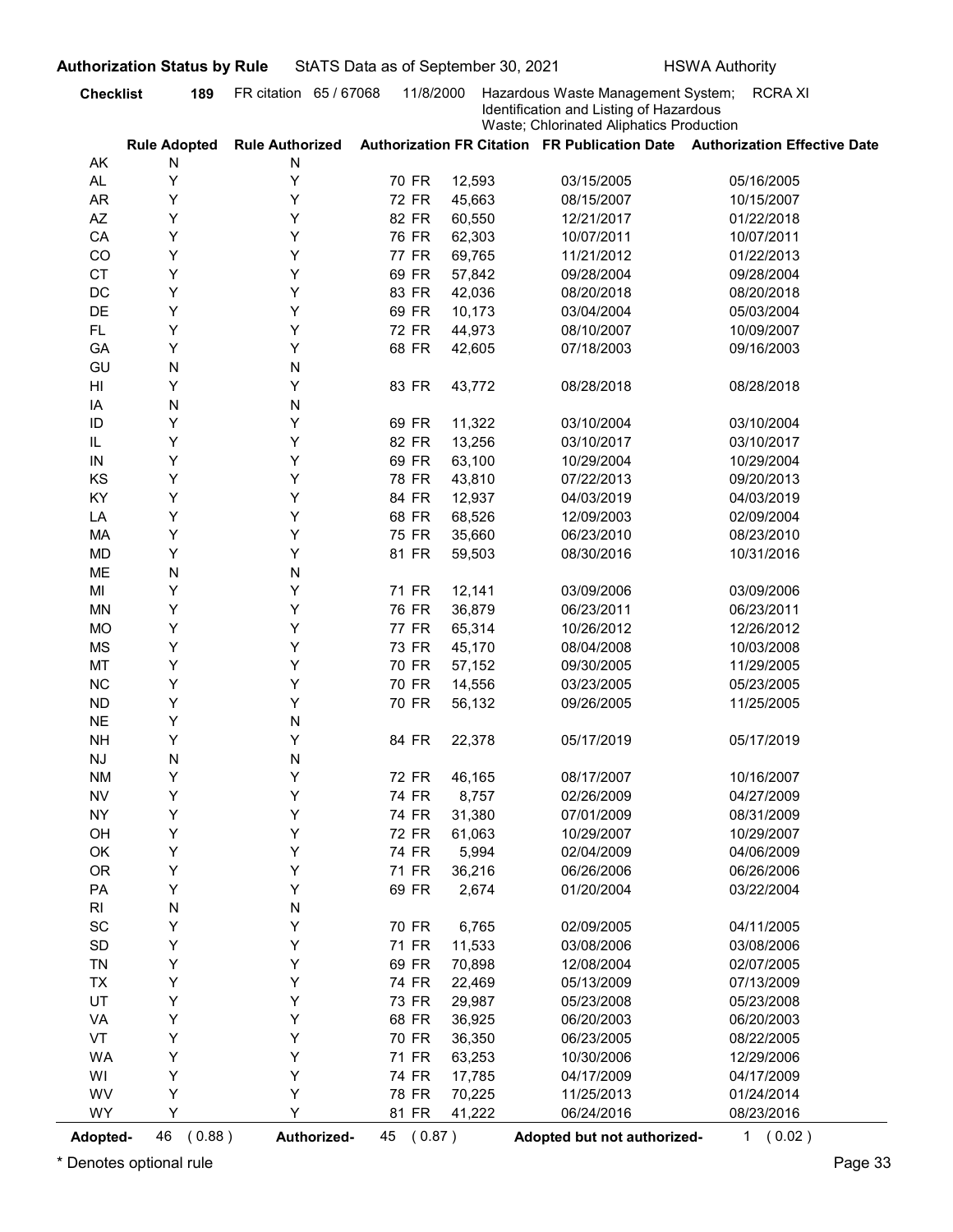**Authorization Status by Rule** StATS Data as of September 30, 2021 HSWA Authority

**Checklist** **189** FR citation 65 / 67068 11/8/2000 Hazardous Waste Management System; Identification and Listing of Hazardous Waste; Chlorinated Aliphatics Production RCRA XI

| | Rule Adopted | Rule Authorized | Authorization FR Citation | FR Publication Date | Authorization Effective Date |
|---|---|---|---|---|---|
| AK | N | N | | | |
| AL | Y | Y | 70 FR 12,593 | 03/15/2005 | 05/16/2005 |
| AR | Y | Y | 72 FR 45,663 | 08/15/2007 | 10/15/2007 |
| AZ | Y | Y | 82 FR 60,550 | 12/21/2017 | 01/22/2018 |
| CA | Y | Y | 76 FR 62,303 | 10/07/2011 | 10/07/2011 |
| CO | Y | Y | 77 FR 69,765 | 11/21/2012 | 01/22/2013 |
| CT | Y | Y | 69 FR 57,842 | 09/28/2004 | 09/28/2004 |
| DC | Y | Y | 83 FR 42,036 | 08/20/2018 | 08/20/2018 |
| DE | Y | Y | 69 FR 10,173 | 03/04/2004 | 05/03/2004 |
| FL | Y | Y | 72 FR 44,973 | 08/10/2007 | 10/09/2007 |
| GA | Y | Y | 68 FR 42,605 | 07/18/2003 | 09/16/2003 |
| GU | N | N | | | |
| HI | Y | Y | 83 FR 43,772 | 08/28/2018 | 08/28/2018 |
| IA | N | N | | | |
| ID | Y | Y | 69 FR 11,322 | 03/10/2004 | 03/10/2004 |
| IL | Y | Y | 82 FR 13,256 | 03/10/2017 | 03/10/2017 |
| IN | Y | Y | 69 FR 63,100 | 10/29/2004 | 10/29/2004 |
| KS | Y | Y | 78 FR 43,810 | 07/22/2013 | 09/20/2013 |
| KY | Y | Y | 84 FR 12,937 | 04/03/2019 | 04/03/2019 |
| LA | Y | Y | 68 FR 68,526 | 12/09/2003 | 02/09/2004 |
| MA | Y | Y | 75 FR 35,660 | 06/23/2010 | 08/23/2010 |
| MD | Y | Y | 81 FR 59,503 | 08/30/2016 | 10/31/2016 |
| ME | N | N | | | |
| MI | Y | Y | 71 FR 12,141 | 03/09/2006 | 03/09/2006 |
| MN | Y | Y | 76 FR 36,879 | 06/23/2011 | 06/23/2011 |
| MO | Y | Y | 77 FR 65,314 | 10/26/2012 | 12/26/2012 |
| MS | Y | Y | 73 FR 45,170 | 08/04/2008 | 10/03/2008 |
| MT | Y | Y | 70 FR 57,152 | 09/30/2005 | 11/29/2005 |
| NC | Y | Y | 70 FR 14,556 | 03/23/2005 | 05/23/2005 |
| ND | Y | Y | 70 FR 56,132 | 09/26/2005 | 11/25/2005 |
| NE | Y | N | | | |
| NH | Y | Y | 84 FR 22,378 | 05/17/2019 | 05/17/2019 |
| NJ | N | N | | | |
| NM | Y | Y | 72 FR 46,165 | 08/17/2007 | 10/16/2007 |
| NV | Y | Y | 74 FR 8,757 | 02/26/2009 | 04/27/2009 |
| NY | Y | Y | 74 FR 31,380 | 07/01/2009 | 08/31/2009 |
| OH | Y | Y | 72 FR 61,063 | 10/29/2007 | 10/29/2007 |
| OK | Y | Y | 74 FR 5,994 | 02/04/2009 | 04/06/2009 |
| OR | Y | Y | 71 FR 36,216 | 06/26/2006 | 06/26/2006 |
| PA | Y | Y | 69 FR 2,674 | 01/20/2004 | 03/22/2004 |
| RI | N | N | | | |
| SC | Y | Y | 70 FR 6,765 | 02/09/2005 | 04/11/2005 |
| SD | Y | Y | 71 FR 11,533 | 03/08/2006 | 03/08/2006 |
| TN | Y | Y | 69 FR 70,898 | 12/08/2004 | 02/07/2005 |
| TX | Y | Y | 74 FR 22,469 | 05/13/2009 | 07/13/2009 |
| UT | Y | Y | 73 FR 29,987 | 05/23/2008 | 05/23/2008 |
| VA | Y | Y | 68 FR 36,925 | 06/20/2003 | 06/20/2003 |
| VT | Y | Y | 70 FR 36,350 | 06/23/2005 | 08/22/2005 |
| WA | Y | Y | 71 FR 63,253 | 10/30/2006 | 12/29/2006 |
| WI | Y | Y | 74 FR 17,785 | 04/17/2009 | 04/17/2009 |
| WV | Y | Y | 78 FR 70,225 | 11/25/2013 | 01/24/2014 |
| WY | Y | Y | 81 FR 41,222 | 06/24/2016 | 08/23/2016 |

**Adopted-** 46 ( 0.88 ) **Authorized-** 45 ( 0.87 ) **Adopted but not authorized-** 1 ( 0.02 )

\* Denotes optional rule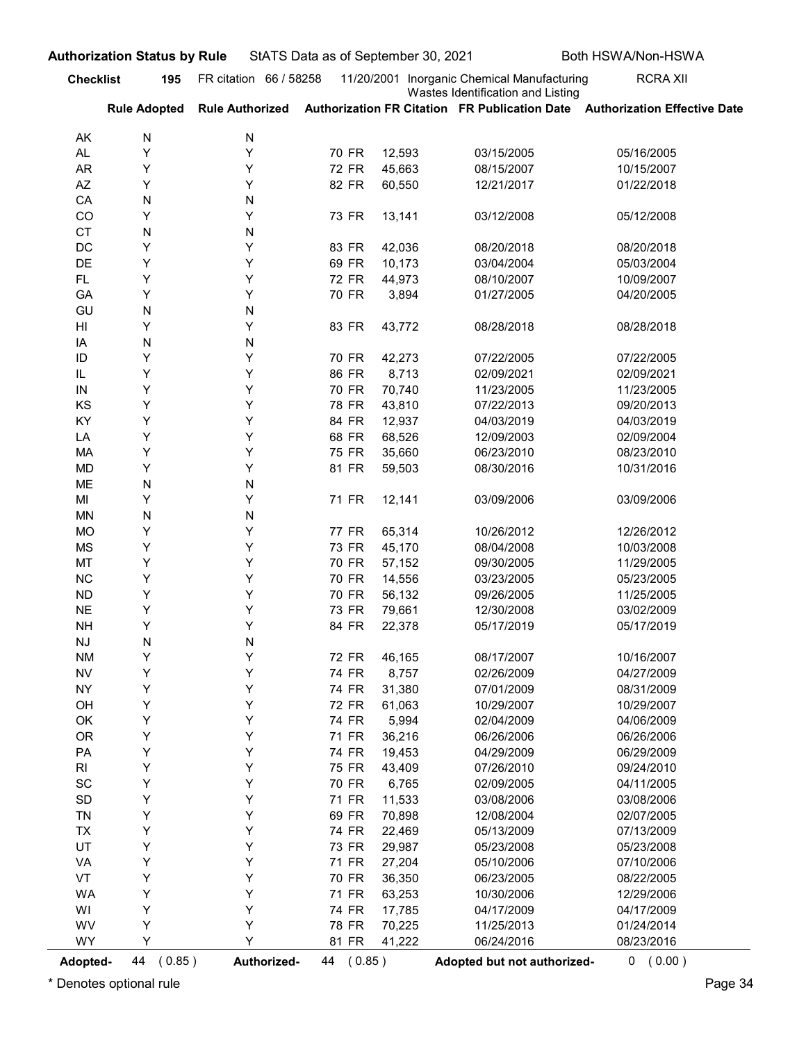**Authorization Status by Rule** StATS Data as of September 30, 2021 Both HSWA/Non-HSWA

**Checklist 195** FR citation 66 / 58258 11/20/2001 Inorganic Chemical Manufacturing Wastes Identification and Listing RCRA XII

| | Rule Adopted | Rule Authorized | Authorization FR Citation | FR Publication Date | Authorization Effective Date |
|---|---|---|---|---|---|
| AK | N | N | | | |
| AL | Y | Y | 70 FR 12,593 | 03/15/2005 | 05/16/2005 |
| AR | Y | Y | 72 FR 45,663 | 08/15/2007 | 10/15/2007 |
| AZ | Y | Y | 82 FR 60,550 | 12/21/2017 | 01/22/2018 |
| CA | N | N | | | |
| CO | Y | Y | 73 FR 13,141 | 03/12/2008 | 05/12/2008 |
| CT | N | N | | | |
| DC | Y | Y | 83 FR 42,036 | 08/20/2018 | 08/20/2018 |
| DE | Y | Y | 69 FR 10,173 | 03/04/2004 | 05/03/2004 |
| FL | Y | Y | 72 FR 44,973 | 08/10/2007 | 10/09/2007 |
| GA | Y | Y | 70 FR 3,894 | 01/27/2005 | 04/20/2005 |
| GU | N | N | | | |
| HI | Y | Y | 83 FR 43,772 | 08/28/2018 | 08/28/2018 |
| IA | N | N | | | |
| ID | Y | Y | 70 FR 42,273 | 07/22/2005 | 07/22/2005 |
| IL | Y | Y | 86 FR 8,713 | 02/09/2021 | 02/09/2021 |
| IN | Y | Y | 70 FR 70,740 | 11/23/2005 | 11/23/2005 |
| KS | Y | Y | 78 FR 43,810 | 07/22/2013 | 09/20/2013 |
| KY | Y | Y | 84 FR 12,937 | 04/03/2019 | 04/03/2019 |
| LA | Y | Y | 68 FR 68,526 | 12/09/2003 | 02/09/2004 |
| MA | Y | Y | 75 FR 35,660 | 06/23/2010 | 08/23/2010 |
| MD | Y | Y | 81 FR 59,503 | 08/30/2016 | 10/31/2016 |
| ME | N | N | | | |
| MI | Y | Y | 71 FR 12,141 | 03/09/2006 | 03/09/2006 |
| MN | N | N | | | |
| MO | Y | Y | 77 FR 65,314 | 10/26/2012 | 12/26/2012 |
| MS | Y | Y | 73 FR 45,170 | 08/04/2008 | 10/03/2008 |
| MT | Y | Y | 70 FR 57,152 | 09/30/2005 | 11/29/2005 |
| NC | Y | Y | 70 FR 14,556 | 03/23/2005 | 05/23/2005 |
| ND | Y | Y | 70 FR 56,132 | 09/26/2005 | 11/25/2005 |
| NE | Y | Y | 73 FR 79,661 | 12/30/2008 | 03/02/2009 |
| NH | Y | Y | 84 FR 22,378 | 05/17/2019 | 05/17/2019 |
| NJ | N | N | | | |
| NM | Y | Y | 72 FR 46,165 | 08/17/2007 | 10/16/2007 |
| NV | Y | Y | 74 FR 8,757 | 02/26/2009 | 04/27/2009 |
| NY | Y | Y | 74 FR 31,380 | 07/01/2009 | 08/31/2009 |
| OH | Y | Y | 72 FR 61,063 | 10/29/2007 | 10/29/2007 |
| OK | Y | Y | 74 FR 5,994 | 02/04/2009 | 04/06/2009 |
| OR | Y | Y | 71 FR 36,216 | 06/26/2006 | 06/26/2006 |
| PA | Y | Y | 74 FR 19,453 | 04/29/2009 | 06/29/2009 |
| RI | Y | Y | 75 FR 43,409 | 07/26/2010 | 09/24/2010 |
| SC | Y | Y | 70 FR 6,765 | 02/09/2005 | 04/11/2005 |
| SD | Y | Y | 71 FR 11,533 | 03/08/2006 | 03/08/2006 |
| TN | Y | Y | 69 FR 70,898 | 12/08/2004 | 02/07/2005 |
| TX | Y | Y | 74 FR 22,469 | 05/13/2009 | 07/13/2009 |
| UT | Y | Y | 73 FR 29,987 | 05/23/2008 | 05/23/2008 |
| VA | Y | Y | 71 FR 27,204 | 05/10/2006 | 07/10/2006 |
| VT | Y | Y | 70 FR 36,350 | 06/23/2005 | 08/22/2005 |
| WA | Y | Y | 71 FR 63,253 | 10/30/2006 | 12/29/2006 |
| WI | Y | Y | 74 FR 17,785 | 04/17/2009 | 04/17/2009 |
| WV | Y | Y | 78 FR 70,225 | 11/25/2013 | 01/24/2014 |
| WY | Y | Y | 81 FR 41,222 | 06/24/2016 | 08/23/2016 |

**Adopted-** 44 ( 0.85 ) **Authorized-** 44 ( 0.85 ) **Adopted but not authorized-** 0 ( 0.00 )

* Denotes optional rule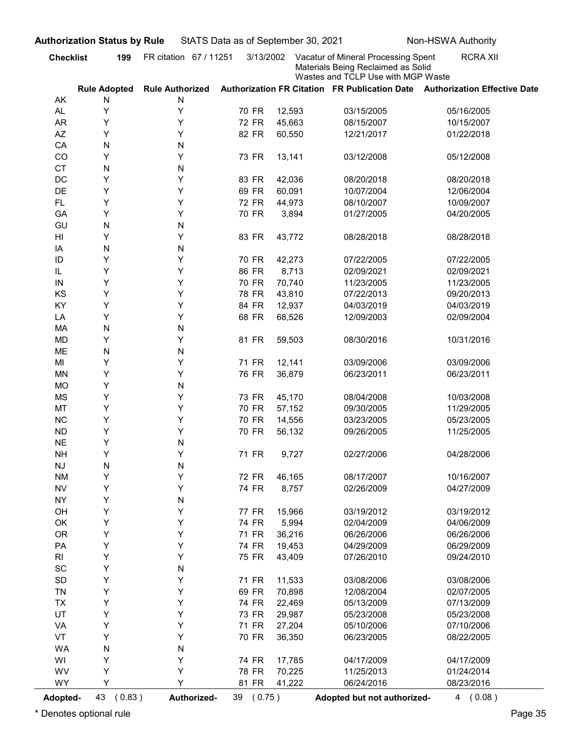**Authorization Status by Rule** StATS Data as of September 30, 2021 Non-HSWA Authority

**Checklist 199** FR citation 67 / 11251 3/13/2002 Vacatur of Mineral Processing Spent Materials Being Reclaimed as Solid Wastes and TCLP Use with MGP Waste RCRA XII

| | Rule Adopted | Rule Authorized | Authorization FR Citation | | FR Publication Date | Authorization Effective Date |
|---|---|---|---|---|---|---|
| AK | N | N | | | | |
| AL | Y | Y | 70 FR | 12,593 | 03/15/2005 | 05/16/2005 |
| AR | Y | Y | 72 FR | 45,663 | 08/15/2007 | 10/15/2007 |
| AZ | Y | Y | 82 FR | 60,550 | 12/21/2017 | 01/22/2018 |
| CA | N | N | | | | |
| CO | Y | Y | 73 FR | 13,141 | 03/12/2008 | 05/12/2008 |
| CT | N | N | | | | |
| DC | Y | Y | 83 FR | 42,036 | 08/20/2018 | 08/20/2018 |
| DE | Y | Y | 69 FR | 60,091 | 10/07/2004 | 12/06/2004 |
| FL | Y | Y | 72 FR | 44,973 | 08/10/2007 | 10/09/2007 |
| GA | Y | Y | 70 FR | 3,894 | 01/27/2005 | 04/20/2005 |
| GU | N | N | | | | |
| HI | Y | Y | 83 FR | 43,772 | 08/28/2018 | 08/28/2018 |
| IA | N | N | | | | |
| ID | Y | Y | 70 FR | 42,273 | 07/22/2005 | 07/22/2005 |
| IL | Y | Y | 86 FR | 8,713 | 02/09/2021 | 02/09/2021 |
| IN | Y | Y | 70 FR | 70,740 | 11/23/2005 | 11/23/2005 |
| KS | Y | Y | 78 FR | 43,810 | 07/22/2013 | 09/20/2013 |
| KY | Y | Y | 84 FR | 12,937 | 04/03/2019 | 04/03/2019 |
| LA | Y | Y | 68 FR | 68,526 | 12/09/2003 | 02/09/2004 |
| MA | N | N | | | | |
| MD | Y | Y | 81 FR | 59,503 | 08/30/2016 | 10/31/2016 |
| ME | N | N | | | | |
| MI | Y | Y | 71 FR | 12,141 | 03/09/2006 | 03/09/2006 |
| MN | Y | Y | 76 FR | 36,879 | 06/23/2011 | 06/23/2011 |
| MO | Y | N | | | | |
| MS | Y | Y | 73 FR | 45,170 | 08/04/2008 | 10/03/2008 |
| MT | Y | Y | 70 FR | 57,152 | 09/30/2005 | 11/29/2005 |
| NC | Y | Y | 70 FR | 14,556 | 03/23/2005 | 05/23/2005 |
| ND | Y | Y | 70 FR | 56,132 | 09/26/2005 | 11/25/2005 |
| NE | Y | N | | | | |
| NH | Y | Y | 71 FR | 9,727 | 02/27/2006 | 04/28/2006 |
| NJ | N | N | | | | |
| NM | Y | Y | 72 FR | 46,165 | 08/17/2007 | 10/16/2007 |
| NV | Y | Y | 74 FR | 8,757 | 02/26/2009 | 04/27/2009 |
| NY | Y | N | | | | |
| OH | Y | Y | 77 FR | 15,966 | 03/19/2012 | 03/19/2012 |
| OK | Y | Y | 74 FR | 5,994 | 02/04/2009 | 04/06/2009 |
| OR | Y | Y | 71 FR | 36,216 | 06/26/2006 | 06/26/2006 |
| PA | Y | Y | 74 FR | 19,453 | 04/29/2009 | 06/29/2009 |
| RI | Y | Y | 75 FR | 43,409 | 07/26/2010 | 09/24/2010 |
| SC | Y | N | | | | |
| SD | Y | Y | 71 FR | 11,533 | 03/08/2006 | 03/08/2006 |
| TN | Y | Y | 69 FR | 70,898 | 12/08/2004 | 02/07/2005 |
| TX | Y | Y | 74 FR | 22,469 | 05/13/2009 | 07/13/2009 |
| UT | Y | Y | 73 FR | 29,987 | 05/23/2008 | 05/23/2008 |
| VA | Y | Y | 71 FR | 27,204 | 05/10/2006 | 07/10/2006 |
| VT | Y | Y | 70 FR | 36,350 | 06/23/2005 | 08/22/2005 |
| WA | N | N | | | | |
| WI | Y | Y | 74 FR | 17,785 | 04/17/2009 | 04/17/2009 |
| WV | Y | Y | 78 FR | 70,225 | 11/25/2013 | 01/24/2014 |
| WY | Y | Y | 81 FR | 41,222 | 06/24/2016 | 08/23/2016 |

**Adopted-** 43 ( 0.83 ) **Authorized-** 39 ( 0.75 ) **Adopted but not authorized-** 4 ( 0.08 )

\* Denotes optional rule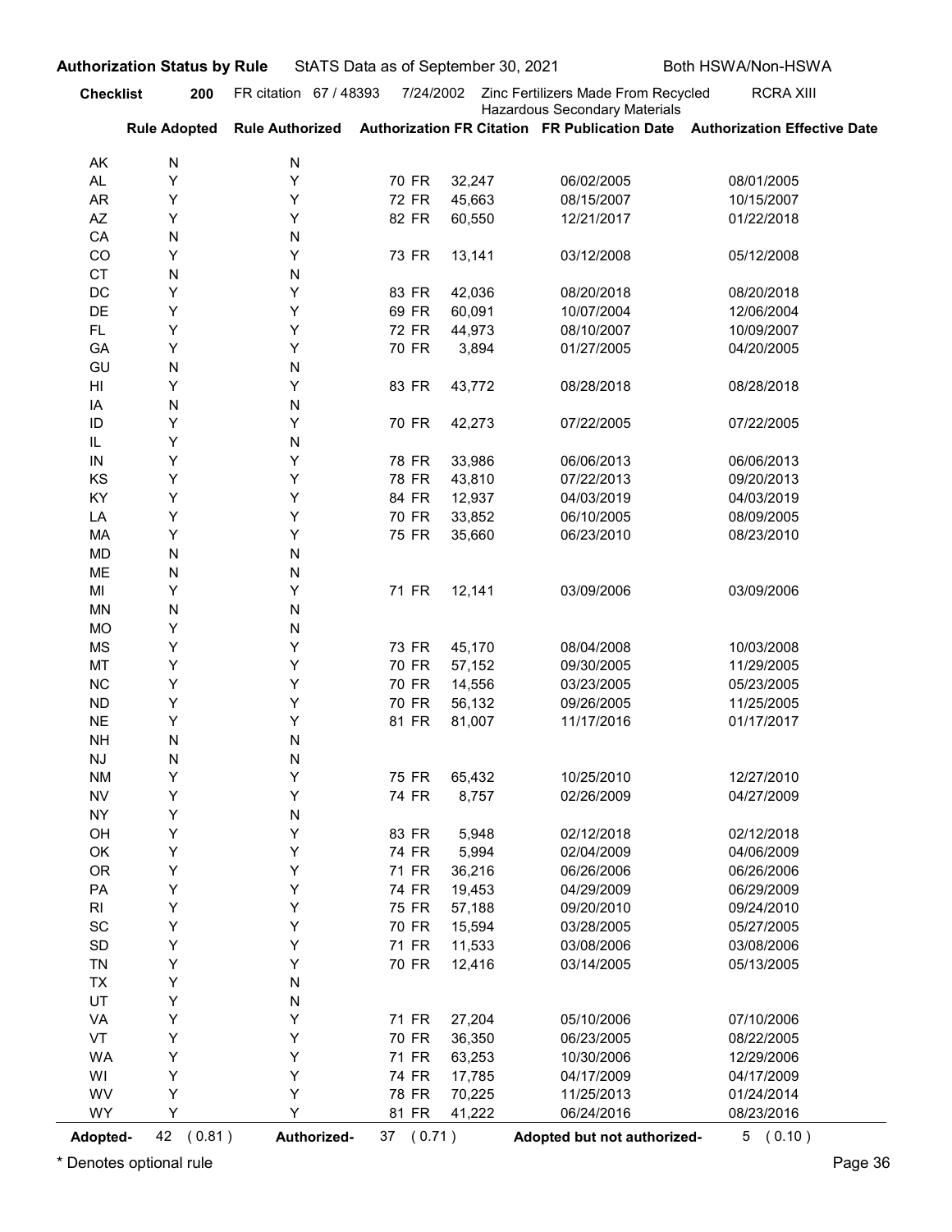**Authorization Status by Rule** StATS Data as of September 30, 2021 Both HSWA/Non-HSWA

**Checklist** **200** FR citation 67 / 48393 7/24/2002 Zinc Fertilizers Made From Recycled Hazardous Secondary Materials RCRA XIII

| | Rule Adopted | Rule Authorized | Authorization FR Citation | FR Publication Date | Authorization Effective Date |
|---|---|---|---|---|---|
| AK | N | N | | | |
| AL | Y | Y | 70 FR 32,247 | 06/02/2005 | 08/01/2005 |
| AR | Y | Y | 72 FR 45,663 | 08/15/2007 | 10/15/2007 |
| AZ | Y | Y | 82 FR 60,550 | 12/21/2017 | 01/22/2018 |
| CA | N | N | | | |
| CO | Y | Y | 73 FR 13,141 | 03/12/2008 | 05/12/2008 |
| CT | N | N | | | |
| DC | Y | Y | 83 FR 42,036 | 08/20/2018 | 08/20/2018 |
| DE | Y | Y | 69 FR 60,091 | 10/07/2004 | 12/06/2004 |
| FL | Y | Y | 72 FR 44,973 | 08/10/2007 | 10/09/2007 |
| GA | Y | Y | 70 FR 3,894 | 01/27/2005 | 04/20/2005 |
| GU | N | N | | | |
| HI | Y | Y | 83 FR 43,772 | 08/28/2018 | 08/28/2018 |
| IA | N | N | | | |
| ID | Y | Y | 70 FR 42,273 | 07/22/2005 | 07/22/2005 |
| IL | Y | N | | | |
| IN | Y | Y | 78 FR 33,986 | 06/06/2013 | 06/06/2013 |
| KS | Y | Y | 78 FR 43,810 | 07/22/2013 | 09/20/2013 |
| KY | Y | Y | 84 FR 12,937 | 04/03/2019 | 04/03/2019 |
| LA | Y | Y | 70 FR 33,852 | 06/10/2005 | 08/09/2005 |
| MA | Y | Y | 75 FR 35,660 | 06/23/2010 | 08/23/2010 |
| MD | N | N | | | |
| ME | N | N | | | |
| MI | Y | Y | 71 FR 12,141 | 03/09/2006 | 03/09/2006 |
| MN | N | N | | | |
| MO | Y | N | | | |
| MS | Y | Y | 73 FR 45,170 | 08/04/2008 | 10/03/2008 |
| MT | Y | Y | 70 FR 57,152 | 09/30/2005 | 11/29/2005 |
| NC | Y | Y | 70 FR 14,556 | 03/23/2005 | 05/23/2005 |
| ND | Y | Y | 70 FR 56,132 | 09/26/2005 | 11/25/2005 |
| NE | Y | Y | 81 FR 81,007 | 11/17/2016 | 01/17/2017 |
| NH | N | N | | | |
| NJ | N | N | | | |
| NM | Y | Y | 75 FR 65,432 | 10/25/2010 | 12/27/2010 |
| NV | Y | Y | 74 FR 8,757 | 02/26/2009 | 04/27/2009 |
| NY | Y | N | | | |
| OH | Y | Y | 83 FR 5,948 | 02/12/2018 | 02/12/2018 |
| OK | Y | Y | 74 FR 5,994 | 02/04/2009 | 04/06/2009 |
| OR | Y | Y | 71 FR 36,216 | 06/26/2006 | 06/26/2006 |
| PA | Y | Y | 74 FR 19,453 | 04/29/2009 | 06/29/2009 |
| RI | Y | Y | 75 FR 57,188 | 09/20/2010 | 09/24/2010 |
| SC | Y | Y | 70 FR 15,594 | 03/28/2005 | 05/27/2005 |
| SD | Y | Y | 71 FR 11,533 | 03/08/2006 | 03/08/2006 |
| TN | Y | Y | 70 FR 12,416 | 03/14/2005 | 05/13/2005 |
| TX | Y | N | | | |
| UT | Y | N | | | |
| VA | Y | Y | 71 FR 27,204 | 05/10/2006 | 07/10/2006 |
| VT | Y | Y | 70 FR 36,350 | 06/23/2005 | 08/22/2005 |
| WA | Y | Y | 71 FR 63,253 | 10/30/2006 | 12/29/2006 |
| WI | Y | Y | 74 FR 17,785 | 04/17/2009 | 04/17/2009 |
| WV | Y | Y | 78 FR 70,225 | 11/25/2013 | 01/24/2014 |
| WY | Y | Y | 81 FR 41,222 | 06/24/2016 | 08/23/2016 |

**Adopted-** 42 ( 0.81 ) **Authorized-** 37 ( 0.71 ) **Adopted but not authorized-** 5 ( 0.10 )

* Denotes optional rule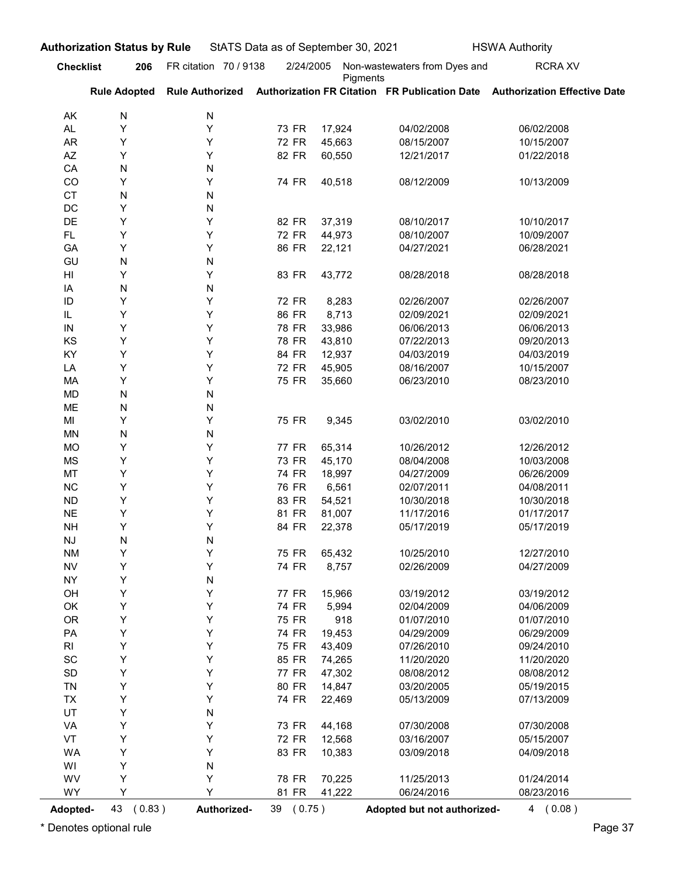**Authorization Status by Rule** StATS Data as of September 30, 2021 HSWA Authority

**Checklist** **206** FR citation 70 / 9138 2/24/2005 Non-wastewaters from Dyes and Pigments RCRA XV

| | Rule Adopted | Rule Authorized | Authorization FR Citation | | FR Publication Date | Authorization Effective Date |
|---|---|---|---|---|---|---|
| AK | N | N | | | | |
| AL | Y | Y | 73 FR | 17,924 | 04/02/2008 | 06/02/2008 |
| AR | Y | Y | 72 FR | 45,663 | 08/15/2007 | 10/15/2007 |
| AZ | Y | Y | 82 FR | 60,550 | 12/21/2017 | 01/22/2018 |
| CA | N | N | | | | |
| CO | Y | Y | 74 FR | 40,518 | 08/12/2009 | 10/13/2009 |
| CT | N | N | | | | |
| DC | Y | N | | | | |
| DE | Y | Y | 82 FR | 37,319 | 08/10/2017 | 10/10/2017 |
| FL | Y | Y | 72 FR | 44,973 | 08/10/2007 | 10/09/2007 |
| GA | Y | Y | 86 FR | 22,121 | 04/27/2021 | 06/28/2021 |
| GU | N | N | | | | |
| HI | Y | Y | 83 FR | 43,772 | 08/28/2018 | 08/28/2018 |
| IA | N | N | | | | |
| ID | Y | Y | 72 FR | 8,283 | 02/26/2007 | 02/26/2007 |
| IL | Y | Y | 86 FR | 8,713 | 02/09/2021 | 02/09/2021 |
| IN | Y | Y | 78 FR | 33,986 | 06/06/2013 | 06/06/2013 |
| KS | Y | Y | 78 FR | 43,810 | 07/22/2013 | 09/20/2013 |
| KY | Y | Y | 84 FR | 12,937 | 04/03/2019 | 04/03/2019 |
| LA | Y | Y | 72 FR | 45,905 | 08/16/2007 | 10/15/2007 |
| MA | Y | Y | 75 FR | 35,660 | 06/23/2010 | 08/23/2010 |
| MD | N | N | | | | |
| ME | N | N | | | | |
| MI | Y | Y | 75 FR | 9,345 | 03/02/2010 | 03/02/2010 |
| MN | N | N | | | | |
| MO | Y | Y | 77 FR | 65,314 | 10/26/2012 | 12/26/2012 |
| MS | Y | Y | 73 FR | 45,170 | 08/04/2008 | 10/03/2008 |
| MT | Y | Y | 74 FR | 18,997 | 04/27/2009 | 06/26/2009 |
| NC | Y | Y | 76 FR | 6,561 | 02/07/2011 | 04/08/2011 |
| ND | Y | Y | 83 FR | 54,521 | 10/30/2018 | 10/30/2018 |
| NE | Y | Y | 81 FR | 81,007 | 11/17/2016 | 01/17/2017 |
| NH | Y | Y | 84 FR | 22,378 | 05/17/2019 | 05/17/2019 |
| NJ | N | N | | | | |
| NM | Y | Y | 75 FR | 65,432 | 10/25/2010 | 12/27/2010 |
| NV | Y | Y | 74 FR | 8,757 | 02/26/2009 | 04/27/2009 |
| NY | Y | N | | | | |
| OH | Y | Y | 77 FR | 15,966 | 03/19/2012 | 03/19/2012 |
| OK | Y | Y | 74 FR | 5,994 | 02/04/2009 | 04/06/2009 |
| OR | Y | Y | 75 FR | 918 | 01/07/2010 | 01/07/2010 |
| PA | Y | Y | 74 FR | 19,453 | 04/29/2009 | 06/29/2009 |
| RI | Y | Y | 75 FR | 43,409 | 07/26/2010 | 09/24/2010 |
| SC | Y | Y | 85 FR | 74,265 | 11/20/2020 | 11/20/2020 |
| SD | Y | Y | 77 FR | 47,302 | 08/08/2012 | 08/08/2012 |
| TN | Y | Y | 80 FR | 14,847 | 03/20/2005 | 05/19/2015 |
| TX | Y | Y | 74 FR | 22,469 | 05/13/2009 | 07/13/2009 |
| UT | Y | N | | | | |
| VA | Y | Y | 73 FR | 44,168 | 07/30/2008 | 07/30/2008 |
| VT | Y | Y | 72 FR | 12,568 | 03/16/2007 | 05/15/2007 |
| WA | Y | Y | 83 FR | 10,383 | 03/09/2018 | 04/09/2018 |
| WI | Y | N | | | | |
| WV | Y | Y | 78 FR | 70,225 | 11/25/2013 | 01/24/2014 |
| WY | Y | Y | 81 FR | 41,222 | 06/24/2016 | 08/23/2016 |

**Adopted-** 43 ( 0.83 ) **Authorized-** 39 ( 0.75 ) **Adopted but not authorized-** 4 ( 0.08 )

\* Denotes optional rule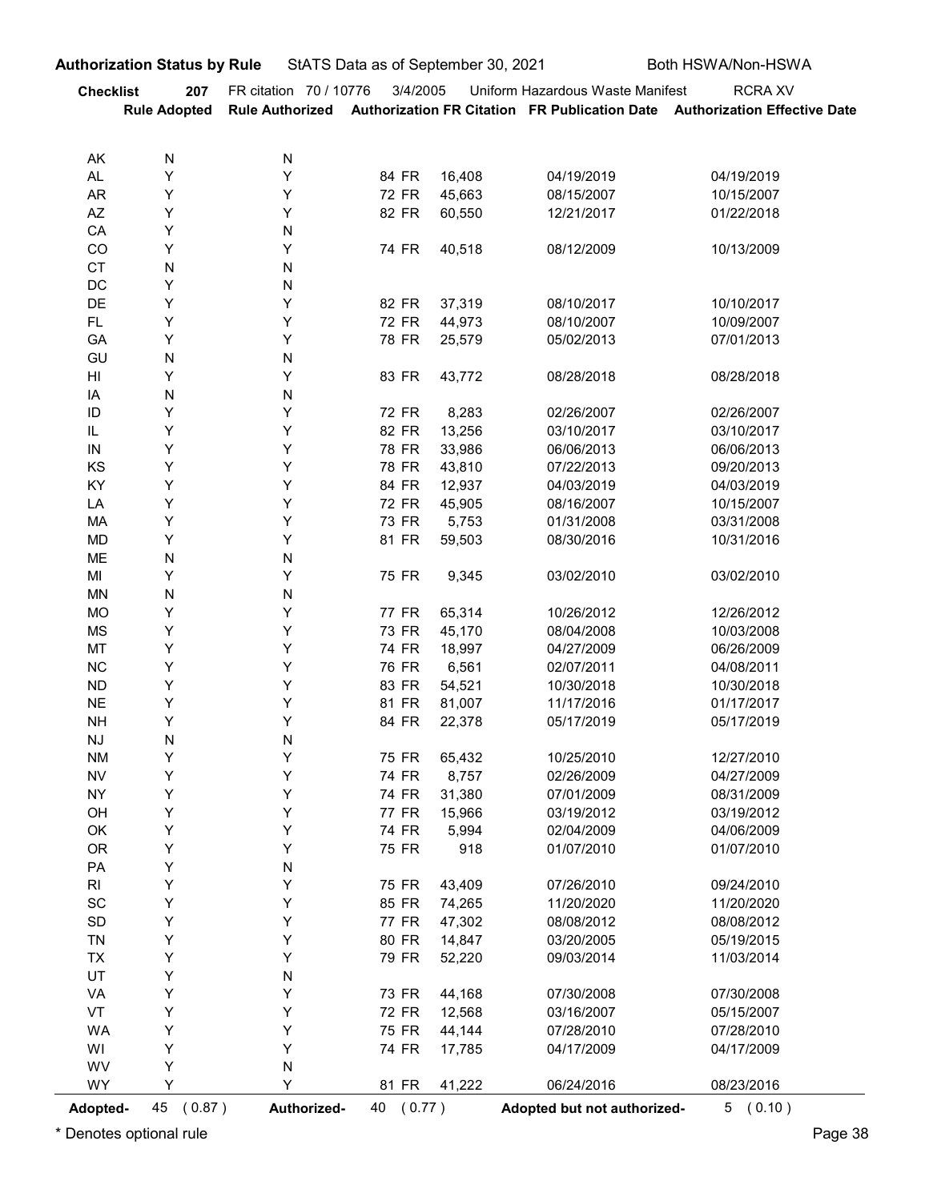**Authorization Status by Rule** StATS Data as of September 30, 2021 Both HSWA/Non-HSWA

**Checklist 207** FR citation 70 / 10776 3/4/2005 Uniform Hazardous Waste Manifest RCRA XV

| | Rule Adopted | Rule Authorized | Authorization FR Citation | FR Publication Date | Authorization Effective Date |
|---|---|---|---|---|---|
| AK | N | N | | | |
| AL | Y | Y | 84 FR 16,408 | 04/19/2019 | 04/19/2019 |
| AR | Y | Y | 72 FR 45,663 | 08/15/2007 | 10/15/2007 |
| AZ | Y | Y | 82 FR 60,550 | 12/21/2017 | 01/22/2018 |
| CA | Y | N | | | |
| CO | Y | Y | 74 FR 40,518 | 08/12/2009 | 10/13/2009 |
| CT | N | N | | | |
| DC | Y | N | | | |
| DE | Y | Y | 82 FR 37,319 | 08/10/2017 | 10/10/2017 |
| FL | Y | Y | 72 FR 44,973 | 08/10/2007 | 10/09/2007 |
| GA | Y | Y | 78 FR 25,579 | 05/02/2013 | 07/01/2013 |
| GU | N | N | | | |
| HI | Y | Y | 83 FR 43,772 | 08/28/2018 | 08/28/2018 |
| IA | N | N | | | |
| ID | Y | Y | 72 FR 8,283 | 02/26/2007 | 02/26/2007 |
| IL | Y | Y | 82 FR 13,256 | 03/10/2017 | 03/10/2017 |
| IN | Y | Y | 78 FR 33,986 | 06/06/2013 | 06/06/2013 |
| KS | Y | Y | 78 FR 43,810 | 07/22/2013 | 09/20/2013 |
| KY | Y | Y | 84 FR 12,937 | 04/03/2019 | 04/03/2019 |
| LA | Y | Y | 72 FR 45,905 | 08/16/2007 | 10/15/2007 |
| MA | Y | Y | 73 FR 5,753 | 01/31/2008 | 03/31/2008 |
| MD | Y | Y | 81 FR 59,503 | 08/30/2016 | 10/31/2016 |
| ME | N | N | | | |
| MI | Y | Y | 75 FR 9,345 | 03/02/2010 | 03/02/2010 |
| MN | N | N | | | |
| MO | Y | Y | 77 FR 65,314 | 10/26/2012 | 12/26/2012 |
| MS | Y | Y | 73 FR 45,170 | 08/04/2008 | 10/03/2008 |
| MT | Y | Y | 74 FR 18,997 | 04/27/2009 | 06/26/2009 |
| NC | Y | Y | 76 FR 6,561 | 02/07/2011 | 04/08/2011 |
| ND | Y | Y | 83 FR 54,521 | 10/30/2018 | 10/30/2018 |
| NE | Y | Y | 81 FR 81,007 | 11/17/2016 | 01/17/2017 |
| NH | Y | Y | 84 FR 22,378 | 05/17/2019 | 05/17/2019 |
| NJ | N | N | | | |
| NM | Y | Y | 75 FR 65,432 | 10/25/2010 | 12/27/2010 |
| NV | Y | Y | 74 FR 8,757 | 02/26/2009 | 04/27/2009 |
| NY | Y | Y | 74 FR 31,380 | 07/01/2009 | 08/31/2009 |
| OH | Y | Y | 77 FR 15,966 | 03/19/2012 | 03/19/2012 |
| OK | Y | Y | 74 FR 5,994 | 02/04/2009 | 04/06/2009 |
| OR | Y | Y | 75 FR 918 | 01/07/2010 | 01/07/2010 |
| PA | Y | N | | | |
| RI | Y | Y | 75 FR 43,409 | 07/26/2010 | 09/24/2010 |
| SC | Y | Y | 85 FR 74,265 | 11/20/2020 | 11/20/2020 |
| SD | Y | Y | 77 FR 47,302 | 08/08/2012 | 08/08/2012 |
| TN | Y | Y | 80 FR 14,847 | 03/20/2005 | 05/19/2015 |
| TX | Y | Y | 79 FR 52,220 | 09/03/2014 | 11/03/2014 |
| UT | Y | N | | | |
| VA | Y | Y | 73 FR 44,168 | 07/30/2008 | 07/30/2008 |
| VT | Y | Y | 72 FR 12,568 | 03/16/2007 | 05/15/2007 |
| WA | Y | Y | 75 FR 44,144 | 07/28/2010 | 07/28/2010 |
| WI | Y | Y | 74 FR 17,785 | 04/17/2009 | 04/17/2009 |
| WV | Y | N | | | |
| WY | Y | Y | 81 FR 41,222 | 06/24/2016 | 08/23/2016 |

**Adopted-** 45 ( 0.87 ) **Authorized-** 40 ( 0.77 ) **Adopted but not authorized-** 5 ( 0.10 )

\* Denotes optional rule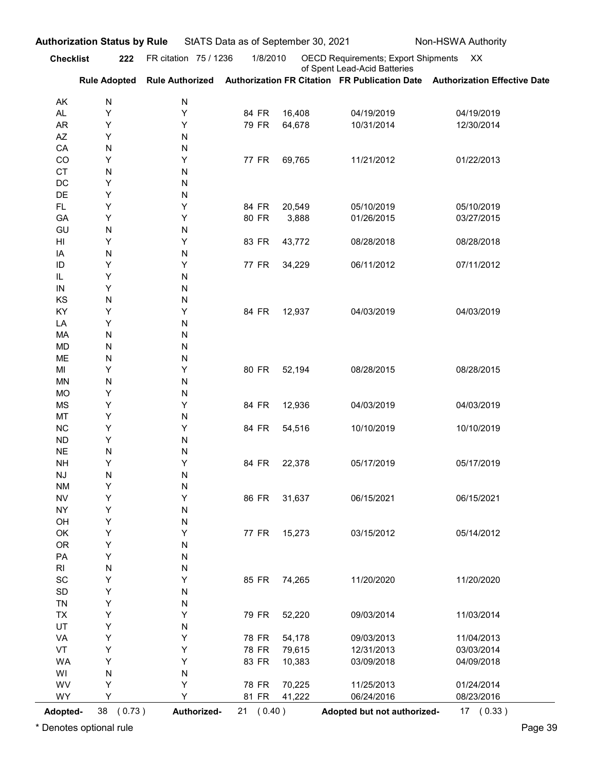**Authorization Status by Rule** StATS Data as of September 30, 2021 Non-HSWA Authority

**Checklist** **222** FR citation 75 / 1236 1/8/2010 OECD Requirements; Export Shipments of Spent Lead-Acid Batteries XX

| | Rule Adopted | Rule Authorized | Authorization FR Citation | FR Publication Date | Authorization Effective Date |
|---|---|---|---|---|---|
| AK | N | N | | | |
| AL | Y | Y | 84 FR 16,408 | 04/19/2019 | 04/19/2019 |
| AR | Y | Y | 79 FR 64,678 | 10/31/2014 | 12/30/2014 |
| AZ | Y | N | | | |
| CA | N | N | | | |
| CO | Y | Y | 77 FR 69,765 | 11/21/2012 | 01/22/2013 |
| CT | N | N | | | |
| DC | Y | N | | | |
| DE | Y | N | | | |
| FL | Y | Y | 84 FR 20,549 | 05/10/2019 | 05/10/2019 |
| GA | Y | Y | 80 FR 3,888 | 01/26/2015 | 03/27/2015 |
| GU | N | N | | | |
| HI | Y | Y | 83 FR 43,772 | 08/28/2018 | 08/28/2018 |
| IA | N | N | | | |
| ID | Y | Y | 77 FR 34,229 | 06/11/2012 | 07/11/2012 |
| IL | Y | N | | | |
| IN | Y | N | | | |
| KS | N | N | | | |
| KY | Y | Y | 84 FR 12,937 | 04/03/2019 | 04/03/2019 |
| LA | Y | N | | | |
| MA | N | N | | | |
| MD | N | N | | | |
| ME | N | N | | | |
| MI | Y | Y | 80 FR 52,194 | 08/28/2015 | 08/28/2015 |
| MN | N | N | | | |
| MO | Y | N | | | |
| MS | Y | Y | 84 FR 12,936 | 04/03/2019 | 04/03/2019 |
| MT | Y | N | | | |
| NC | Y | Y | 84 FR 54,516 | 10/10/2019 | 10/10/2019 |
| ND | Y | N | | | |
| NE | N | N | | | |
| NH | Y | Y | 84 FR 22,378 | 05/17/2019 | 05/17/2019 |
| NJ | N | N | | | |
| NM | Y | N | | | |
| NV | Y | Y | 86 FR 31,637 | 06/15/2021 | 06/15/2021 |
| NY | Y | N | | | |
| OH | Y | N | | | |
| OK | Y | Y | 77 FR 15,273 | 03/15/2012 | 05/14/2012 |
| OR | Y | N | | | |
| PA | Y | N | | | |
| RI | N | N | | | |
| SC | Y | Y | 85 FR 74,265 | 11/20/2020 | 11/20/2020 |
| SD | Y | N | | | |
| TN | Y | N | | | |
| TX | Y | Y | 79 FR 52,220 | 09/03/2014 | 11/03/2014 |
| UT | Y | N | | | |
| VA | Y | Y | 78 FR 54,178 | 09/03/2013 | 11/04/2013 |
| VT | Y | Y | 78 FR 79,615 | 12/31/2013 | 03/03/2014 |
| WA | Y | Y | 83 FR 10,383 | 03/09/2018 | 04/09/2018 |
| WI | N | N | | | |
| WV | Y | Y | 78 FR 70,225 | 11/25/2013 | 01/24/2014 |
| WY | Y | Y | 81 FR 41,222 | 06/24/2016 | 08/23/2016 |

**Adopted-** 38 ( 0.73 ) **Authorized-** 21 ( 0.40 ) **Adopted but not authorized-** 17 ( 0.33 )

* Denotes optional rule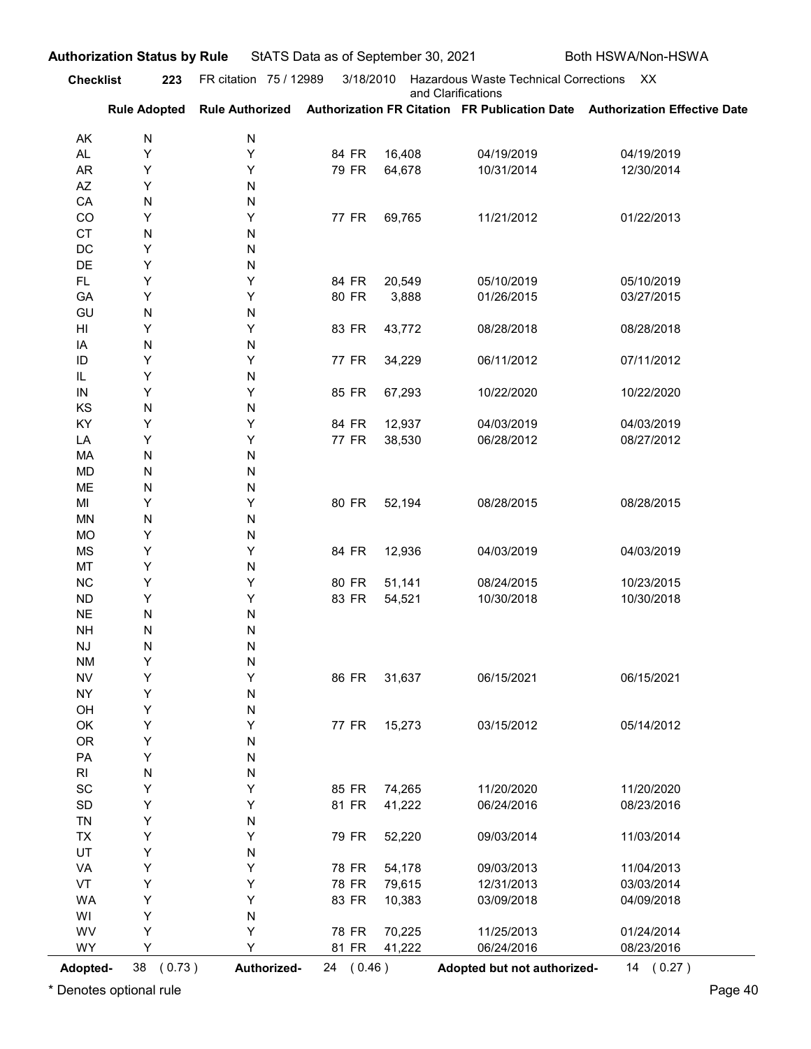**Authorization Status by Rule** StATS Data as of September 30, 2021 Both HSWA/Non-HSWA

**Checklist** **223** FR citation 75 / 12989 3/18/2010 Hazardous Waste Technical Corrections and Clarifications XX

| | Rule Adopted | Rule Authorized | Authorization FR Citation | | FR Publication Date | Authorization Effective Date |
|---|---|---|---|---|---|---|
| AK | N | N | | | | |
| AL | Y | Y | 84 FR | 16,408 | 04/19/2019 | 04/19/2019 |
| AR | Y | Y | 79 FR | 64,678 | 10/31/2014 | 12/30/2014 |
| AZ | Y | N | | | | |
| CA | N | N | | | | |
| CO | Y | Y | 77 FR | 69,765 | 11/21/2012 | 01/22/2013 |
| CT | N | N | | | | |
| DC | Y | N | | | | |
| DE | Y | N | | | | |
| FL | Y | Y | 84 FR | 20,549 | 05/10/2019 | 05/10/2019 |
| GA | Y | Y | 80 FR | 3,888 | 01/26/2015 | 03/27/2015 |
| GU | N | N | | | | |
| HI | Y | Y | 83 FR | 43,772 | 08/28/2018 | 08/28/2018 |
| IA | N | N | | | | |
| ID | Y | Y | 77 FR | 34,229 | 06/11/2012 | 07/11/2012 |
| IL | Y | N | | | | |
| IN | Y | Y | 85 FR | 67,293 | 10/22/2020 | 10/22/2020 |
| KS | N | N | | | | |
| KY | Y | Y | 84 FR | 12,937 | 04/03/2019 | 04/03/2019 |
| LA | Y | Y | 77 FR | 38,530 | 06/28/2012 | 08/27/2012 |
| MA | N | N | | | | |
| MD | N | N | | | | |
| ME | N | N | | | | |
| MI | Y | Y | 80 FR | 52,194 | 08/28/2015 | 08/28/2015 |
| MN | N | N | | | | |
| MO | Y | N | | | | |
| MS | Y | Y | 84 FR | 12,936 | 04/03/2019 | 04/03/2019 |
| MT | Y | N | | | | |
| NC | Y | Y | 80 FR | 51,141 | 08/24/2015 | 10/23/2015 |
| ND | Y | Y | 83 FR | 54,521 | 10/30/2018 | 10/30/2018 |
| NE | N | N | | | | |
| NH | N | N | | | | |
| NJ | N | N | | | | |
| NM | Y | N | | | | |
| NV | Y | Y | 86 FR | 31,637 | 06/15/2021 | 06/15/2021 |
| NY | Y | N | | | | |
| OH | Y | N | | | | |
| OK | Y | Y | 77 FR | 15,273 | 03/15/2012 | 05/14/2012 |
| OR | Y | N | | | | |
| PA | Y | N | | | | |
| RI | N | N | | | | |
| SC | Y | Y | 85 FR | 74,265 | 11/20/2020 | 11/20/2020 |
| SD | Y | Y | 81 FR | 41,222 | 06/24/2016 | 08/23/2016 |
| TN | Y | N | | | | |
| TX | Y | Y | 79 FR | 52,220 | 09/03/2014 | 11/03/2014 |
| UT | Y | N | | | | |
| VA | Y | Y | 78 FR | 54,178 | 09/03/2013 | 11/04/2013 |
| VT | Y | Y | 78 FR | 79,615 | 12/31/2013 | 03/03/2014 |
| WA | Y | Y | 83 FR | 10,383 | 03/09/2018 | 04/09/2018 |
| WI | Y | N | | | | |
| WV | Y | Y | 78 FR | 70,225 | 11/25/2013 | 01/24/2014 |
| WY | Y | Y | 81 FR | 41,222 | 06/24/2016 | 08/23/2016 |

**Adopted-** 38 ( 0.73 ) **Authorized-** 24 ( 0.46 ) **Adopted but not authorized-** 14 ( 0.27 )

* Denotes optional rule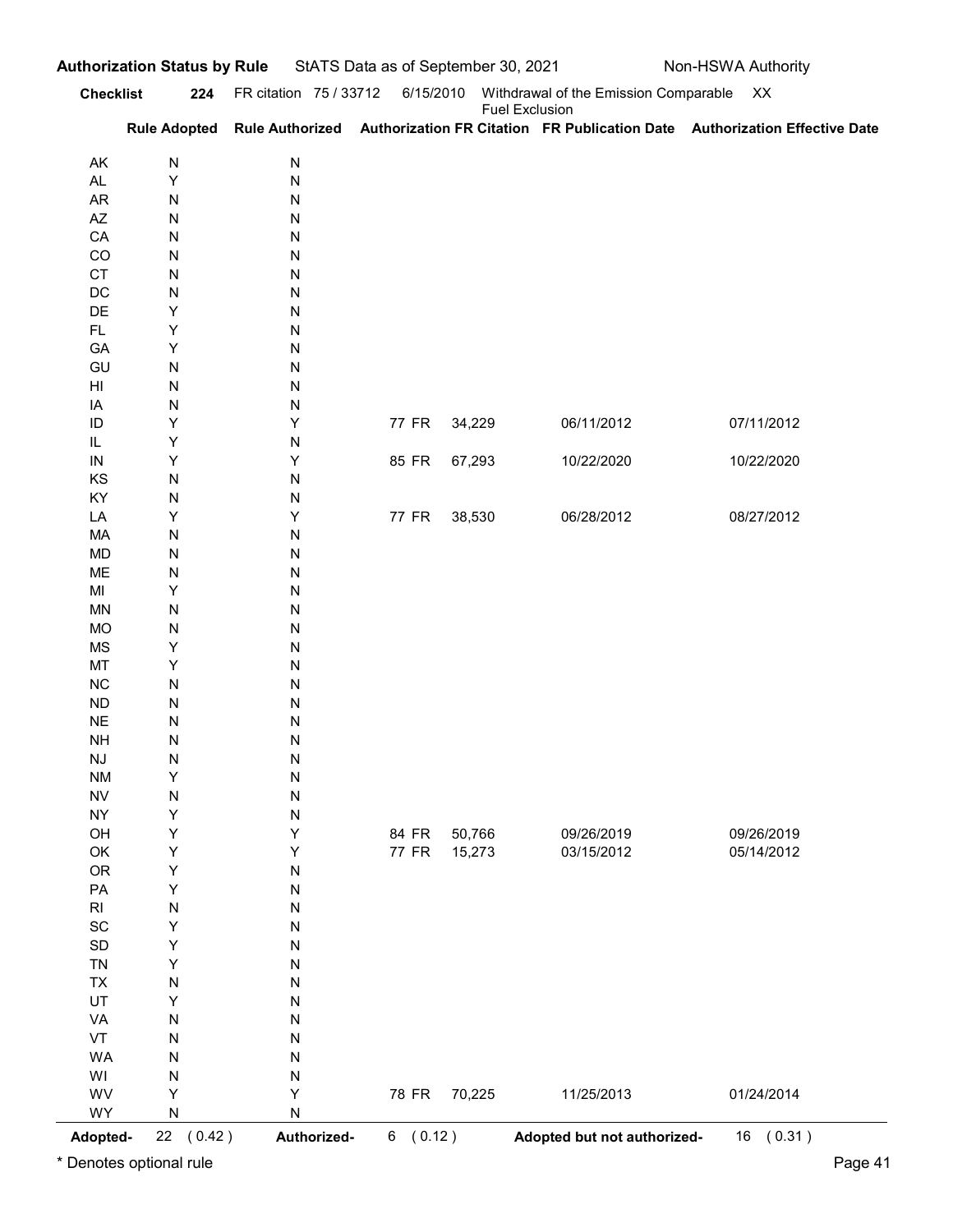**Authorization Status by Rule** StATS Data as of September 30, 2021 Non-HSWA Authority

**Checklist** **224** FR citation 75 / 33712 6/15/2010 Withdrawal of the Emission Comparable Fuel Exclusion XX

| | Rule Adopted | Rule Authorized | Authorization FR Citation | | FR Publication Date | Authorization Effective Date |
|---|---|---|---|---|---|---|
| AK | N | N | | | | |
| AL | Y | N | | | | |
| AR | N | N | | | | |
| AZ | N | N | | | | |
| CA | N | N | | | | |
| CO | N | N | | | | |
| CT | N | N | | | | |
| DC | N | N | | | | |
| DE | Y | N | | | | |
| FL | Y | N | | | | |
| GA | Y | N | | | | |
| GU | N | N | | | | |
| HI | N | N | | | | |
| IA | N | N | | | | |
| ID | Y | Y | 77 FR | 34,229 | 06/11/2012 | 07/11/2012 |
| IL | Y | N | | | | |
| IN | Y | Y | 85 FR | 67,293 | 10/22/2020 | 10/22/2020 |
| KS | N | N | | | | |
| KY | N | N | | | | |
| LA | Y | Y | 77 FR | 38,530 | 06/28/2012 | 08/27/2012 |
| MA | N | N | | | | |
| MD | N | N | | | | |
| ME | N | N | | | | |
| MI | Y | N | | | | |
| MN | N | N | | | | |
| MO | N | N | | | | |
| MS | Y | N | | | | |
| MT | Y | N | | | | |
| NC | N | N | | | | |
| ND | N | N | | | | |
| NE | N | N | | | | |
| NH | N | N | | | | |
| NJ | N | N | | | | |
| NM | Y | N | | | | |
| NV | N | N | | | | |
| NY | Y | N | | | | |
| OH | Y | Y | 84 FR | 50,766 | 09/26/2019 | 09/26/2019 |
| OK | Y | Y | 77 FR | 15,273 | 03/15/2012 | 05/14/2012 |
| OR | Y | N | | | | |
| PA | Y | N | | | | |
| RI | N | N | | | | |
| SC | Y | N | | | | |
| SD | Y | N | | | | |
| TN | Y | N | | | | |
| TX | N | N | | | | |
| UT | Y | N | | | | |
| VA | N | N | | | | |
| VT | N | N | | | | |
| WA | N | N | | | | |
| WI | N | N | | | | |
| WV | Y | Y | 78 FR | 70,225 | 11/25/2013 | 01/24/2014 |
| WY | N | N | | | | |

**Adopted-** 22 ( 0.42 ) **Authorized-** 6 ( 0.12 ) **Adopted but not authorized-** 16 ( 0.31 )

\* Denotes optional rule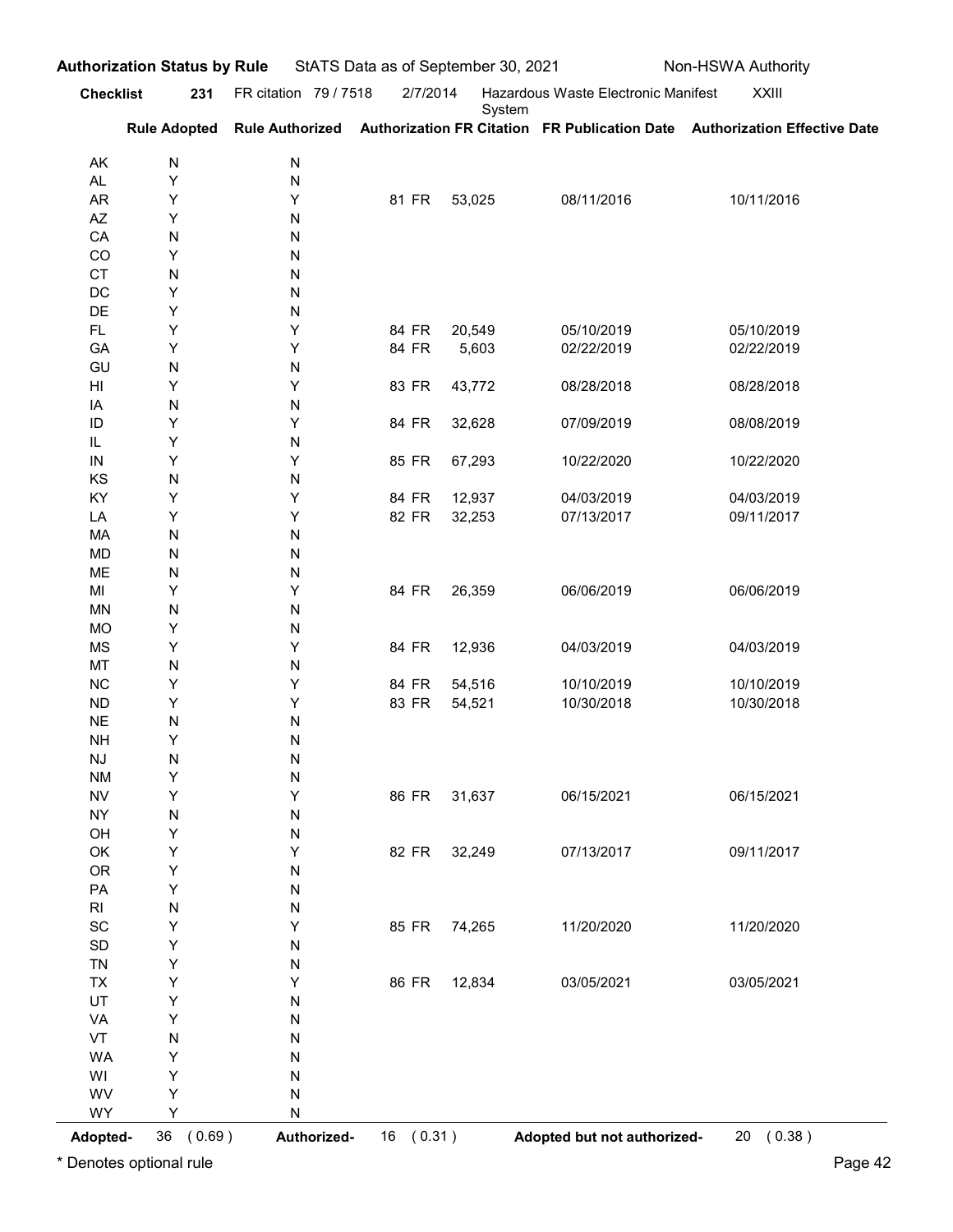**Authorization Status by Rule** StATS Data as of September 30, 2021 Non-HSWA Authority

**Checklist** 231 FR citation 79 / 7518 2/7/2014 Hazardous Waste Electronic Manifest System XXIII

| | Rule Adopted | Rule Authorized | Authorization FR Citation | FR Publication Date | Authorization Effective Date |
|---|---|---|---|---|---|
| AK | N | N | | | |
| AL | Y | N | | | |
| AR | Y | Y | 81 FR 53,025 | 08/11/2016 | 10/11/2016 |
| AZ | Y | N | | | |
| CA | N | N | | | |
| CO | Y | N | | | |
| CT | N | N | | | |
| DC | Y | N | | | |
| DE | Y | N | | | |
| FL | Y | Y | 84 FR 20,549 | 05/10/2019 | 05/10/2019 |
| GA | Y | Y | 84 FR 5,603 | 02/22/2019 | 02/22/2019 |
| GU | N | N | | | |
| HI | Y | Y | 83 FR 43,772 | 08/28/2018 | 08/28/2018 |
| IA | N | N | | | |
| ID | Y | Y | 84 FR 32,628 | 07/09/2019 | 08/08/2019 |
| IL | Y | N | | | |
| IN | Y | Y | 85 FR 67,293 | 10/22/2020 | 10/22/2020 |
| KS | N | N | | | |
| KY | Y | Y | 84 FR 12,937 | 04/03/2019 | 04/03/2019 |
| LA | Y | Y | 82 FR 32,253 | 07/13/2017 | 09/11/2017 |
| MA | N | N | | | |
| MD | N | N | | | |
| ME | N | N | | | |
| MI | Y | Y | 84 FR 26,359 | 06/06/2019 | 06/06/2019 |
| MN | N | N | | | |
| MO | Y | N | | | |
| MS | Y | Y | 84 FR 12,936 | 04/03/2019 | 04/03/2019 |
| MT | N | N | | | |
| NC | Y | Y | 84 FR 54,516 | 10/10/2019 | 10/10/2019 |
| ND | Y | Y | 83 FR 54,521 | 10/30/2018 | 10/30/2018 |
| NE | N | N | | | |
| NH | Y | N | | | |
| NJ | N | N | | | |
| NM | Y | N | | | |
| NV | Y | Y | 86 FR 31,637 | 06/15/2021 | 06/15/2021 |
| NY | N | N | | | |
| OH | Y | N | | | |
| OK | Y | Y | 82 FR 32,249 | 07/13/2017 | 09/11/2017 |
| OR | Y | N | | | |
| PA | Y | N | | | |
| RI | N | N | | | |
| SC | Y | Y | 85 FR 74,265 | 11/20/2020 | 11/20/2020 |
| SD | Y | N | | | |
| TN | Y | N | | | |
| TX | Y | Y | 86 FR 12,834 | 03/05/2021 | 03/05/2021 |
| UT | Y | N | | | |
| VA | Y | N | | | |
| VT | N | N | | | |
| WA | Y | N | | | |
| WI | Y | N | | | |
| WV | Y | N | | | |
| WY | Y | N | | | |

**Adopted-** 36 ( 0.69 ) **Authorized-** 16 ( 0.31 ) **Adopted but not authorized-** 20 ( 0.38 )

* Denotes optional rule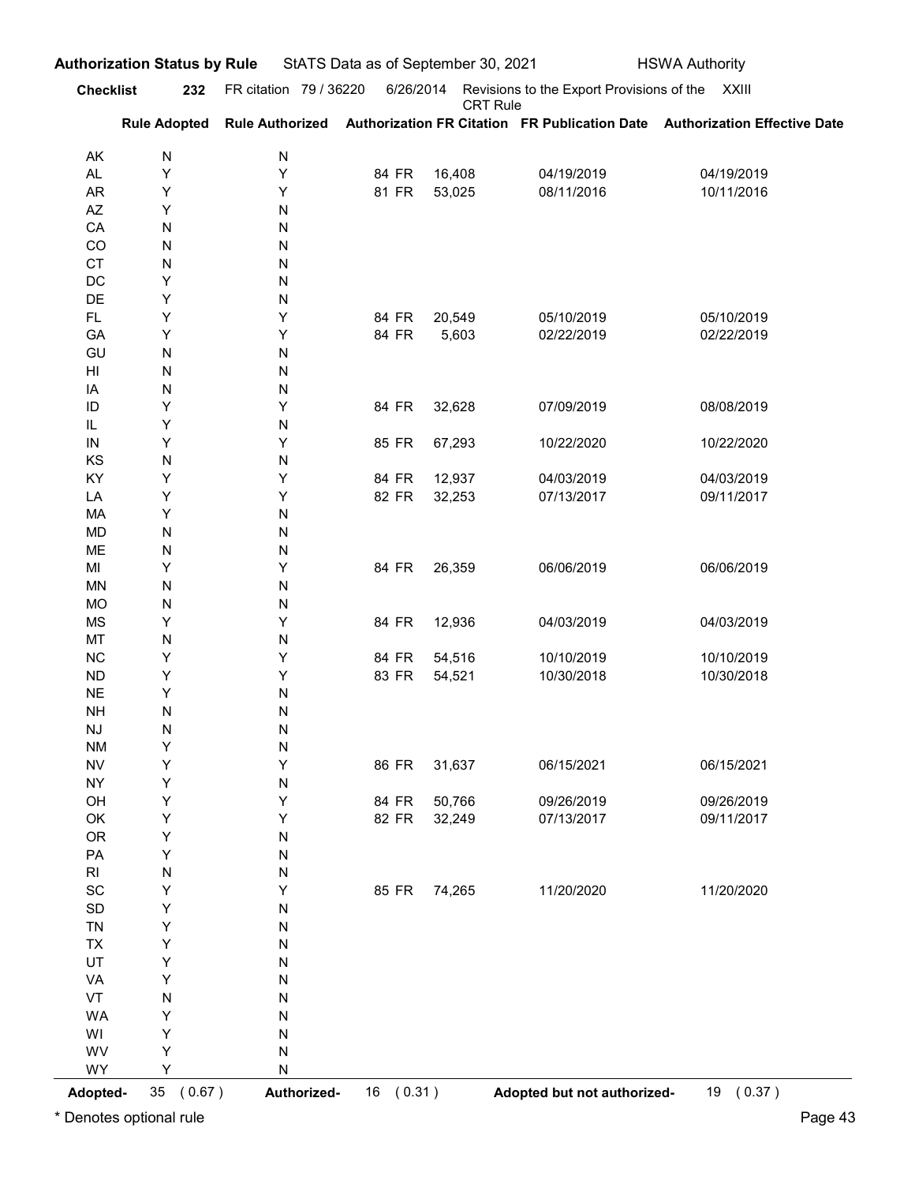**Authorization Status by Rule** StATS Data as of September 30, 2021 HSWA Authority

**Checklist** **232** FR citation 79 / 36220 6/26/2014 Revisions to the Export Provisions of the CRT Rule XXIII

| | Rule Adopted | Rule Authorized | Authorization FR Citation | FR Publication Date | Authorization Effective Date |
|---|---|---|---|---|---|
| AK | N | N | | | |
| AL | Y | Y | 84 FR 16,408 | 04/19/2019 | 04/19/2019 |
| AR | Y | Y | 81 FR 53,025 | 08/11/2016 | 10/11/2016 |
| AZ | Y | N | | | |
| CA | N | N | | | |
| CO | N | N | | | |
| CT | N | N | | | |
| DC | Y | N | | | |
| DE | Y | N | | | |
| FL | Y | Y | 84 FR 20,549 | 05/10/2019 | 05/10/2019 |
| GA | Y | Y | 84 FR 5,603 | 02/22/2019 | 02/22/2019 |
| GU | N | N | | | |
| HI | N | N | | | |
| IA | N | N | | | |
| ID | Y | Y | 84 FR 32,628 | 07/09/2019 | 08/08/2019 |
| IL | Y | N | | | |
| IN | Y | Y | 85 FR 67,293 | 10/22/2020 | 10/22/2020 |
| KS | N | N | | | |
| KY | Y | Y | 84 FR 12,937 | 04/03/2019 | 04/03/2019 |
| LA | Y | Y | 82 FR 32,253 | 07/13/2017 | 09/11/2017 |
| MA | Y | N | | | |
| MD | N | N | | | |
| ME | N | N | | | |
| MI | Y | Y | 84 FR 26,359 | 06/06/2019 | 06/06/2019 |
| MN | N | N | | | |
| MO | N | N | | | |
| MS | Y | Y | 84 FR 12,936 | 04/03/2019 | 04/03/2019 |
| MT | N | N | | | |
| NC | Y | Y | 84 FR 54,516 | 10/10/2019 | 10/10/2019 |
| ND | Y | Y | 83 FR 54,521 | 10/30/2018 | 10/30/2018 |
| NE | Y | N | | | |
| NH | N | N | | | |
| NJ | N | N | | | |
| NM | Y | N | | | |
| NV | Y | Y | 86 FR 31,637 | 06/15/2021 | 06/15/2021 |
| NY | Y | N | | | |
| OH | Y | Y | 84 FR 50,766 | 09/26/2019 | 09/26/2019 |
| OK | Y | Y | 82 FR 32,249 | 07/13/2017 | 09/11/2017 |
| OR | Y | N | | | |
| PA | Y | N | | | |
| RI | N | N | | | |
| SC | Y | Y | 85 FR 74,265 | 11/20/2020 | 11/20/2020 |
| SD | Y | N | | | |
| TN | Y | N | | | |
| TX | Y | N | | | |
| UT | Y | N | | | |
| VA | Y | N | | | |
| VT | N | N | | | |
| WA | Y | N | | | |
| WI | Y | N | | | |
| WV | Y | N | | | |
| WY | Y | N | | | |

**Adopted-** 35 ( 0.67 ) **Authorized-** 16 ( 0.31 ) **Adopted but not authorized-** 19 ( 0.37 )

\* Denotes optional rule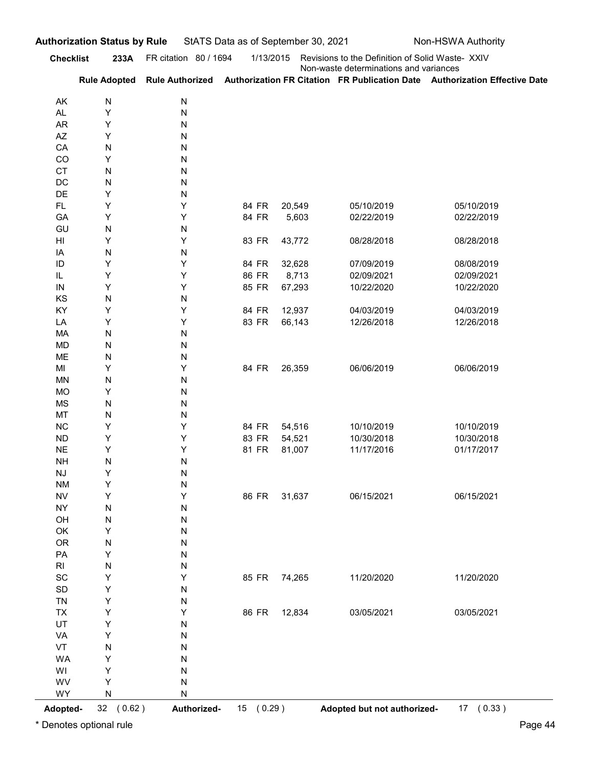**Authorization Status by Rule** StATS Data as of September 30, 2021 Non-HSWA Authority

**Checklist** **233A** FR citation 80 / 1694 1/13/2015 Revisions to the Definition of Solid Waste- XXIV Non-waste determinations and variances

| | Rule Adopted | Rule Authorized | Authorization FR Citation | FR Publication Date | Authorization Effective Date |
|---|---|---|---|---|---|
| AK | N | N | | | |
| AL | Y | N | | | |
| AR | Y | N | | | |
| AZ | Y | N | | | |
| CA | N | N | | | |
| CO | Y | N | | | |
| CT | N | N | | | |
| DC | N | N | | | |
| DE | Y | N | | | |
| FL | Y | Y | 84 FR 20,549 | 05/10/2019 | 05/10/2019 |
| GA | Y | Y | 84 FR 5,603 | 02/22/2019 | 02/22/2019 |
| GU | N | N | | | |
| HI | Y | Y | 83 FR 43,772 | 08/28/2018 | 08/28/2018 |
| IA | N | N | | | |
| ID | Y | Y | 84 FR 32,628 | 07/09/2019 | 08/08/2019 |
| IL | Y | Y | 86 FR 8,713 | 02/09/2021 | 02/09/2021 |
| IN | Y | Y | 85 FR 67,293 | 10/22/2020 | 10/22/2020 |
| KS | N | N | | | |
| KY | Y | Y | 84 FR 12,937 | 04/03/2019 | 04/03/2019 |
| LA | Y | Y | 83 FR 66,143 | 12/26/2018 | 12/26/2018 |
| MA | N | N | | | |
| MD | N | N | | | |
| ME | N | N | | | |
| MI | Y | Y | 84 FR 26,359 | 06/06/2019 | 06/06/2019 |
| MN | N | N | | | |
| MO | Y | N | | | |
| MS | N | N | | | |
| MT | N | N | | | |
| NC | Y | Y | 84 FR 54,516 | 10/10/2019 | 10/10/2019 |
| ND | Y | Y | 83 FR 54,521 | 10/30/2018 | 10/30/2018 |
| NE | Y | Y | 81 FR 81,007 | 11/17/2016 | 01/17/2017 |
| NH | N | N | | | |
| NJ | Y | N | | | |
| NM | Y | N | | | |
| NV | Y | Y | 86 FR 31,637 | 06/15/2021 | 06/15/2021 |
| NY | N | N | | | |
| OH | N | N | | | |
| OK | Y | N | | | |
| OR | N | N | | | |
| PA | Y | N | | | |
| RI | N | N | | | |
| SC | Y | Y | 85 FR 74,265 | 11/20/2020 | 11/20/2020 |
| SD | Y | N | | | |
| TN | Y | N | | | |
| TX | Y | Y | 86 FR 12,834 | 03/05/2021 | 03/05/2021 |
| UT | Y | N | | | |
| VA | Y | N | | | |
| VT | N | N | | | |
| WA | Y | N | | | |
| WI | Y | N | | | |
| WV | Y | N | | | |
| WY | N | N | | | |

**Adopted-** 32 ( 0.62 ) **Authorized-** 15 ( 0.29 ) **Adopted but not authorized-** 17 ( 0.33 )

* Denotes optional rule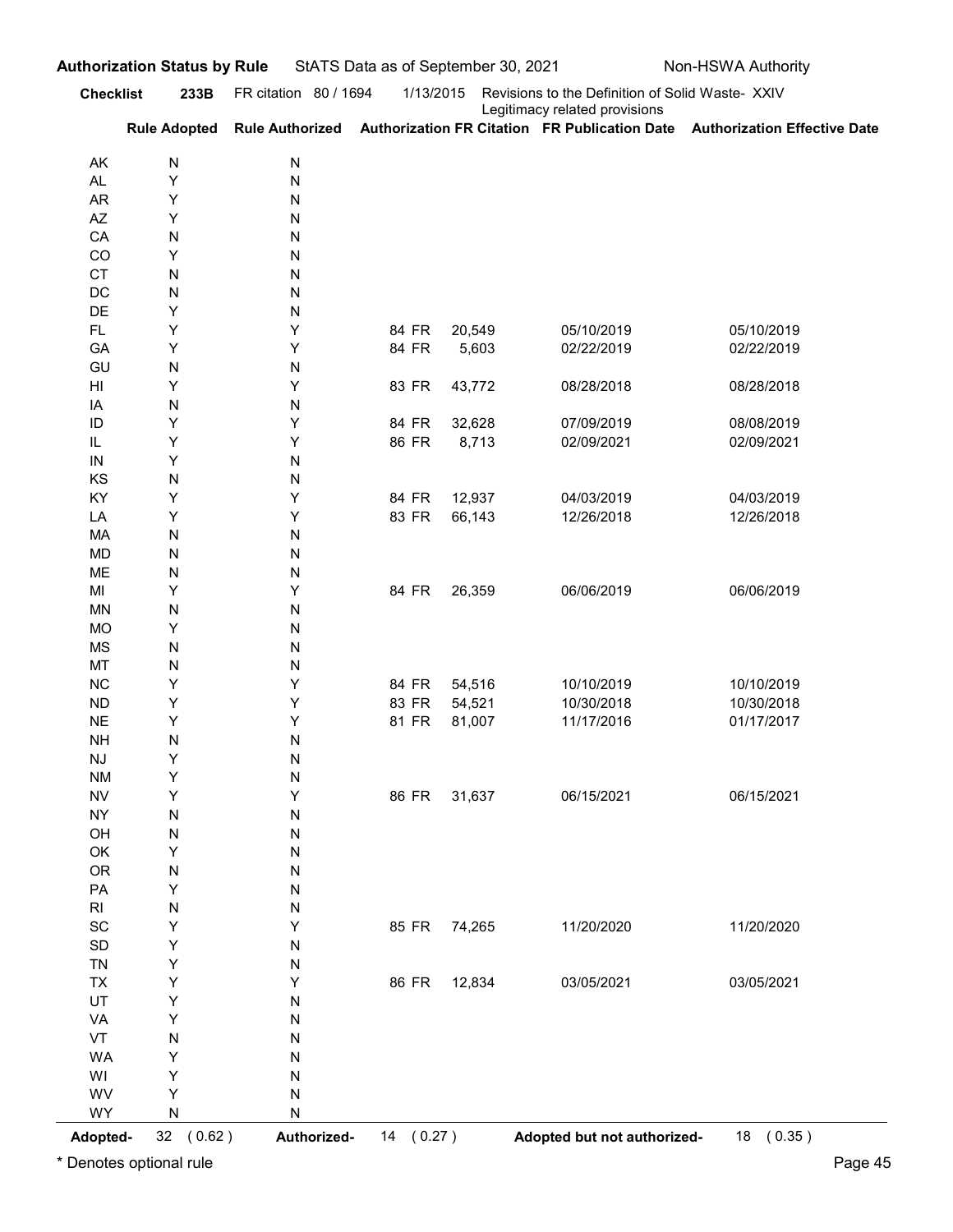**Authorization Status by Rule** StATS Data as of September 30, 2021 Non-HSWA Authority

**Checklist 233B** FR citation 80 / 1694 1/13/2015 Revisions to the Definition of Solid Waste- XXIV Legitimacy related provisions

| | Rule Adopted | Rule Authorized | Authorization FR Citation | FR Publication Date | Authorization Effective Date |
|---|---|---|---|---|---|
| AK | N | N | | | |
| AL | Y | N | | | |
| AR | Y | N | | | |
| AZ | Y | N | | | |
| CA | N | N | | | |
| CO | Y | N | | | |
| CT | N | N | | | |
| DC | N | N | | | |
| DE | Y | N | | | |
| FL | Y | Y | 84 FR 20,549 | 05/10/2019 | 05/10/2019 |
| GA | Y | Y | 84 FR 5,603 | 02/22/2019 | 02/22/2019 |
| GU | N | N | | | |
| HI | Y | Y | 83 FR 43,772 | 08/28/2018 | 08/28/2018 |
| IA | N | N | | | |
| ID | Y | Y | 84 FR 32,628 | 07/09/2019 | 08/08/2019 |
| IL | Y | Y | 86 FR 8,713 | 02/09/2021 | 02/09/2021 |
| IN | Y | N | | | |
| KS | N | N | | | |
| KY | Y | Y | 84 FR 12,937 | 04/03/2019 | 04/03/2019 |
| LA | Y | Y | 83 FR 66,143 | 12/26/2018 | 12/26/2018 |
| MA | N | N | | | |
| MD | N | N | | | |
| ME | N | N | | | |
| MI | Y | Y | 84 FR 26,359 | 06/06/2019 | 06/06/2019 |
| MN | N | N | | | |
| MO | Y | N | | | |
| MS | N | N | | | |
| MT | N | N | | | |
| NC | Y | Y | 84 FR 54,516 | 10/10/2019 | 10/10/2019 |
| ND | Y | Y | 83 FR 54,521 | 10/30/2018 | 10/30/2018 |
| NE | Y | Y | 81 FR 81,007 | 11/17/2016 | 01/17/2017 |
| NH | N | N | | | |
| NJ | Y | N | | | |
| NM | Y | N | | | |
| NV | Y | Y | 86 FR 31,637 | 06/15/2021 | 06/15/2021 |
| NY | N | N | | | |
| OH | N | N | | | |
| OK | Y | N | | | |
| OR | N | N | | | |
| PA | Y | N | | | |
| RI | N | N | | | |
| SC | Y | Y | 85 FR 74,265 | 11/20/2020 | 11/20/2020 |
| SD | Y | N | | | |
| TN | Y | N | | | |
| TX | Y | Y | 86 FR 12,834 | 03/05/2021 | 03/05/2021 |
| UT | Y | N | | | |
| VA | Y | N | | | |
| VT | N | N | | | |
| WA | Y | N | | | |
| WI | Y | N | | | |
| WV | Y | N | | | |
| WY | N | N | | | |

**Adopted-** 32 ( 0.62 ) **Authorized-** 14 ( 0.27 ) **Adopted but not authorized-** 18 ( 0.35 )

* Denotes optional rule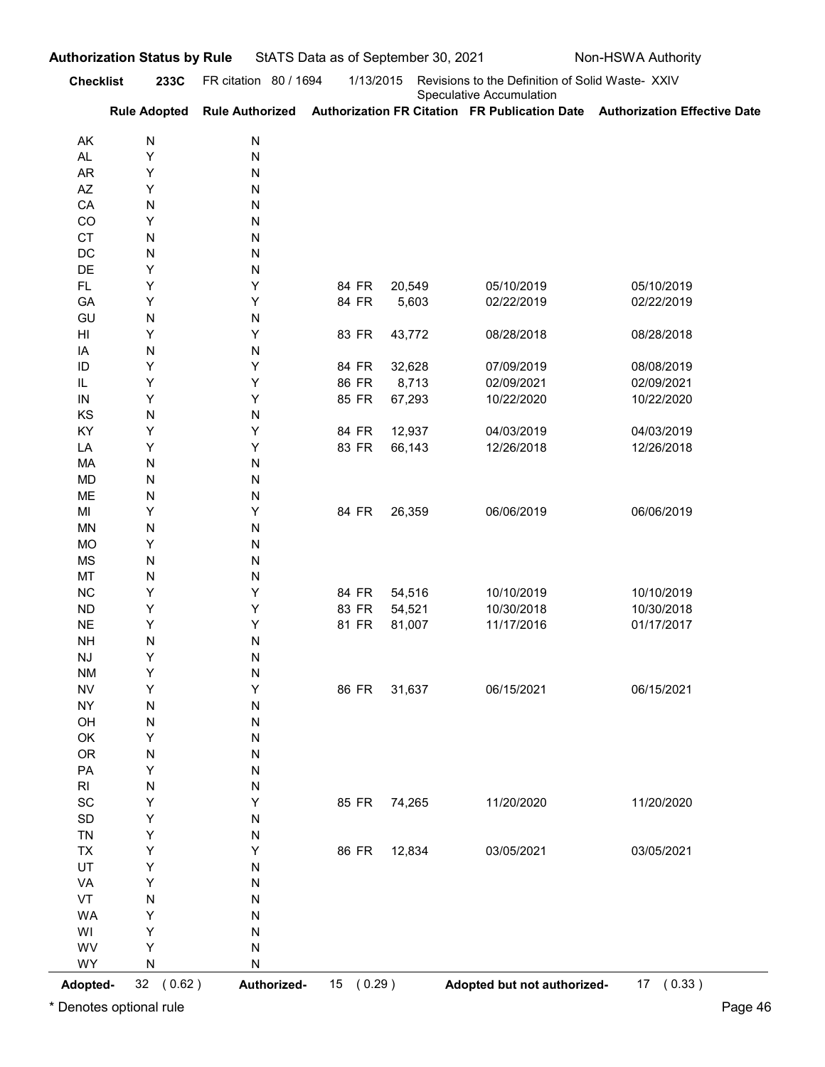**Authorization Status by Rule** StATS Data as of September 30, 2021 Non-HSWA Authority

**Checklist 233C** FR citation 80 / 1694 1/13/2015 Revisions to the Definition of Solid Waste- XXIV Speculative Accumulation

| | Rule Adopted | Rule Authorized | Authorization FR Citation | | FR Publication Date | Authorization Effective Date |
|---|---|---|---|---|---|---|
| AK | N | N | | | | |
| AL | Y | N | | | | |
| AR | Y | N | | | | |
| AZ | Y | N | | | | |
| CA | N | N | | | | |
| CO | Y | N | | | | |
| CT | N | N | | | | |
| DC | N | N | | | | |
| DE | Y | N | | | | |
| FL | Y | Y | 84 FR | 20,549 | 05/10/2019 | 05/10/2019 |
| GA | Y | Y | 84 FR | 5,603 | 02/22/2019 | 02/22/2019 |
| GU | N | N | | | | |
| HI | Y | Y | 83 FR | 43,772 | 08/28/2018 | 08/28/2018 |
| IA | N | N | | | | |
| ID | Y | Y | 84 FR | 32,628 | 07/09/2019 | 08/08/2019 |
| IL | Y | Y | 86 FR | 8,713 | 02/09/2021 | 02/09/2021 |
| IN | Y | Y | 85 FR | 67,293 | 10/22/2020 | 10/22/2020 |
| KS | N | N | | | | |
| KY | Y | Y | 84 FR | 12,937 | 04/03/2019 | 04/03/2019 |
| LA | Y | Y | 83 FR | 66,143 | 12/26/2018 | 12/26/2018 |
| MA | N | N | | | | |
| MD | N | N | | | | |
| ME | N | N | | | | |
| MI | Y | Y | 84 FR | 26,359 | 06/06/2019 | 06/06/2019 |
| MN | N | N | | | | |
| MO | Y | N | | | | |
| MS | N | N | | | | |
| MT | N | N | | | | |
| NC | Y | Y | 84 FR | 54,516 | 10/10/2019 | 10/10/2019 |
| ND | Y | Y | 83 FR | 54,521 | 10/30/2018 | 10/30/2018 |
| NE | Y | Y | 81 FR | 81,007 | 11/17/2016 | 01/17/2017 |
| NH | N | N | | | | |
| NJ | Y | N | | | | |
| NM | Y | N | | | | |
| NV | Y | Y | 86 FR | 31,637 | 06/15/2021 | 06/15/2021 |
| NY | N | N | | | | |
| OH | N | N | | | | |
| OK | Y | N | | | | |
| OR | N | N | | | | |
| PA | Y | N | | | | |
| RI | N | N | | | | |
| SC | Y | Y | 85 FR | 74,265 | 11/20/2020 | 11/20/2020 |
| SD | Y | N | | | | |
| TN | Y | N | | | | |
| TX | Y | Y | 86 FR | 12,834 | 03/05/2021 | 03/05/2021 |
| UT | Y | N | | | | |
| VA | Y | N | | | | |
| VT | N | N | | | | |
| WA | Y | N | | | | |
| WI | Y | N | | | | |
| WV | Y | N | | | | |
| WY | N | N | | | | |

**Adopted-** 32 ( 0.62 ) **Authorized-** 15 ( 0.29 ) **Adopted but not authorized-** 17 ( 0.33 )

\* Denotes optional rule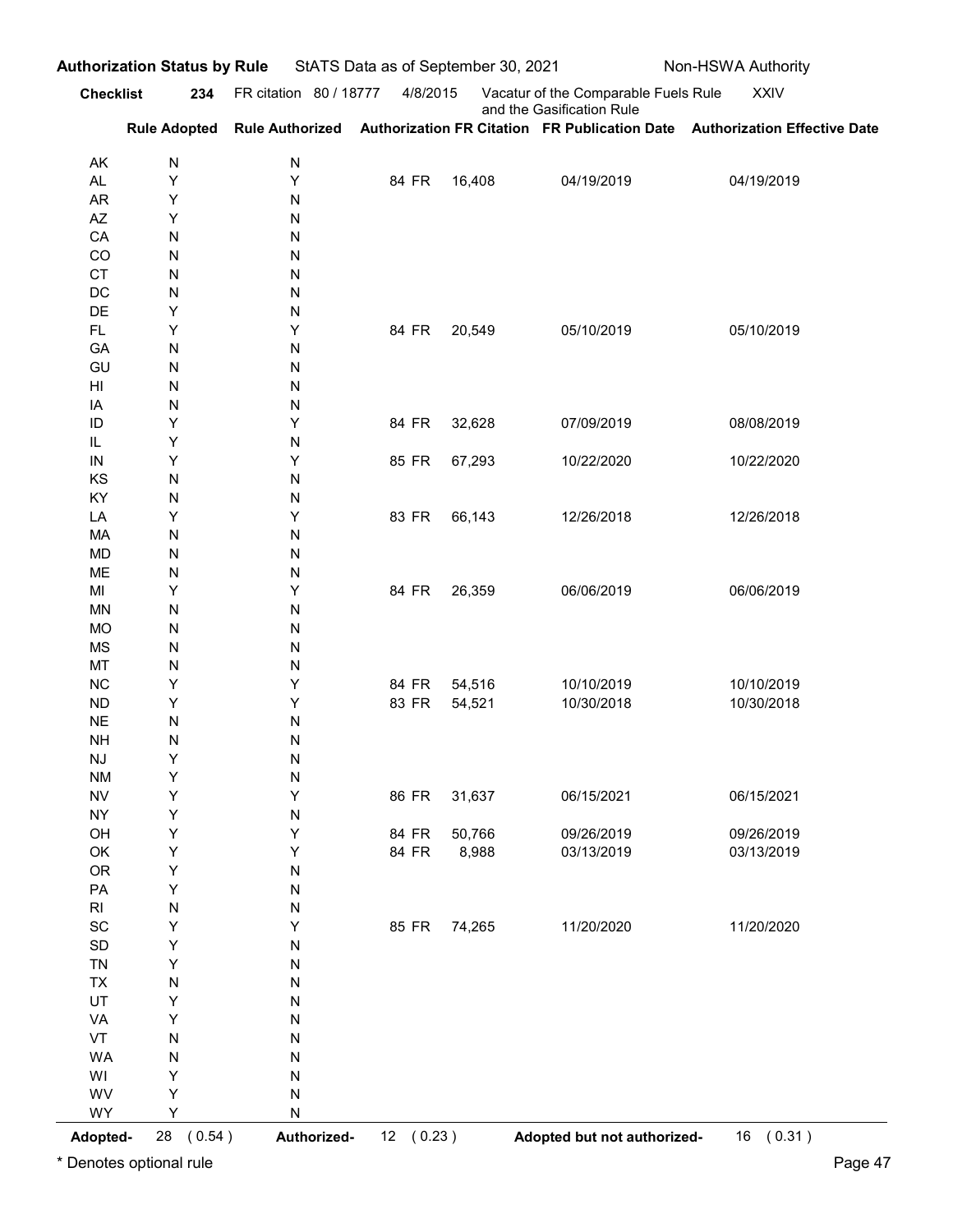**Authorization Status by Rule** StATS Data as of September 30, 2021 Non-HSWA Authority

**Checklist** **234** FR citation 80 / 18777 4/8/2015 Vacatur of the Comparable Fuels Rule and the Gasification Rule XXIV

| | Rule Adopted | Rule Authorized | Authorization FR Citation | FR Publication Date | Authorization Effective Date |
|---|---|---|---|---|---|
| AK | N | N | | | |
| AL | Y | Y | 84 FR 16,408 | 04/19/2019 | 04/19/2019 |
| AR | Y | N | | | |
| AZ | Y | N | | | |
| CA | N | N | | | |
| CO | N | N | | | |
| CT | N | N | | | |
| DC | N | N | | | |
| DE | Y | N | | | |
| FL | Y | Y | 84 FR 20,549 | 05/10/2019 | 05/10/2019 |
| GA | N | N | | | |
| GU | N | N | | | |
| HI | N | N | | | |
| IA | N | N | | | |
| ID | Y | Y | 84 FR 32,628 | 07/09/2019 | 08/08/2019 |
| IL | Y | N | | | |
| IN | Y | Y | 85 FR 67,293 | 10/22/2020 | 10/22/2020 |
| KS | N | N | | | |
| KY | N | N | | | |
| LA | Y | Y | 83 FR 66,143 | 12/26/2018 | 12/26/2018 |
| MA | N | N | | | |
| MD | N | N | | | |
| ME | N | N | | | |
| MI | Y | Y | 84 FR 26,359 | 06/06/2019 | 06/06/2019 |
| MN | N | N | | | |
| MO | N | N | | | |
| MS | N | N | | | |
| MT | N | N | | | |
| NC | Y | Y | 84 FR 54,516 | 10/10/2019 | 10/10/2019 |
| ND | Y | Y | 83 FR 54,521 | 10/30/2018 | 10/30/2018 |
| NE | N | N | | | |
| NH | N | N | | | |
| NJ | Y | N | | | |
| NM | Y | N | | | |
| NV | Y | Y | 86 FR 31,637 | 06/15/2021 | 06/15/2021 |
| NY | Y | N | | | |
| OH | Y | Y | 84 FR 50,766 | 09/26/2019 | 09/26/2019 |
| OK | Y | Y | 84 FR 8,988 | 03/13/2019 | 03/13/2019 |
| OR | Y | N | | | |
| PA | Y | N | | | |
| RI | N | N | | | |
| SC | Y | Y | 85 FR 74,265 | 11/20/2020 | 11/20/2020 |
| SD | Y | N | | | |
| TN | Y | N | | | |
| TX | N | N | | | |
| UT | Y | N | | | |
| VA | Y | N | | | |
| VT | N | N | | | |
| WA | N | N | | | |
| WI | Y | N | | | |
| WV | Y | N | | | |
| WY | Y | N | | | |

**Adopted-** 28 ( 0.54 ) **Authorized-** 12 ( 0.23 ) **Adopted but not authorized-** 16 ( 0.31 )

* Denotes optional rule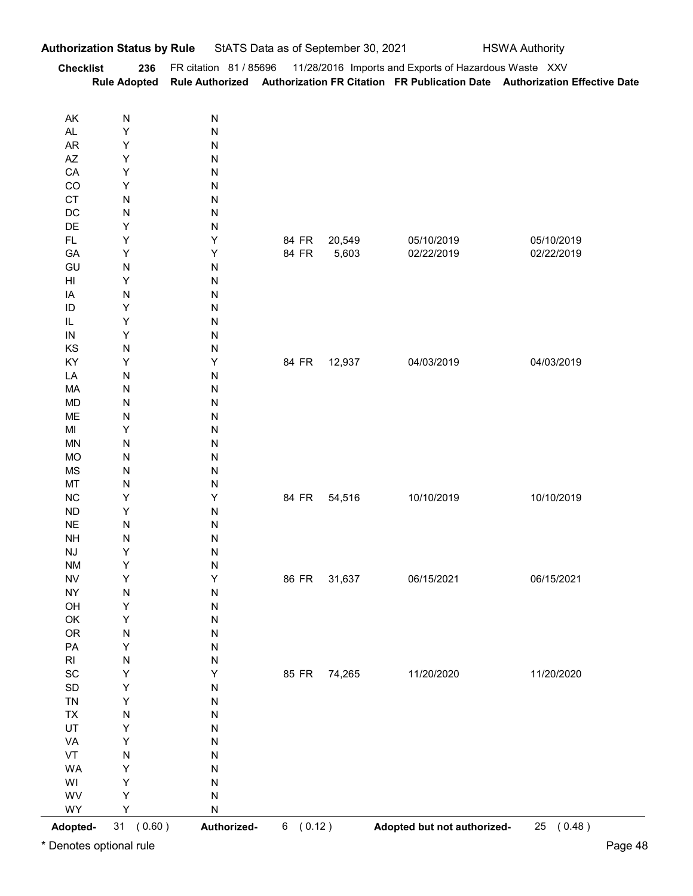**Authorization Status by Rule** StATS Data as of September 30, 2021 HSWA Authority

**Checklist 236** FR citation 81 / 85696 11/28/2016 Imports and Exports of Hazardous Waste XXV

| | Rule Adopted | Rule Authorized | Authorization FR Citation | | FR Publication Date | Authorization Effective Date |
|---|---|---|---|---|---|---|
| AK | N | N | | | | |
| AL | Y | N | | | | |
| AR | Y | N | | | | |
| AZ | Y | N | | | | |
| CA | Y | N | | | | |
| CO | Y | N | | | | |
| CT | N | N | | | | |
| DC | N | N | | | | |
| DE | Y | N | | | | |
| FL | Y | Y | 84 FR | 20,549 | 05/10/2019 | 05/10/2019 |
| GA | Y | Y | 84 FR | 5,603 | 02/22/2019 | 02/22/2019 |
| GU | N | N | | | | |
| HI | Y | N | | | | |
| IA | N | N | | | | |
| ID | Y | N | | | | |
| IL | Y | N | | | | |
| IN | Y | N | | | | |
| KS | N | N | | | | |
| KY | Y | Y | 84 FR | 12,937 | 04/03/2019 | 04/03/2019 |
| LA | N | N | | | | |
| MA | N | N | | | | |
| MD | N | N | | | | |
| ME | N | N | | | | |
| MI | Y | N | | | | |
| MN | N | N | | | | |
| MO | N | N | | | | |
| MS | N | N | | | | |
| MT | N | N | | | | |
| NC | Y | Y | 84 FR | 54,516 | 10/10/2019 | 10/10/2019 |
| ND | Y | N | | | | |
| NE | N | N | | | | |
| NH | N | N | | | | |
| NJ | Y | N | | | | |
| NM | Y | N | | | | |
| NV | Y | Y | 86 FR | 31,637 | 06/15/2021 | 06/15/2021 |
| NY | N | N | | | | |
| OH | Y | N | | | | |
| OK | Y | N | | | | |
| OR | N | N | | | | |
| PA | Y | N | | | | |
| RI | N | N | | | | |
| SC | Y | Y | 85 FR | 74,265 | 11/20/2020 | 11/20/2020 |
| SD | Y | N | | | | |
| TN | Y | N | | | | |
| TX | N | N | | | | |
| UT | Y | N | | | | |
| VA | Y | N | | | | |
| VT | N | N | | | | |
| WA | Y | N | | | | |
| WI | Y | N | | | | |
| WV | Y | N | | | | |
| WY | Y | N | | | | |

**Adopted-** 31 ( 0.60 ) **Authorized-** 6 ( 0.12 ) **Adopted but not authorized-** 25 ( 0.48 )

* Denotes optional rule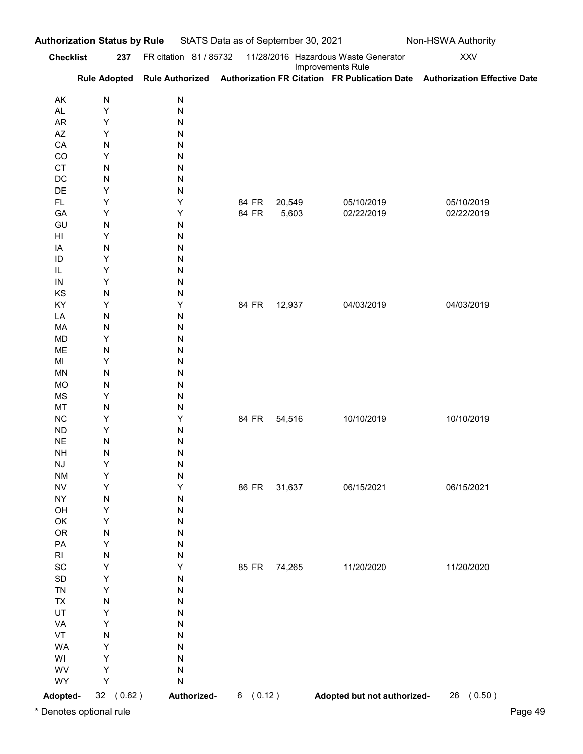**Authorization Status by Rule** StATS Data as of September 30, 2021 Non-HSWA Authority

**Checklist 237** FR citation 81 / 85732 11/28/2016 Hazardous Waste Generator Improvements Rule XXV

| | Rule Adopted | Rule Authorized | Authorization FR Citation | FR Publication Date | Authorization Effective Date |
|---|---|---|---|---|---|
| AK | N | N | | | |
| AL | Y | N | | | |
| AR | Y | N | | | |
| AZ | Y | N | | | |
| CA | N | N | | | |
| CO | Y | N | | | |
| CT | N | N | | | |
| DC | N | N | | | |
| DE | Y | N | | | |
| FL | Y | Y | 84 FR 20,549 | 05/10/2019 | 05/10/2019 |
| GA | Y | Y | 84 FR 5,603 | 02/22/2019 | 02/22/2019 |
| GU | N | N | | | |
| HI | Y | N | | | |
| IA | N | N | | | |
| ID | Y | N | | | |
| IL | Y | N | | | |
| IN | Y | N | | | |
| KS | N | N | | | |
| KY | Y | Y | 84 FR 12,937 | 04/03/2019 | 04/03/2019 |
| LA | N | N | | | |
| MA | N | N | | | |
| MD | Y | N | | | |
| ME | N | N | | | |
| MI | Y | N | | | |
| MN | N | N | | | |
| MO | N | N | | | |
| MS | Y | N | | | |
| MT | N | N | | | |
| NC | Y | Y | 84 FR 54,516 | 10/10/2019 | 10/10/2019 |
| ND | Y | N | | | |
| NE | N | N | | | |
| NH | N | N | | | |
| NJ | Y | N | | | |
| NM | Y | N | | | |
| NV | Y | Y | 86 FR 31,637 | 06/15/2021 | 06/15/2021 |
| NY | N | N | | | |
| OH | Y | N | | | |
| OK | Y | N | | | |
| OR | N | N | | | |
| PA | Y | N | | | |
| RI | N | N | | | |
| SC | Y | Y | 85 FR 74,265 | 11/20/2020 | 11/20/2020 |
| SD | Y | N | | | |
| TN | Y | N | | | |
| TX | N | N | | | |
| UT | Y | N | | | |
| VA | Y | N | | | |
| VT | N | N | | | |
| WA | Y | N | | | |
| WI | Y | N | | | |
| WV | Y | N | | | |
| WY | Y | N | | | |

**Adopted-** 32 ( 0.62 ) **Authorized-** 6 ( 0.12 ) **Adopted but not authorized-** 26 ( 0.50 )

* Denotes optional rule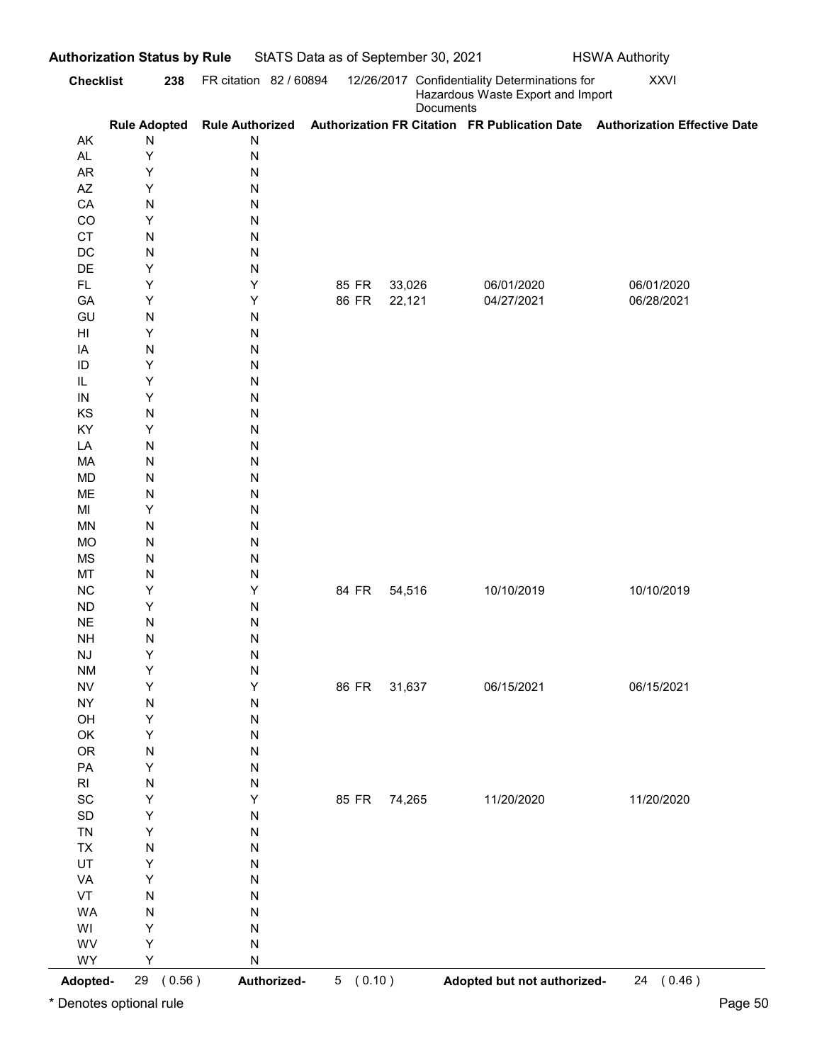**Authorization Status by Rule** StATS Data as of September 30, 2021 HSWA Authority

**Checklist** **238** FR citation 82 / 60894 12/26/2017 Confidentiality Determinations for Hazardous Waste Export and Import Documents XXVI

| | Rule Adopted | Rule Authorized | Authorization FR Citation | FR Publication Date | Authorization Effective Date |
|---|---|---|---|---|---|
| AK | N | N | | | |
| AL | Y | N | | | |
| AR | Y | N | | | |
| AZ | Y | N | | | |
| CA | N | N | | | |
| CO | Y | N | | | |
| CT | N | N | | | |
| DC | N | N | | | |
| DE | Y | N | | | |
| FL | Y | Y | 85 FR 33,026 | 06/01/2020 | 06/01/2020 |
| GA | Y | Y | 86 FR 22,121 | 04/27/2021 | 06/28/2021 |
| GU | N | N | | | |
| HI | Y | N | | | |
| IA | N | N | | | |
| ID | Y | N | | | |
| IL | Y | N | | | |
| IN | Y | N | | | |
| KS | N | N | | | |
| KY | Y | N | | | |
| LA | N | N | | | |
| MA | N | N | | | |
| MD | N | N | | | |
| ME | N | N | | | |
| MI | Y | N | | | |
| MN | N | N | | | |
| MO | N | N | | | |
| MS | N | N | | | |
| MT | N | N | | | |
| NC | Y | Y | 84 FR 54,516 | 10/10/2019 | 10/10/2019 |
| ND | Y | N | | | |
| NE | N | N | | | |
| NH | N | N | | | |
| NJ | Y | N | | | |
| NM | Y | N | | | |
| NV | Y | Y | 86 FR 31,637 | 06/15/2021 | 06/15/2021 |
| NY | N | N | | | |
| OH | Y | N | | | |
| OK | Y | N | | | |
| OR | N | N | | | |
| PA | Y | N | | | |
| RI | N | N | | | |
| SC | Y | Y | 85 FR 74,265 | 11/20/2020 | 11/20/2020 |
| SD | Y | N | | | |
| TN | Y | N | | | |
| TX | N | N | | | |
| UT | Y | N | | | |
| VA | Y | N | | | |
| VT | N | N | | | |
| WA | N | N | | | |
| WI | Y | N | | | |
| WV | Y | N | | | |
| WY | Y | N | | | |

**Adopted-** 29 ( 0.56 ) **Authorized-** 5 ( 0.10 ) **Adopted but not authorized-** 24 ( 0.46 )

* Denotes optional rule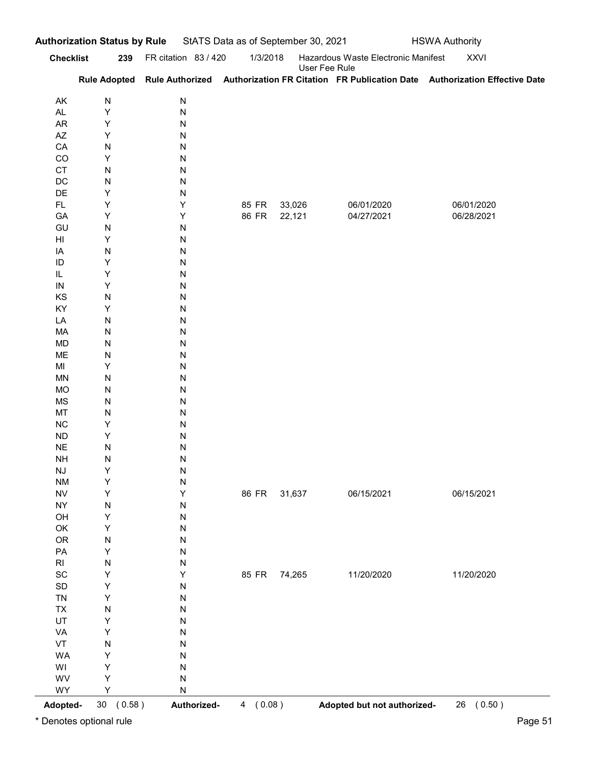**Authorization Status by Rule** StATS Data as of September 30, 2021 HSWA Authority

**Checklist** **239** FR citation 83 / 420 1/3/2018 Hazardous Waste Electronic Manifest User Fee Rule XXVI

| | Rule Adopted | Rule Authorized | Authorization FR Citation | | FR Publication Date | Authorization Effective Date |
|---|---|---|---|---|---|---|
| AK | N | N | | | | |
| AL | Y | N | | | | |
| AR | Y | N | | | | |
| AZ | Y | N | | | | |
| CA | N | N | | | | |
| CO | Y | N | | | | |
| CT | N | N | | | | |
| DC | N | N | | | | |
| DE | Y | N | | | | |
| FL | Y | Y | 85 FR | 33,026 | 06/01/2020 | 06/01/2020 |
| GA | Y | Y | 86 FR | 22,121 | 04/27/2021 | 06/28/2021 |
| GU | N | N | | | | |
| HI | Y | N | | | | |
| IA | N | N | | | | |
| ID | Y | N | | | | |
| IL | Y | N | | | | |
| IN | Y | N | | | | |
| KS | N | N | | | | |
| KY | Y | N | | | | |
| LA | N | N | | | | |
| MA | N | N | | | | |
| MD | N | N | | | | |
| ME | N | N | | | | |
| MI | Y | N | | | | |
| MN | N | N | | | | |
| MO | N | N | | | | |
| MS | N | N | | | | |
| MT | N | N | | | | |
| NC | Y | N | | | | |
| ND | Y | N | | | | |
| NE | N | N | | | | |
| NH | N | N | | | | |
| NJ | Y | N | | | | |
| NM | Y | N | | | | |
| NV | Y | Y | 86 FR | 31,637 | 06/15/2021 | 06/15/2021 |
| NY | N | N | | | | |
| OH | Y | N | | | | |
| OK | Y | N | | | | |
| OR | N | N | | | | |
| PA | Y | N | | | | |
| RI | N | N | | | | |
| SC | Y | Y | 85 FR | 74,265 | 11/20/2020 | 11/20/2020 |
| SD | Y | N | | | | |
| TN | Y | N | | | | |
| TX | N | N | | | | |
| UT | Y | N | | | | |
| VA | Y | N | | | | |
| VT | N | N | | | | |
| WA | Y | N | | | | |
| WI | Y | N | | | | |
| WV | Y | N | | | | |
| WY | Y | N | | | | |

**Adopted-** 30 ( 0.58 ) **Authorized-** 4 ( 0.08 ) **Adopted but not authorized-** 26 ( 0.50 )

* Denotes optional rule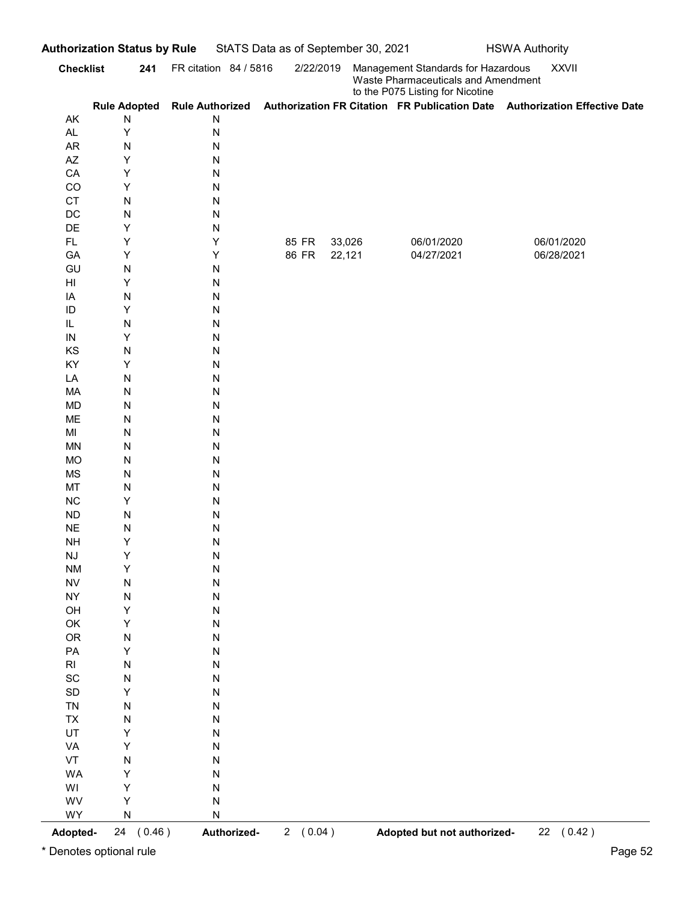**Authorization Status by Rule** StATS Data as of September 30, 2021 HSWA Authority

**Checklist** **241** FR citation 84 / 5816 2/22/2019 Management Standards for Hazardous Waste Pharmaceuticals and Amendment to the P075 Listing for Nicotine XXVII

| | Rule Adopted | Rule Authorized | Authorization FR Citation | | FR Publication Date | Authorization Effective Date |
|---|---|---|---|---|---|---|
| AK | N | N | | | | |
| AL | Y | N | | | | |
| AR | N | N | | | | |
| AZ | Y | N | | | | |
| CA | Y | N | | | | |
| CO | Y | N | | | | |
| CT | N | N | | | | |
| DC | N | N | | | | |
| DE | Y | N | | | | |
| FL | Y | Y | 85 FR | 33,026 | 06/01/2020 | 06/01/2020 |
| GA | Y | Y | 86 FR | 22,121 | 04/27/2021 | 06/28/2021 |
| GU | N | N | | | | |
| HI | Y | N | | | | |
| IA | N | N | | | | |
| ID | Y | N | | | | |
| IL | N | N | | | | |
| IN | Y | N | | | | |
| KS | N | N | | | | |
| KY | Y | N | | | | |
| LA | N | N | | | | |
| MA | N | N | | | | |
| MD | N | N | | | | |
| ME | N | N | | | | |
| MI | N | N | | | | |
| MN | N | N | | | | |
| MO | N | N | | | | |
| MS | N | N | | | | |
| MT | N | N | | | | |
| NC | Y | N | | | | |
| ND | N | N | | | | |
| NE | N | N | | | | |
| NH | Y | N | | | | |
| NJ | Y | N | | | | |
| NM | Y | N | | | | |
| NV | N | N | | | | |
| NY | N | N | | | | |
| OH | Y | N | | | | |
| OK | Y | N | | | | |
| OR | N | N | | | | |
| PA | Y | N | | | | |
| RI | N | N | | | | |
| SC | N | N | | | | |
| SD | Y | N | | | | |
| TN | N | N | | | | |
| TX | N | N | | | | |
| UT | Y | N | | | | |
| VA | Y | N | | | | |
| VT | N | N | | | | |
| WA | Y | N | | | | |
| WI | Y | N | | | | |
| WV | Y | N | | | | |
| WY | N | N | | | | |

**Adopted-** 24 ( 0.46 ) **Authorized-** 2 ( 0.04 ) **Adopted but not authorized-** 22 ( 0.42 )

\* Denotes optional rule